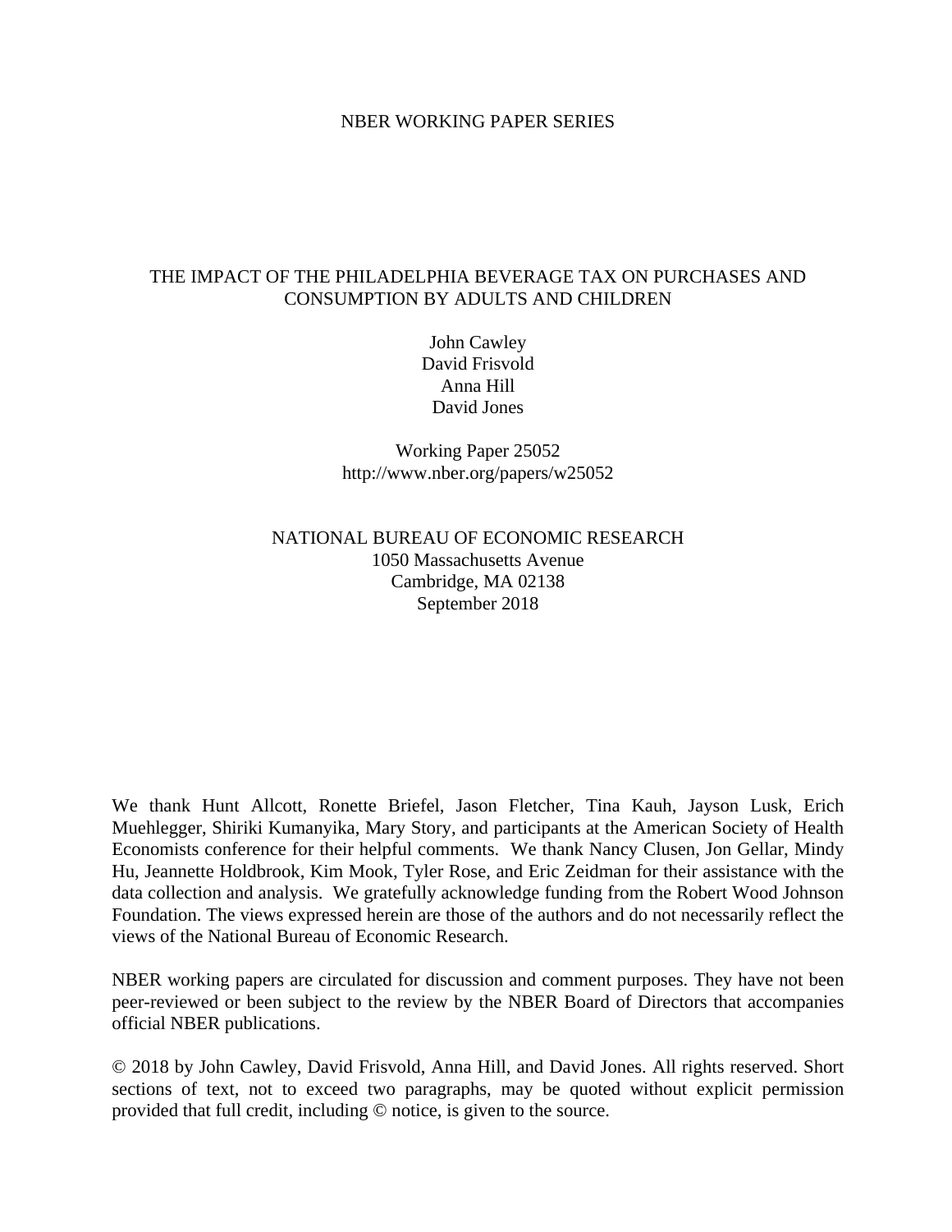NBER WORKING PAPER SERIES

# THE IMPACT OF THE PHILADELPHIA BEVERAGE TAX ON PURCHASES AND CONSUMPTION BY ADULTS AND CHILDREN

John Cawley
David Frisvold
Anna Hill
David Jones

Working Paper 25052
http://www.nber.org/papers/w25052

NATIONAL BUREAU OF ECONOMIC RESEARCH
1050 Massachusetts Avenue
Cambridge, MA 02138
September 2018

We thank Hunt Allcott, Ronette Briefel, Jason Fletcher, Tina Kauh, Jayson Lusk, Erich Muehlegger, Shiriki Kumanyika, Mary Story, and participants at the American Society of Health Economists conference for their helpful comments. We thank Nancy Clusen, Jon Gellar, Mindy Hu, Jeannette Holdbrook, Kim Mook, Tyler Rose, and Eric Zeidman for their assistance with the data collection and analysis. We gratefully acknowledge funding from the Robert Wood Johnson Foundation. The views expressed herein are those of the authors and do not necessarily reflect the views of the National Bureau of Economic Research.

NBER working papers are circulated for discussion and comment purposes. They have not been peer-reviewed or been subject to the review by the NBER Board of Directors that accompanies official NBER publications.

© 2018 by John Cawley, David Frisvold, Anna Hill, and David Jones. All rights reserved. Short sections of text, not to exceed two paragraphs, may be quoted without explicit permission provided that full credit, including © notice, is given to the source.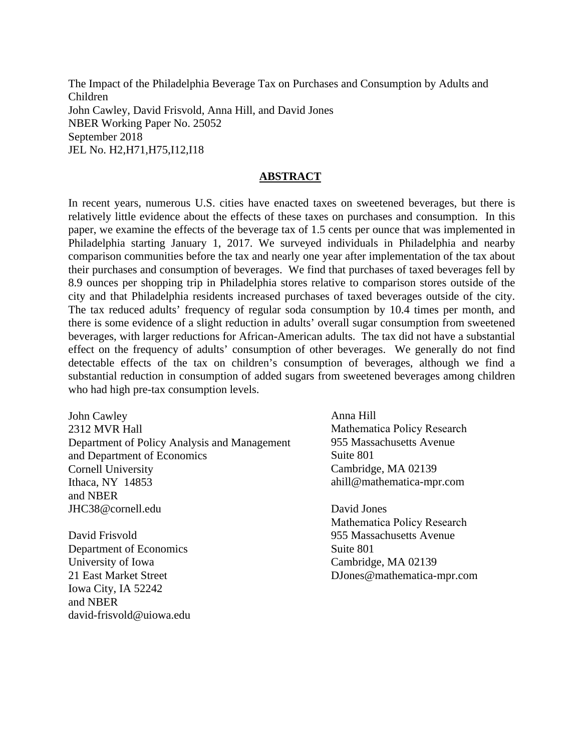The Impact of the Philadelphia Beverage Tax on Purchases and Consumption by Adults and Children
John Cawley, David Frisvold, Anna Hill, and David Jones
NBER Working Paper No. 25052
September 2018
JEL No. H2,H71,H75,I12,I18

## ABSTRACT

In recent years, numerous U.S. cities have enacted taxes on sweetened beverages, but there is relatively little evidence about the effects of these taxes on purchases and consumption. In this paper, we examine the effects of the beverage tax of 1.5 cents per ounce that was implemented in Philadelphia starting January 1, 2017. We surveyed individuals in Philadelphia and nearby comparison communities before the tax and nearly one year after implementation of the tax about their purchases and consumption of beverages. We find that purchases of taxed beverages fell by 8.9 ounces per shopping trip in Philadelphia stores relative to comparison stores outside of the city and that Philadelphia residents increased purchases of taxed beverages outside of the city. The tax reduced adults' frequency of regular soda consumption by 10.4 times per month, and there is some evidence of a slight reduction in adults' overall sugar consumption from sweetened beverages, with larger reductions for African-American adults. The tax did not have a substantial effect on the frequency of adults' consumption of other beverages. We generally do not find detectable effects of the tax on children's consumption of beverages, although we find a substantial reduction in consumption of added sugars from sweetened beverages among children who had high pre-tax consumption levels.

John Cawley
2312 MVR Hall
Department of Policy Analysis and Management
and Department of Economics
Cornell University
Ithaca, NY 14853
and NBER
JHC38@cornell.edu

David Frisvold
Department of Economics
University of Iowa
21 East Market Street
Iowa City, IA 52242
and NBER
david-frisvold@uiowa.edu

Anna Hill
Mathematica Policy Research
955 Massachusetts Avenue
Suite 801
Cambridge, MA 02139
ahill@mathematica-mpr.com

David Jones
Mathematica Policy Research
955 Massachusetts Avenue
Suite 801
Cambridge, MA 02139
DJones@mathematica-mpr.com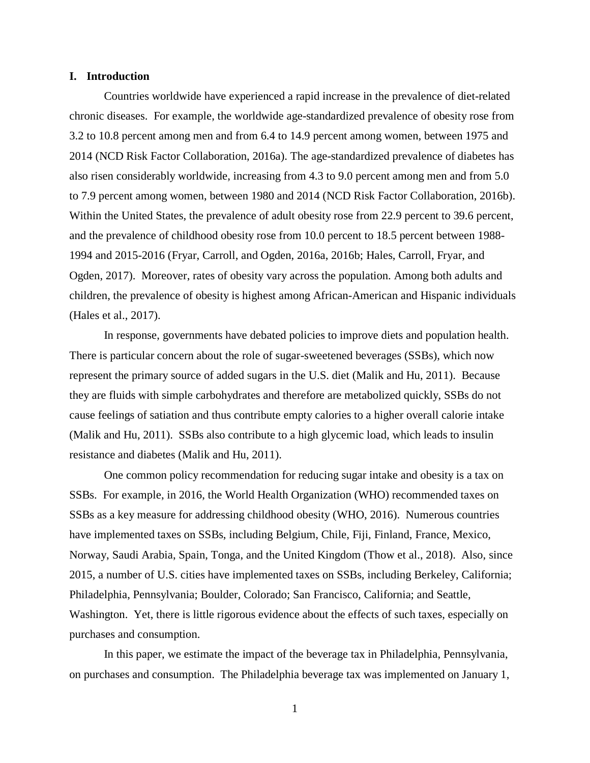## I. Introduction

Countries worldwide have experienced a rapid increase in the prevalence of diet-related chronic diseases. For example, the worldwide age-standardized prevalence of obesity rose from 3.2 to 10.8 percent among men and from 6.4 to 14.9 percent among women, between 1975 and 2014 (NCD Risk Factor Collaboration, 2016a). The age-standardized prevalence of diabetes has also risen considerably worldwide, increasing from 4.3 to 9.0 percent among men and from 5.0 to 7.9 percent among women, between 1980 and 2014 (NCD Risk Factor Collaboration, 2016b). Within the United States, the prevalence of adult obesity rose from 22.9 percent to 39.6 percent, and the prevalence of childhood obesity rose from 10.0 percent to 18.5 percent between 1988-1994 and 2015-2016 (Fryar, Carroll, and Ogden, 2016a, 2016b; Hales, Carroll, Fryar, and Ogden, 2017). Moreover, rates of obesity vary across the population. Among both adults and children, the prevalence of obesity is highest among African-American and Hispanic individuals (Hales et al., 2017).

In response, governments have debated policies to improve diets and population health. There is particular concern about the role of sugar-sweetened beverages (SSBs), which now represent the primary source of added sugars in the U.S. diet (Malik and Hu, 2011). Because they are fluids with simple carbohydrates and therefore are metabolized quickly, SSBs do not cause feelings of satiation and thus contribute empty calories to a higher overall calorie intake (Malik and Hu, 2011). SSBs also contribute to a high glycemic load, which leads to insulin resistance and diabetes (Malik and Hu, 2011).

One common policy recommendation for reducing sugar intake and obesity is a tax on SSBs. For example, in 2016, the World Health Organization (WHO) recommended taxes on SSBs as a key measure for addressing childhood obesity (WHO, 2016). Numerous countries have implemented taxes on SSBs, including Belgium, Chile, Fiji, Finland, France, Mexico, Norway, Saudi Arabia, Spain, Tonga, and the United Kingdom (Thow et al., 2018). Also, since 2015, a number of U.S. cities have implemented taxes on SSBs, including Berkeley, California; Philadelphia, Pennsylvania; Boulder, Colorado; San Francisco, California; and Seattle, Washington. Yet, there is little rigorous evidence about the effects of such taxes, especially on purchases and consumption.

In this paper, we estimate the impact of the beverage tax in Philadelphia, Pennsylvania, on purchases and consumption. The Philadelphia beverage tax was implemented on January 1,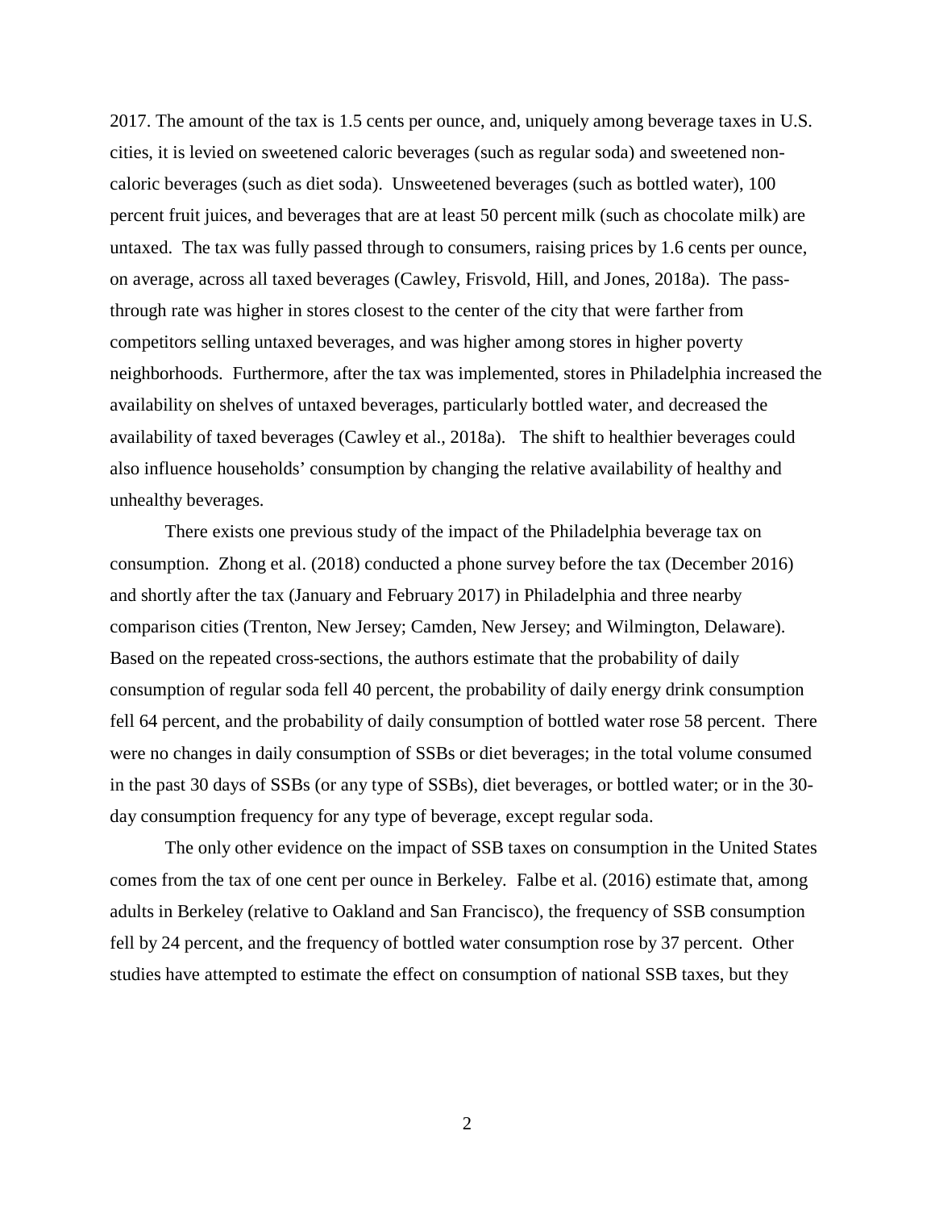2017. The amount of the tax is 1.5 cents per ounce, and, uniquely among beverage taxes in U.S. cities, it is levied on sweetened caloric beverages (such as regular soda) and sweetened non-caloric beverages (such as diet soda). Unsweetened beverages (such as bottled water), 100 percent fruit juices, and beverages that are at least 50 percent milk (such as chocolate milk) are untaxed. The tax was fully passed through to consumers, raising prices by 1.6 cents per ounce, on average, across all taxed beverages (Cawley, Frisvold, Hill, and Jones, 2018a). The pass-through rate was higher in stores closest to the center of the city that were farther from competitors selling untaxed beverages, and was higher among stores in higher poverty neighborhoods. Furthermore, after the tax was implemented, stores in Philadelphia increased the availability on shelves of untaxed beverages, particularly bottled water, and decreased the availability of taxed beverages (Cawley et al., 2018a). The shift to healthier beverages could also influence households' consumption by changing the relative availability of healthy and unhealthy beverages.

There exists one previous study of the impact of the Philadelphia beverage tax on consumption. Zhong et al. (2018) conducted a phone survey before the tax (December 2016) and shortly after the tax (January and February 2017) in Philadelphia and three nearby comparison cities (Trenton, New Jersey; Camden, New Jersey; and Wilmington, Delaware). Based on the repeated cross-sections, the authors estimate that the probability of daily consumption of regular soda fell 40 percent, the probability of daily energy drink consumption fell 64 percent, and the probability of daily consumption of bottled water rose 58 percent. There were no changes in daily consumption of SSBs or diet beverages; in the total volume consumed in the past 30 days of SSBs (or any type of SSBs), diet beverages, or bottled water; or in the 30-day consumption frequency for any type of beverage, except regular soda.

The only other evidence on the impact of SSB taxes on consumption in the United States comes from the tax of one cent per ounce in Berkeley. Falbe et al. (2016) estimate that, among adults in Berkeley (relative to Oakland and San Francisco), the frequency of SSB consumption fell by 24 percent, and the frequency of bottled water consumption rose by 37 percent. Other studies have attempted to estimate the effect on consumption of national SSB taxes, but they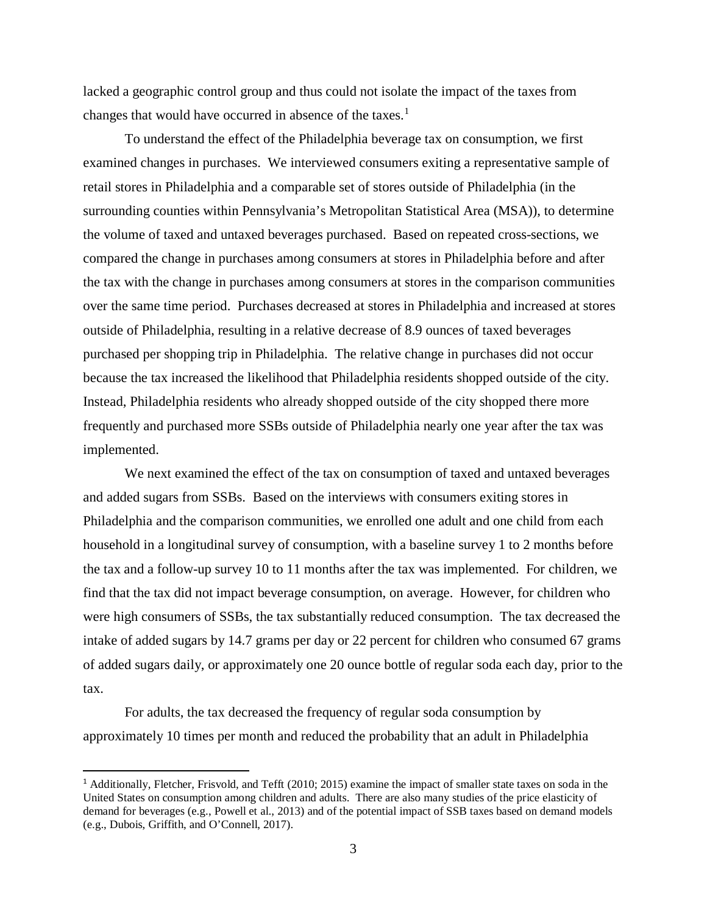lacked a geographic control group and thus could not isolate the impact of the taxes from changes that would have occurred in absence of the taxes.[1]

To understand the effect of the Philadelphia beverage tax on consumption, we first examined changes in purchases. We interviewed consumers exiting a representative sample of retail stores in Philadelphia and a comparable set of stores outside of Philadelphia (in the surrounding counties within Pennsylvania's Metropolitan Statistical Area (MSA)), to determine the volume of taxed and untaxed beverages purchased. Based on repeated cross-sections, we compared the change in purchases among consumers at stores in Philadelphia before and after the tax with the change in purchases among consumers at stores in the comparison communities over the same time period. Purchases decreased at stores in Philadelphia and increased at stores outside of Philadelphia, resulting in a relative decrease of 8.9 ounces of taxed beverages purchased per shopping trip in Philadelphia. The relative change in purchases did not occur because the tax increased the likelihood that Philadelphia residents shopped outside of the city. Instead, Philadelphia residents who already shopped outside of the city shopped there more frequently and purchased more SSBs outside of Philadelphia nearly one year after the tax was implemented.

We next examined the effect of the tax on consumption of taxed and untaxed beverages and added sugars from SSBs. Based on the interviews with consumers exiting stores in Philadelphia and the comparison communities, we enrolled one adult and one child from each household in a longitudinal survey of consumption, with a baseline survey 1 to 2 months before the tax and a follow-up survey 10 to 11 months after the tax was implemented. For children, we find that the tax did not impact beverage consumption, on average. However, for children who were high consumers of SSBs, the tax substantially reduced consumption. The tax decreased the intake of added sugars by 14.7 grams per day or 22 percent for children who consumed 67 grams of added sugars daily, or approximately one 20 ounce bottle of regular soda each day, prior to the tax.

For adults, the tax decreased the frequency of regular soda consumption by approximately 10 times per month and reduced the probability that an adult in Philadelphia

---

[1] Additionally, Fletcher, Frisvold, and Tefft (2010; 2015) examine the impact of smaller state taxes on soda in the United States on consumption among children and adults. There are also many studies of the price elasticity of demand for beverages (e.g., Powell et al., 2013) and of the potential impact of SSB taxes based on demand models (e.g., Dubois, Griffith, and O'Connell, 2017).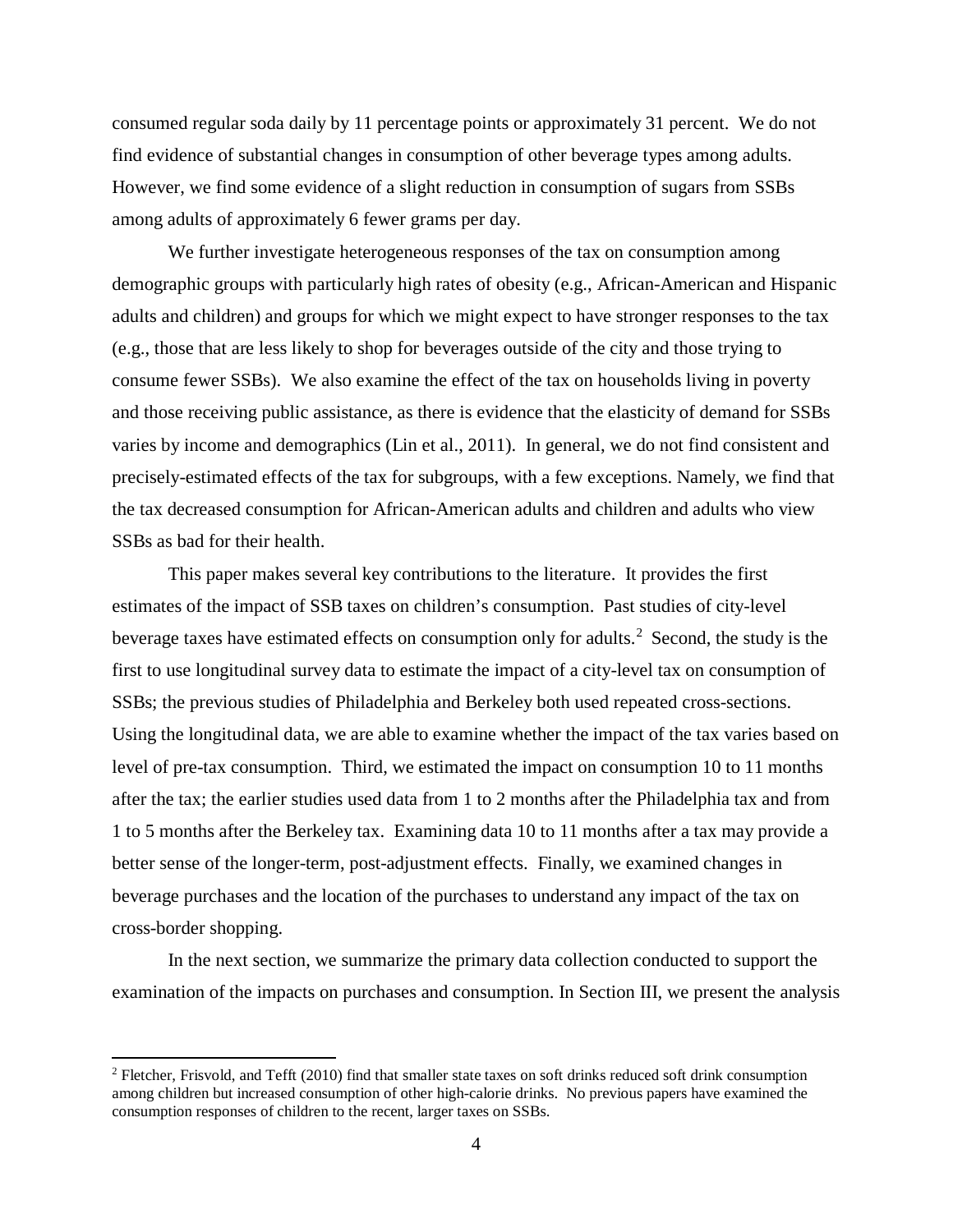consumed regular soda daily by 11 percentage points or approximately 31 percent. We do not find evidence of substantial changes in consumption of other beverage types among adults. However, we find some evidence of a slight reduction in consumption of sugars from SSBs among adults of approximately 6 fewer grams per day.

We further investigate heterogeneous responses of the tax on consumption among demographic groups with particularly high rates of obesity (e.g., African-American and Hispanic adults and children) and groups for which we might expect to have stronger responses to the tax (e.g., those that are less likely to shop for beverages outside of the city and those trying to consume fewer SSBs). We also examine the effect of the tax on households living in poverty and those receiving public assistance, as there is evidence that the elasticity of demand for SSBs varies by income and demographics (Lin et al., 2011). In general, we do not find consistent and precisely-estimated effects of the tax for subgroups, with a few exceptions. Namely, we find that the tax decreased consumption for African-American adults and children and adults who view SSBs as bad for their health.

This paper makes several key contributions to the literature. It provides the first estimates of the impact of SSB taxes on children's consumption. Past studies of city-level beverage taxes have estimated effects on consumption only for adults.[2] Second, the study is the first to use longitudinal survey data to estimate the impact of a city-level tax on consumption of SSBs; the previous studies of Philadelphia and Berkeley both used repeated cross-sections. Using the longitudinal data, we are able to examine whether the impact of the tax varies based on level of pre-tax consumption. Third, we estimated the impact on consumption 10 to 11 months after the tax; the earlier studies used data from 1 to 2 months after the Philadelphia tax and from 1 to 5 months after the Berkeley tax. Examining data 10 to 11 months after a tax may provide a better sense of the longer-term, post-adjustment effects. Finally, we examined changes in beverage purchases and the location of the purchases to understand any impact of the tax on cross-border shopping.

In the next section, we summarize the primary data collection conducted to support the examination of the impacts on purchases and consumption. In Section III, we present the analysis

[2] Fletcher, Frisvold, and Tefft (2010) find that smaller state taxes on soft drinks reduced soft drink consumption among children but increased consumption of other high-calorie drinks. No previous papers have examined the consumption responses of children to the recent, larger taxes on SSBs.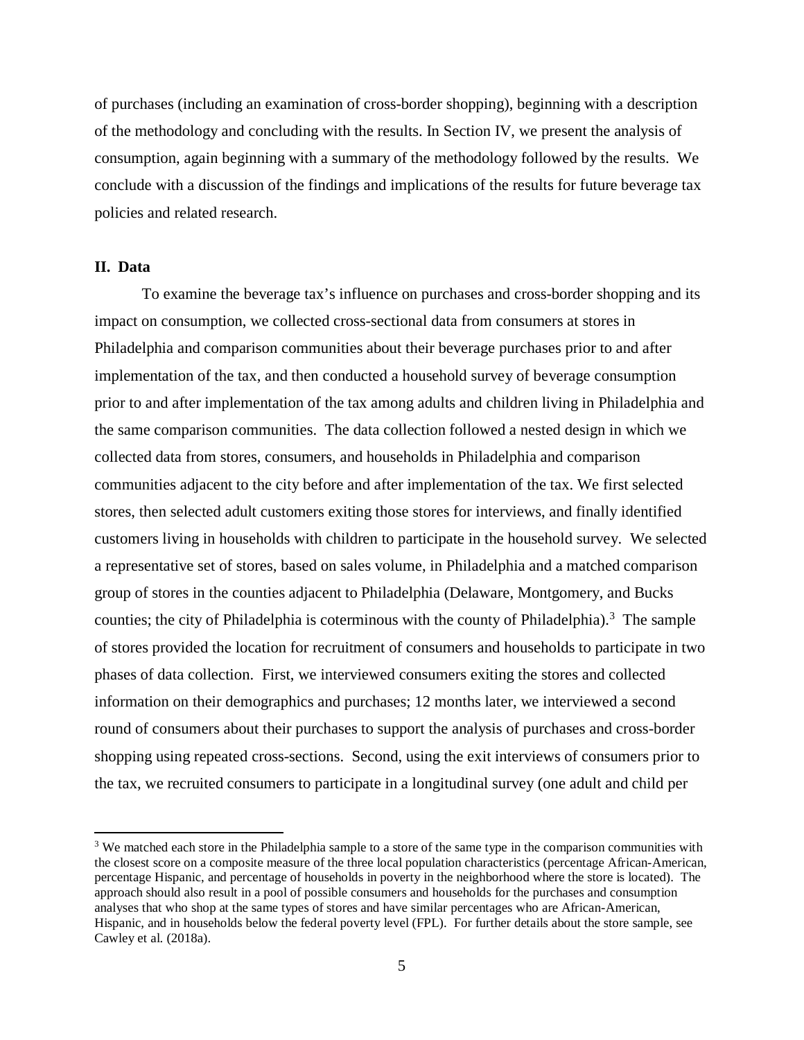of purchases (including an examination of cross-border shopping), beginning with a description of the methodology and concluding with the results. In Section IV, we present the analysis of consumption, again beginning with a summary of the methodology followed by the results. We conclude with a discussion of the findings and implications of the results for future beverage tax policies and related research.

## II. Data

To examine the beverage tax's influence on purchases and cross-border shopping and its impact on consumption, we collected cross-sectional data from consumers at stores in Philadelphia and comparison communities about their beverage purchases prior to and after implementation of the tax, and then conducted a household survey of beverage consumption prior to and after implementation of the tax among adults and children living in Philadelphia and the same comparison communities. The data collection followed a nested design in which we collected data from stores, consumers, and households in Philadelphia and comparison communities adjacent to the city before and after implementation of the tax. We first selected stores, then selected adult customers exiting those stores for interviews, and finally identified customers living in households with children to participate in the household survey. We selected a representative set of stores, based on sales volume, in Philadelphia and a matched comparison group of stores in the counties adjacent to Philadelphia (Delaware, Montgomery, and Bucks counties; the city of Philadelphia is coterminous with the county of Philadelphia).[3] The sample of stores provided the location for recruitment of consumers and households to participate in two phases of data collection. First, we interviewed consumers exiting the stores and collected information on their demographics and purchases; 12 months later, we interviewed a second round of consumers about their purchases to support the analysis of purchases and cross-border shopping using repeated cross-sections. Second, using the exit interviews of consumers prior to the tax, we recruited consumers to participate in a longitudinal survey (one adult and child per

[3] We matched each store in the Philadelphia sample to a store of the same type in the comparison communities with the closest score on a composite measure of the three local population characteristics (percentage African-American, percentage Hispanic, and percentage of households in poverty in the neighborhood where the store is located). The approach should also result in a pool of possible consumers and households for the purchases and consumption analyses that who shop at the same types of stores and have similar percentages who are African-American, Hispanic, and in households below the federal poverty level (FPL). For further details about the store sample, see Cawley et al. (2018a).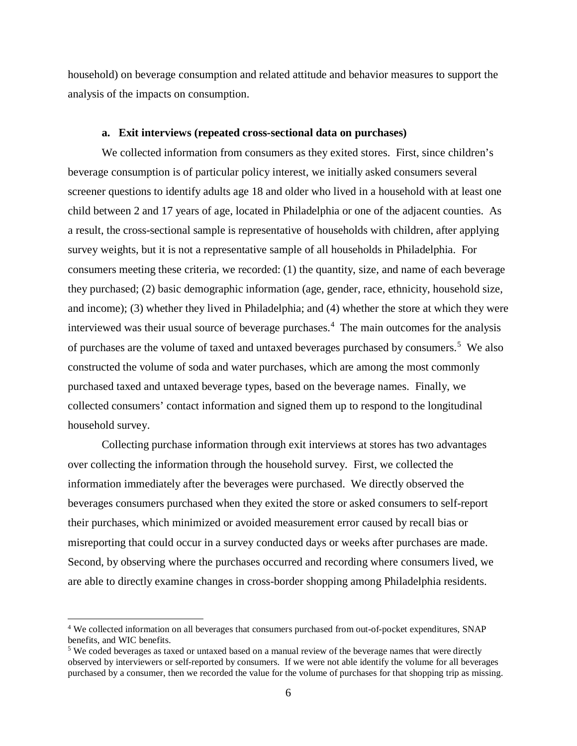household) on beverage consumption and related attitude and behavior measures to support the analysis of the impacts on consumption.

### a. Exit interviews (repeated cross-sectional data on purchases)

We collected information from consumers as they exited stores. First, since children's beverage consumption is of particular policy interest, we initially asked consumers several screener questions to identify adults age 18 and older who lived in a household with at least one child between 2 and 17 years of age, located in Philadelphia or one of the adjacent counties. As a result, the cross-sectional sample is representative of households with children, after applying survey weights, but it is not a representative sample of all households in Philadelphia. For consumers meeting these criteria, we recorded: (1) the quantity, size, and name of each beverage they purchased; (2) basic demographic information (age, gender, race, ethnicity, household size, and income); (3) whether they lived in Philadelphia; and (4) whether the store at which they were interviewed was their usual source of beverage purchases.[4] The main outcomes for the analysis of purchases are the volume of taxed and untaxed beverages purchased by consumers.[5] We also constructed the volume of soda and water purchases, which are among the most commonly purchased taxed and untaxed beverage types, based on the beverage names. Finally, we collected consumers' contact information and signed them up to respond to the longitudinal household survey.

Collecting purchase information through exit interviews at stores has two advantages over collecting the information through the household survey. First, we collected the information immediately after the beverages were purchased. We directly observed the beverages consumers purchased when they exited the store or asked consumers to self-report their purchases, which minimized or avoided measurement error caused by recall bias or misreporting that could occur in a survey conducted days or weeks after purchases are made. Second, by observing where the purchases occurred and recording where consumers lived, we are able to directly examine changes in cross-border shopping among Philadelphia residents.

---

[4] We collected information on all beverages that consumers purchased from out-of-pocket expenditures, SNAP benefits, and WIC benefits.

[5] We coded beverages as taxed or untaxed based on a manual review of the beverage names that were directly observed by interviewers or self-reported by consumers. If we were not able identify the volume for all beverages purchased by a consumer, then we recorded the value for the volume of purchases for that shopping trip as missing.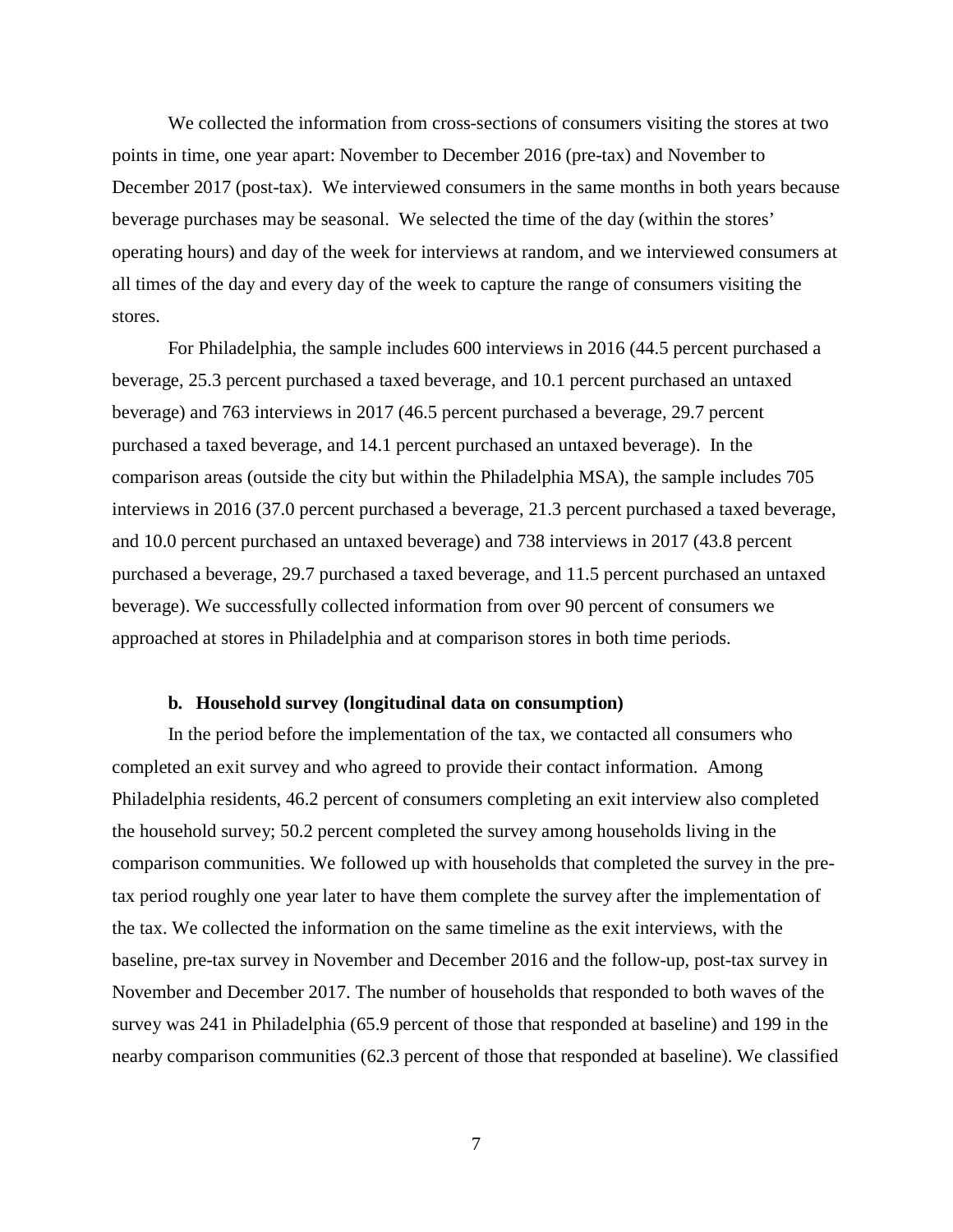We collected the information from cross-sections of consumers visiting the stores at two points in time, one year apart: November to December 2016 (pre-tax) and November to December 2017 (post-tax). We interviewed consumers in the same months in both years because beverage purchases may be seasonal. We selected the time of the day (within the stores' operating hours) and day of the week for interviews at random, and we interviewed consumers at all times of the day and every day of the week to capture the range of consumers visiting the stores.

For Philadelphia, the sample includes 600 interviews in 2016 (44.5 percent purchased a beverage, 25.3 percent purchased a taxed beverage, and 10.1 percent purchased an untaxed beverage) and 763 interviews in 2017 (46.5 percent purchased a beverage, 29.7 percent purchased a taxed beverage, and 14.1 percent purchased an untaxed beverage). In the comparison areas (outside the city but within the Philadelphia MSA), the sample includes 705 interviews in 2016 (37.0 percent purchased a beverage, 21.3 percent purchased a taxed beverage, and 10.0 percent purchased an untaxed beverage) and 738 interviews in 2017 (43.8 percent purchased a beverage, 29.7 purchased a taxed beverage, and 11.5 percent purchased an untaxed beverage). We successfully collected information from over 90 percent of consumers we approached at stores in Philadelphia and at comparison stores in both time periods.

### b. Household survey (longitudinal data on consumption)

In the period before the implementation of the tax, we contacted all consumers who completed an exit survey and who agreed to provide their contact information. Among Philadelphia residents, 46.2 percent of consumers completing an exit interview also completed the household survey; 50.2 percent completed the survey among households living in the comparison communities. We followed up with households that completed the survey in the pre-tax period roughly one year later to have them complete the survey after the implementation of the tax. We collected the information on the same timeline as the exit interviews, with the baseline, pre-tax survey in November and December 2016 and the follow-up, post-tax survey in November and December 2017. The number of households that responded to both waves of the survey was 241 in Philadelphia (65.9 percent of those that responded at baseline) and 199 in the nearby comparison communities (62.3 percent of those that responded at baseline). We classified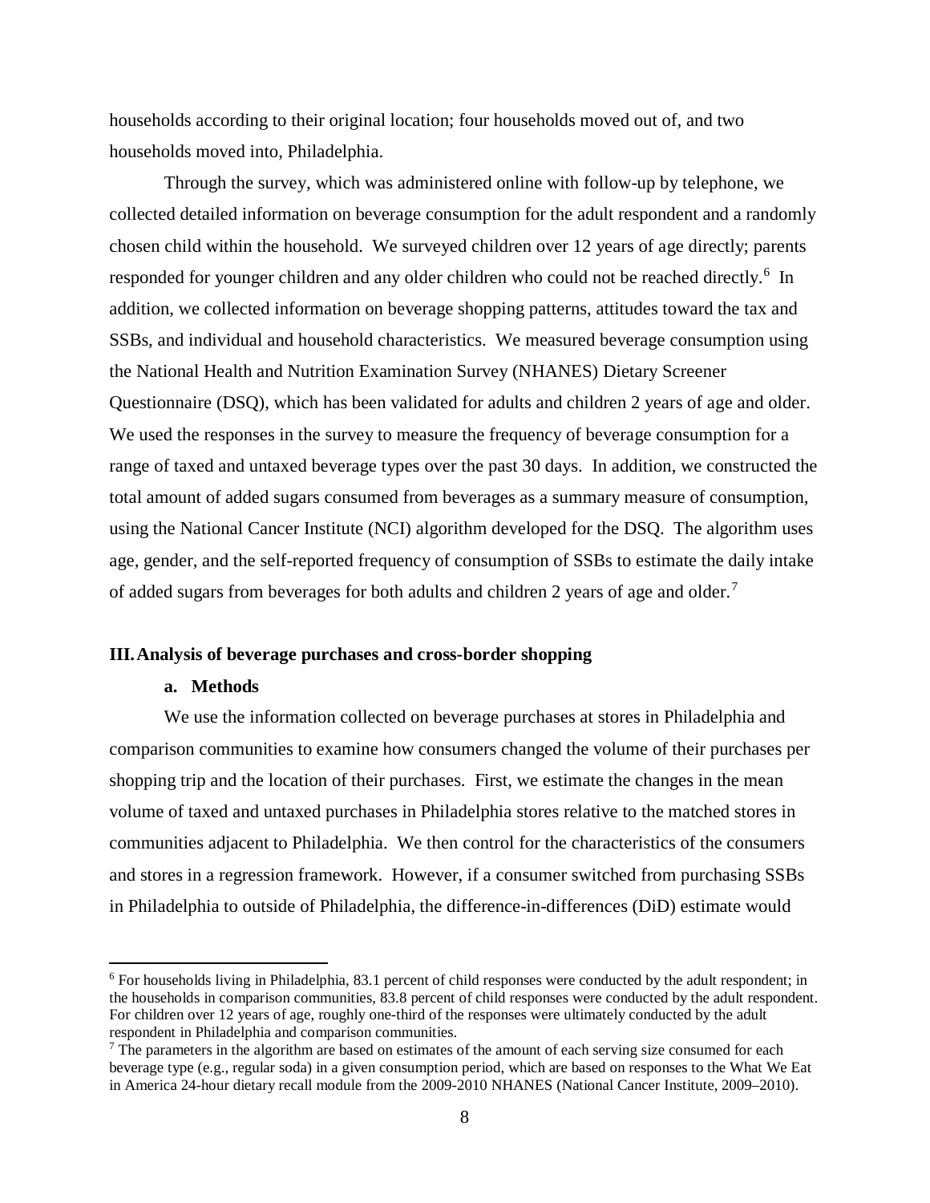households according to their original location; four households moved out of, and two households moved into, Philadelphia.

Through the survey, which was administered online with follow-up by telephone, we collected detailed information on beverage consumption for the adult respondent and a randomly chosen child within the household. We surveyed children over 12 years of age directly; parents responded for younger children and any older children who could not be reached directly.[6] In addition, we collected information on beverage shopping patterns, attitudes toward the tax and SSBs, and individual and household characteristics. We measured beverage consumption using the National Health and Nutrition Examination Survey (NHANES) Dietary Screener Questionnaire (DSQ), which has been validated for adults and children 2 years of age and older. We used the responses in the survey to measure the frequency of beverage consumption for a range of taxed and untaxed beverage types over the past 30 days. In addition, we constructed the total amount of added sugars consumed from beverages as a summary measure of consumption, using the National Cancer Institute (NCI) algorithm developed for the DSQ. The algorithm uses age, gender, and the self-reported frequency of consumption of SSBs to estimate the daily intake of added sugars from beverages for both adults and children 2 years of age and older.[7]

## III. Analysis of beverage purchases and cross-border shopping

### a. Methods

We use the information collected on beverage purchases at stores in Philadelphia and comparison communities to examine how consumers changed the volume of their purchases per shopping trip and the location of their purchases. First, we estimate the changes in the mean volume of taxed and untaxed purchases in Philadelphia stores relative to the matched stores in communities adjacent to Philadelphia. We then control for the characteristics of the consumers and stores in a regression framework. However, if a consumer switched from purchasing SSBs in Philadelphia to outside of Philadelphia, the difference-in-differences (DiD) estimate would

---

[6] For households living in Philadelphia, 83.1 percent of child responses were conducted by the adult respondent; in the households in comparison communities, 83.8 percent of child responses were conducted by the adult respondent. For children over 12 years of age, roughly one-third of the responses were ultimately conducted by the adult respondent in Philadelphia and comparison communities.

[7] The parameters in the algorithm are based on estimates of the amount of each serving size consumed for each beverage type (e.g., regular soda) in a given consumption period, which are based on responses to the What We Eat in America 24-hour dietary recall module from the 2009-2010 NHANES (National Cancer Institute, 2009–2010).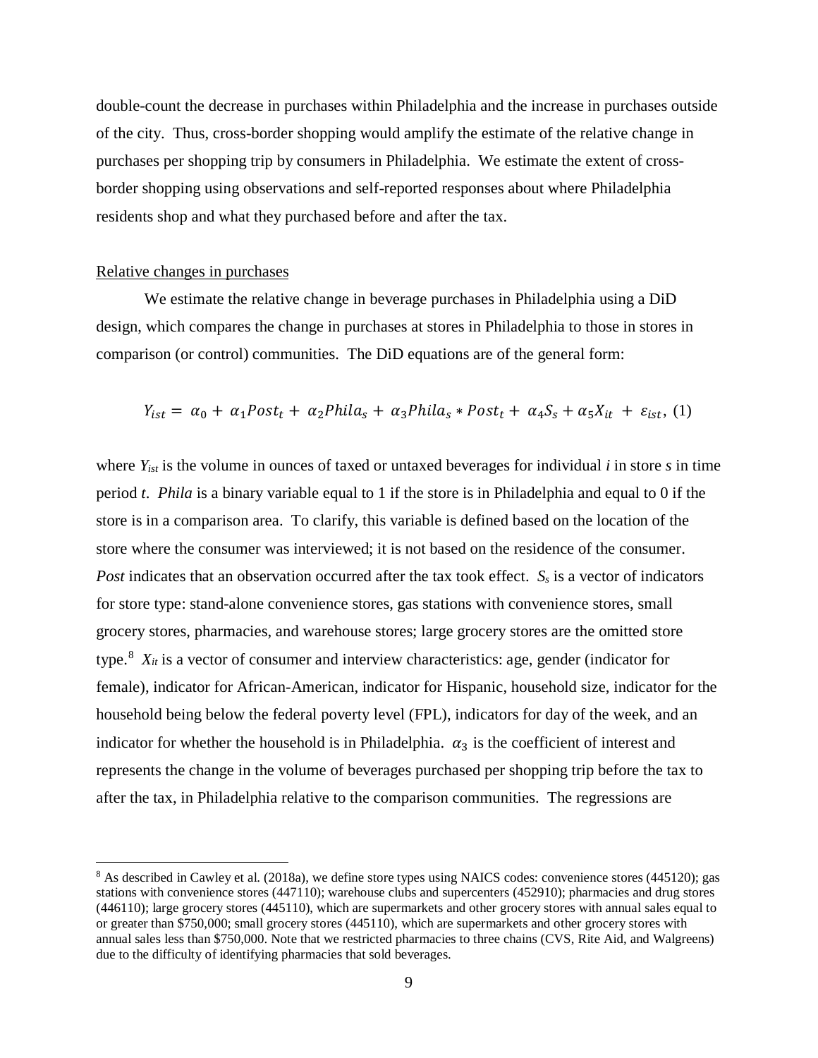double-count the decrease in purchases within Philadelphia and the increase in purchases outside of the city. Thus, cross-border shopping would amplify the estimate of the relative change in purchases per shopping trip by consumers in Philadelphia. We estimate the extent of cross-border shopping using observations and self-reported responses about where Philadelphia residents shop and what they purchased before and after the tax.

Relative changes in purchases

We estimate the relative change in beverage purchases in Philadelphia using a DiD design, which compares the change in purchases at stores in Philadelphia to those in stores in comparison (or control) communities. The DiD equations are of the general form:

$$Y_{ist} = \alpha_0 + \alpha_1 Post_t + \alpha_2 Phila_s + \alpha_3 Phila_s * Post_t + \alpha_4 S_s + \alpha_5 X_{it} + \varepsilon_{ist}, \quad (1)$$

where $Y_{ist}$ is the volume in ounces of taxed or untaxed beverages for individual *i* in store *s* in time period *t*. *Phila* is a binary variable equal to 1 if the store is in Philadelphia and equal to 0 if the store is in a comparison area. To clarify, this variable is defined based on the location of the store where the consumer was interviewed; it is not based on the residence of the consumer. *Post* indicates that an observation occurred after the tax took effect. $S_s$ is a vector of indicators for store type: stand-alone convenience stores, gas stations with convenience stores, small grocery stores, pharmacies, and warehouse stores; large grocery stores are the omitted store type.[8] $X_{it}$ is a vector of consumer and interview characteristics: age, gender (indicator for female), indicator for African-American, indicator for Hispanic, household size, indicator for the household being below the federal poverty level (FPL), indicators for day of the week, and an indicator for whether the household is in Philadelphia. $\alpha_3$ is the coefficient of interest and represents the change in the volume of beverages purchased per shopping trip before the tax to after the tax, in Philadelphia relative to the comparison communities. The regressions are

[8] As described in Cawley et al. (2018a), we define store types using NAICS codes: convenience stores (445120); gas stations with convenience stores (447110); warehouse clubs and supercenters (452910); pharmacies and drug stores (446110); large grocery stores (445110), which are supermarkets and other grocery stores with annual sales equal to or greater than \$750,000; small grocery stores (445110), which are supermarkets and other grocery stores with annual sales less than \$750,000. Note that we restricted pharmacies to three chains (CVS, Rite Aid, and Walgreens) due to the difficulty of identifying pharmacies that sold beverages.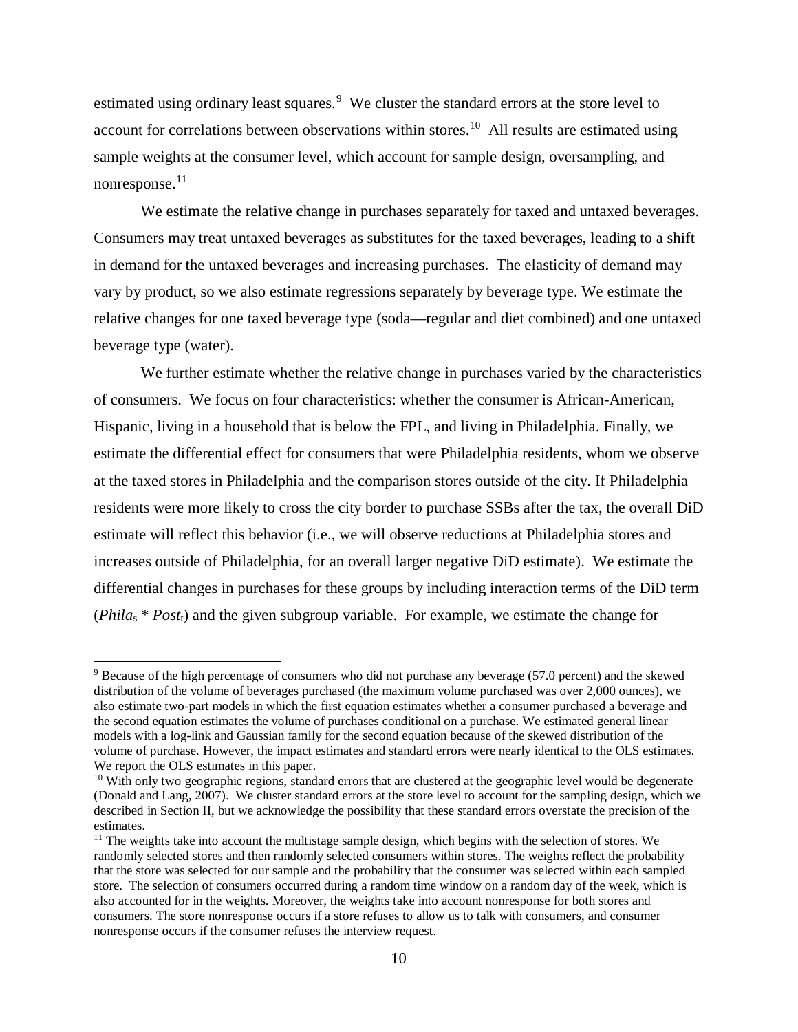estimated using ordinary least squares.[9] We cluster the standard errors at the store level to account for correlations between observations within stores.[10] All results are estimated using sample weights at the consumer level, which account for sample design, oversampling, and nonresponse.[11]

We estimate the relative change in purchases separately for taxed and untaxed beverages. Consumers may treat untaxed beverages as substitutes for the taxed beverages, leading to a shift in demand for the untaxed beverages and increasing purchases. The elasticity of demand may vary by product, so we also estimate regressions separately by beverage type. We estimate the relative changes for one taxed beverage type (soda—regular and diet combined) and one untaxed beverage type (water).

We further estimate whether the relative change in purchases varied by the characteristics of consumers. We focus on four characteristics: whether the consumer is African-American, Hispanic, living in a household that is below the FPL, and living in Philadelphia. Finally, we estimate the differential effect for consumers that were Philadelphia residents, whom we observe at the taxed stores in Philadelphia and the comparison stores outside of the city. If Philadelphia residents were more likely to cross the city border to purchase SSBs after the tax, the overall DiD estimate will reflect this behavior (i.e., we will observe reductions at Philadelphia stores and increases outside of Philadelphia, for an overall larger negative DiD estimate). We estimate the differential changes in purchases for these groups by including interaction terms of the DiD term ($Phila_s * Post_t$) and the given subgroup variable. For example, we estimate the change for

---

[9] Because of the high percentage of consumers who did not purchase any beverage (57.0 percent) and the skewed distribution of the volume of beverages purchased (the maximum volume purchased was over 2,000 ounces), we also estimate two-part models in which the first equation estimates whether a consumer purchased a beverage and the second equation estimates the volume of purchases conditional on a purchase. We estimated general linear models with a log-link and Gaussian family for the second equation because of the skewed distribution of the volume of purchase. However, the impact estimates and standard errors were nearly identical to the OLS estimates. We report the OLS estimates in this paper.

[10] With only two geographic regions, standard errors that are clustered at the geographic level would be degenerate (Donald and Lang, 2007). We cluster standard errors at the store level to account for the sampling design, which we described in Section II, but we acknowledge the possibility that these standard errors overstate the precision of the estimates.

[11] The weights take into account the multistage sample design, which begins with the selection of stores. We randomly selected stores and then randomly selected consumers within stores. The weights reflect the probability that the store was selected for our sample and the probability that the consumer was selected within each sampled store. The selection of consumers occurred during a random time window on a random day of the week, which is also accounted for in the weights. Moreover, the weights take into account nonresponse for both stores and consumers. The store nonresponse occurs if a store refuses to allow us to talk with consumers, and consumer nonresponse occurs if the consumer refuses the interview request.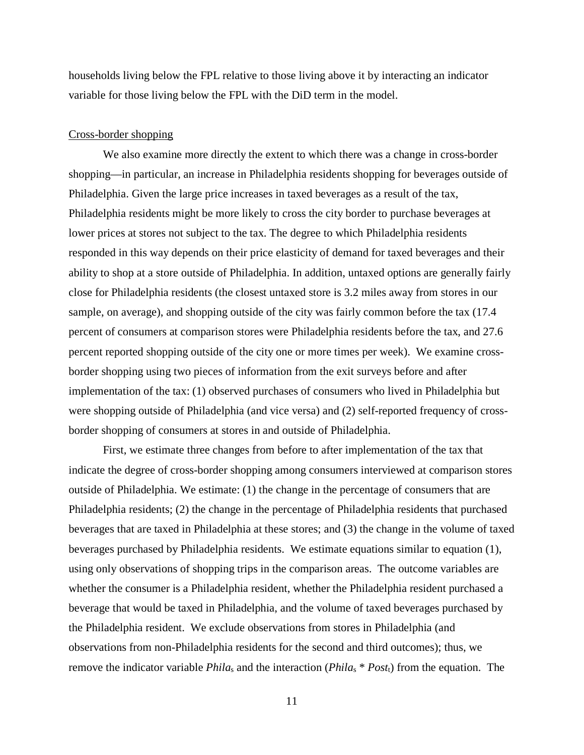households living below the FPL relative to those living above it by interacting an indicator variable for those living below the FPL with the DiD term in the model.

Cross-border shopping

We also examine more directly the extent to which there was a change in cross-border shopping—in particular, an increase in Philadelphia residents shopping for beverages outside of Philadelphia. Given the large price increases in taxed beverages as a result of the tax, Philadelphia residents might be more likely to cross the city border to purchase beverages at lower prices at stores not subject to the tax. The degree to which Philadelphia residents responded in this way depends on their price elasticity of demand for taxed beverages and their ability to shop at a store outside of Philadelphia. In addition, untaxed options are generally fairly close for Philadelphia residents (the closest untaxed store is 3.2 miles away from stores in our sample, on average), and shopping outside of the city was fairly common before the tax (17.4 percent of consumers at comparison stores were Philadelphia residents before the tax, and 27.6 percent reported shopping outside of the city one or more times per week). We examine cross-border shopping using two pieces of information from the exit surveys before and after implementation of the tax: (1) observed purchases of consumers who lived in Philadelphia but were shopping outside of Philadelphia (and vice versa) and (2) self-reported frequency of cross-border shopping of consumers at stores in and outside of Philadelphia.

First, we estimate three changes from before to after implementation of the tax that indicate the degree of cross-border shopping among consumers interviewed at comparison stores outside of Philadelphia. We estimate: (1) the change in the percentage of consumers that are Philadelphia residents; (2) the change in the percentage of Philadelphia residents that purchased beverages that are taxed in Philadelphia at these stores; and (3) the change in the volume of taxed beverages purchased by Philadelphia residents. We estimate equations similar to equation (1), using only observations of shopping trips in the comparison areas. The outcome variables are whether the consumer is a Philadelphia resident, whether the Philadelphia resident purchased a beverage that would be taxed in Philadelphia, and the volume of taxed beverages purchased by the Philadelphia resident. We exclude observations from stores in Philadelphia (and observations from non-Philadelphia residents for the second and third outcomes); thus, we remove the indicator variable $Phila_s$ and the interaction ($Phila_s * Post_t$) from the equation. The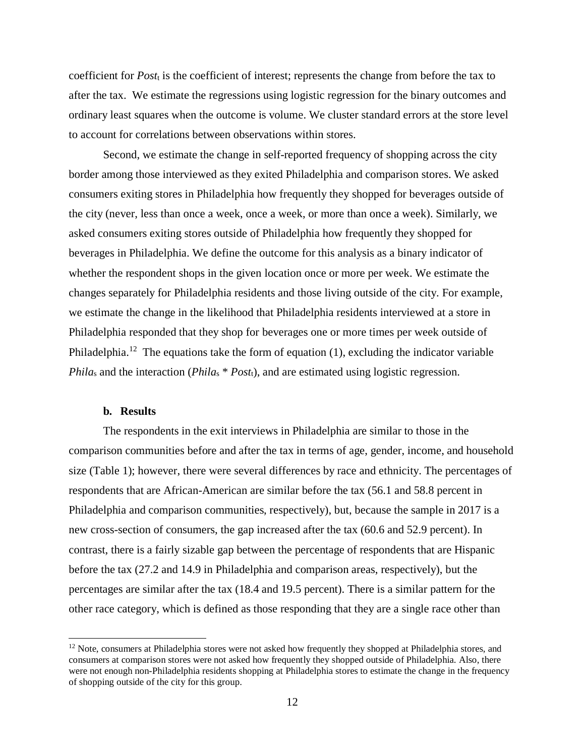coefficient for $Post_t$ is the coefficient of interest; represents the change from before the tax to after the tax. We estimate the regressions using logistic regression for the binary outcomes and ordinary least squares when the outcome is volume. We cluster standard errors at the store level to account for correlations between observations within stores.

Second, we estimate the change in self-reported frequency of shopping across the city border among those interviewed as they exited Philadelphia and comparison stores. We asked consumers exiting stores in Philadelphia how frequently they shopped for beverages outside of the city (never, less than once a week, once a week, or more than once a week). Similarly, we asked consumers exiting stores outside of Philadelphia how frequently they shopped for beverages in Philadelphia. We define the outcome for this analysis as a binary indicator of whether the respondent shops in the given location once or more per week. We estimate the changes separately for Philadelphia residents and those living outside of the city. For example, we estimate the change in the likelihood that Philadelphia residents interviewed at a store in Philadelphia responded that they shop for beverages one or more times per week outside of Philadelphia.[12] The equations take the form of equation (1), excluding the indicator variable $Phila_s$ and the interaction ($Phila_s * Post_t$), and are estimated using logistic regression.

### b. Results

The respondents in the exit interviews in Philadelphia are similar to those in the comparison communities before and after the tax in terms of age, gender, income, and household size (Table 1); however, there were several differences by race and ethnicity. The percentages of respondents that are African-American are similar before the tax (56.1 and 58.8 percent in Philadelphia and comparison communities, respectively), but, because the sample in 2017 is a new cross-section of consumers, the gap increased after the tax (60.6 and 52.9 percent). In contrast, there is a fairly sizable gap between the percentage of respondents that are Hispanic before the tax (27.2 and 14.9 in Philadelphia and comparison areas, respectively), but the percentages are similar after the tax (18.4 and 19.5 percent). There is a similar pattern for the other race category, which is defined as those responding that they are a single race other than

[12] Note, consumers at Philadelphia stores were not asked how frequently they shopped at Philadelphia stores, and consumers at comparison stores were not asked how frequently they shopped outside of Philadelphia. Also, there were not enough non-Philadelphia residents shopping at Philadelphia stores to estimate the change in the frequency of shopping outside of the city for this group.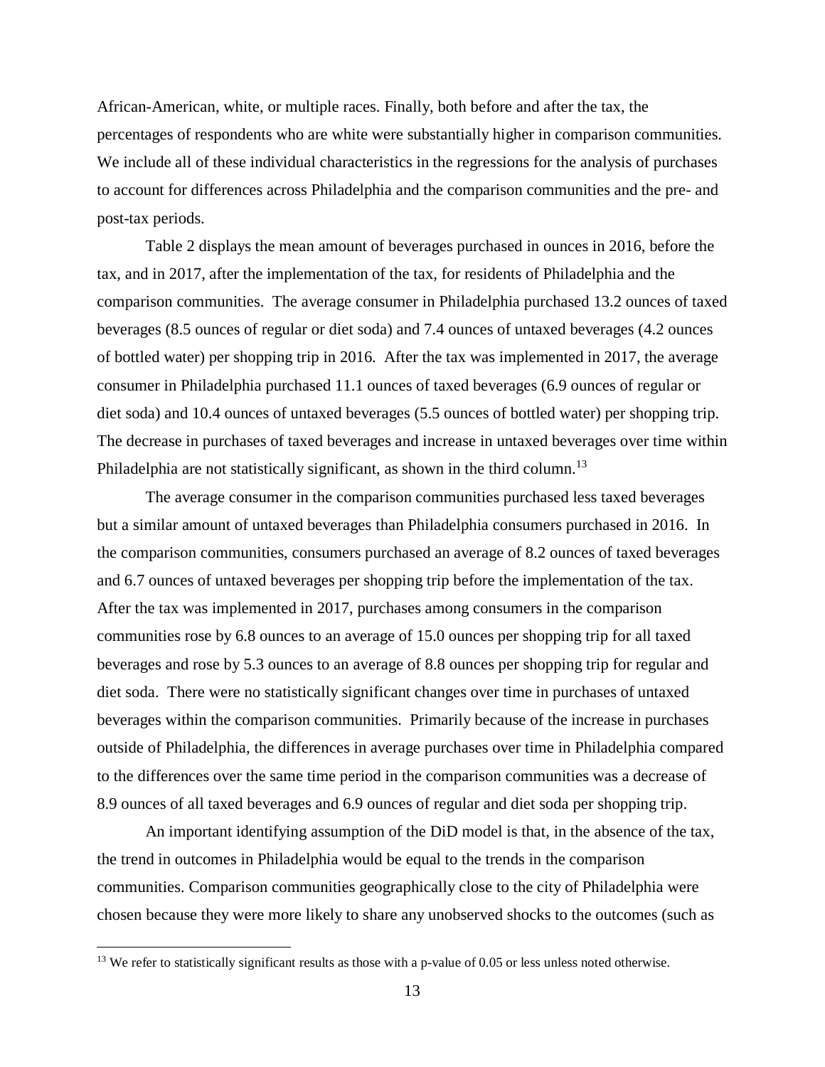African-American, white, or multiple races. Finally, both before and after the tax, the percentages of respondents who are white were substantially higher in comparison communities. We include all of these individual characteristics in the regressions for the analysis of purchases to account for differences across Philadelphia and the comparison communities and the pre- and post-tax periods.

Table 2 displays the mean amount of beverages purchased in ounces in 2016, before the tax, and in 2017, after the implementation of the tax, for residents of Philadelphia and the comparison communities. The average consumer in Philadelphia purchased 13.2 ounces of taxed beverages (8.5 ounces of regular or diet soda) and 7.4 ounces of untaxed beverages (4.2 ounces of bottled water) per shopping trip in 2016. After the tax was implemented in 2017, the average consumer in Philadelphia purchased 11.1 ounces of taxed beverages (6.9 ounces of regular or diet soda) and 10.4 ounces of untaxed beverages (5.5 ounces of bottled water) per shopping trip. The decrease in purchases of taxed beverages and increase in untaxed beverages over time within Philadelphia are not statistically significant, as shown in the third column.[13]

The average consumer in the comparison communities purchased less taxed beverages but a similar amount of untaxed beverages than Philadelphia consumers purchased in 2016. In the comparison communities, consumers purchased an average of 8.2 ounces of taxed beverages and 6.7 ounces of untaxed beverages per shopping trip before the implementation of the tax. After the tax was implemented in 2017, purchases among consumers in the comparison communities rose by 6.8 ounces to an average of 15.0 ounces per shopping trip for all taxed beverages and rose by 5.3 ounces to an average of 8.8 ounces per shopping trip for regular and diet soda. There were no statistically significant changes over time in purchases of untaxed beverages within the comparison communities. Primarily because of the increase in purchases outside of Philadelphia, the differences in average purchases over time in Philadelphia compared to the differences over the same time period in the comparison communities was a decrease of 8.9 ounces of all taxed beverages and 6.9 ounces of regular and diet soda per shopping trip.

An important identifying assumption of the DiD model is that, in the absence of the tax, the trend in outcomes in Philadelphia would be equal to the trends in the comparison communities. Comparison communities geographically close to the city of Philadelphia were chosen because they were more likely to share any unobserved shocks to the outcomes (such as

[13] We refer to statistically significant results as those with a p-value of 0.05 or less unless noted otherwise.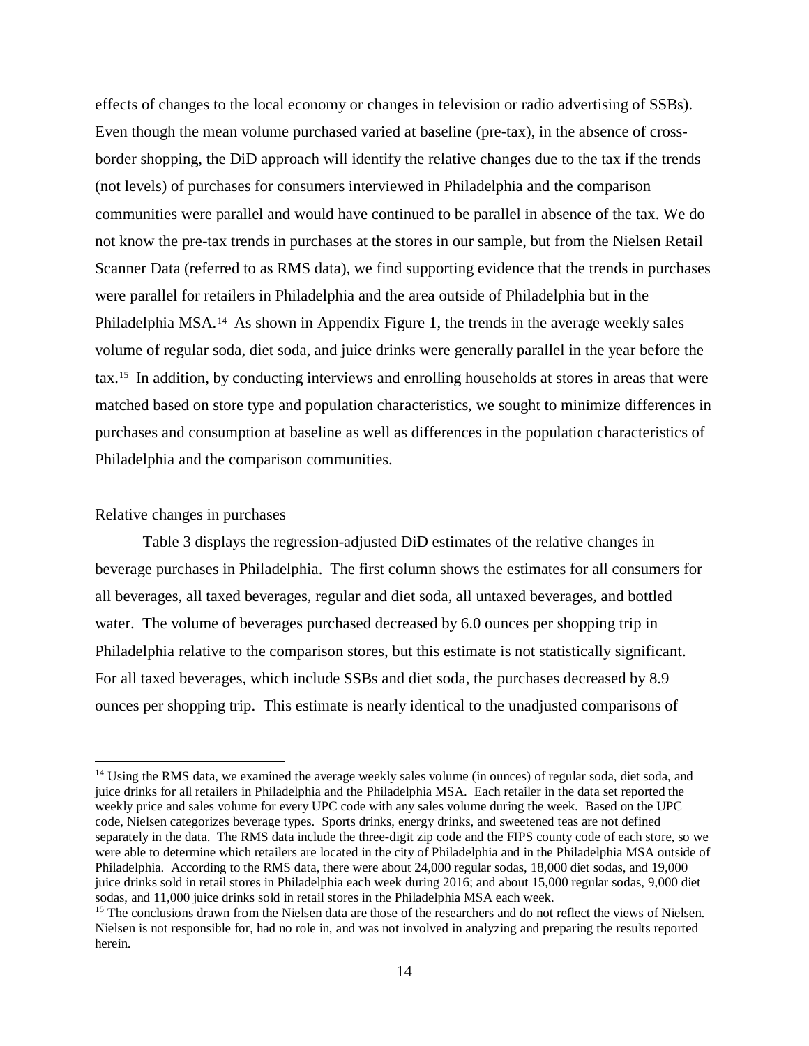effects of changes to the local economy or changes in television or radio advertising of SSBs). Even though the mean volume purchased varied at baseline (pre-tax), in the absence of cross-border shopping, the DiD approach will identify the relative changes due to the tax if the trends (not levels) of purchases for consumers interviewed in Philadelphia and the comparison communities were parallel and would have continued to be parallel in absence of the tax. We do not know the pre-tax trends in purchases at the stores in our sample, but from the Nielsen Retail Scanner Data (referred to as RMS data), we find supporting evidence that the trends in purchases were parallel for retailers in Philadelphia and the area outside of Philadelphia but in the Philadelphia MSA.[14] As shown in Appendix Figure 1, the trends in the average weekly sales volume of regular soda, diet soda, and juice drinks were generally parallel in the year before the tax.[15] In addition, by conducting interviews and enrolling households at stores in areas that were matched based on store type and population characteristics, we sought to minimize differences in purchases and consumption at baseline as well as differences in the population characteristics of Philadelphia and the comparison communities.

Relative changes in purchases

Table 3 displays the regression-adjusted DiD estimates of the relative changes in beverage purchases in Philadelphia. The first column shows the estimates for all consumers for all beverages, all taxed beverages, regular and diet soda, all untaxed beverages, and bottled water. The volume of beverages purchased decreased by 6.0 ounces per shopping trip in Philadelphia relative to the comparison stores, but this estimate is not statistically significant. For all taxed beverages, which include SSBs and diet soda, the purchases decreased by 8.9 ounces per shopping trip. This estimate is nearly identical to the unadjusted comparisons of

[14] Using the RMS data, we examined the average weekly sales volume (in ounces) of regular soda, diet soda, and juice drinks for all retailers in Philadelphia and the Philadelphia MSA. Each retailer in the data set reported the weekly price and sales volume for every UPC code with any sales volume during the week. Based on the UPC code, Nielsen categorizes beverage types. Sports drinks, energy drinks, and sweetened teas are not defined separately in the data. The RMS data include the three-digit zip code and the FIPS county code of each store, so we were able to determine which retailers are located in the city of Philadelphia and in the Philadelphia MSA outside of Philadelphia. According to the RMS data, there were about 24,000 regular sodas, 18,000 diet sodas, and 19,000 juice drinks sold in retail stores in Philadelphia each week during 2016; and about 15,000 regular sodas, 9,000 diet sodas, and 11,000 juice drinks sold in retail stores in the Philadelphia MSA each week.

[15] The conclusions drawn from the Nielsen data are those of the researchers and do not reflect the views of Nielsen. Nielsen is not responsible for, had no role in, and was not involved in analyzing and preparing the results reported herein.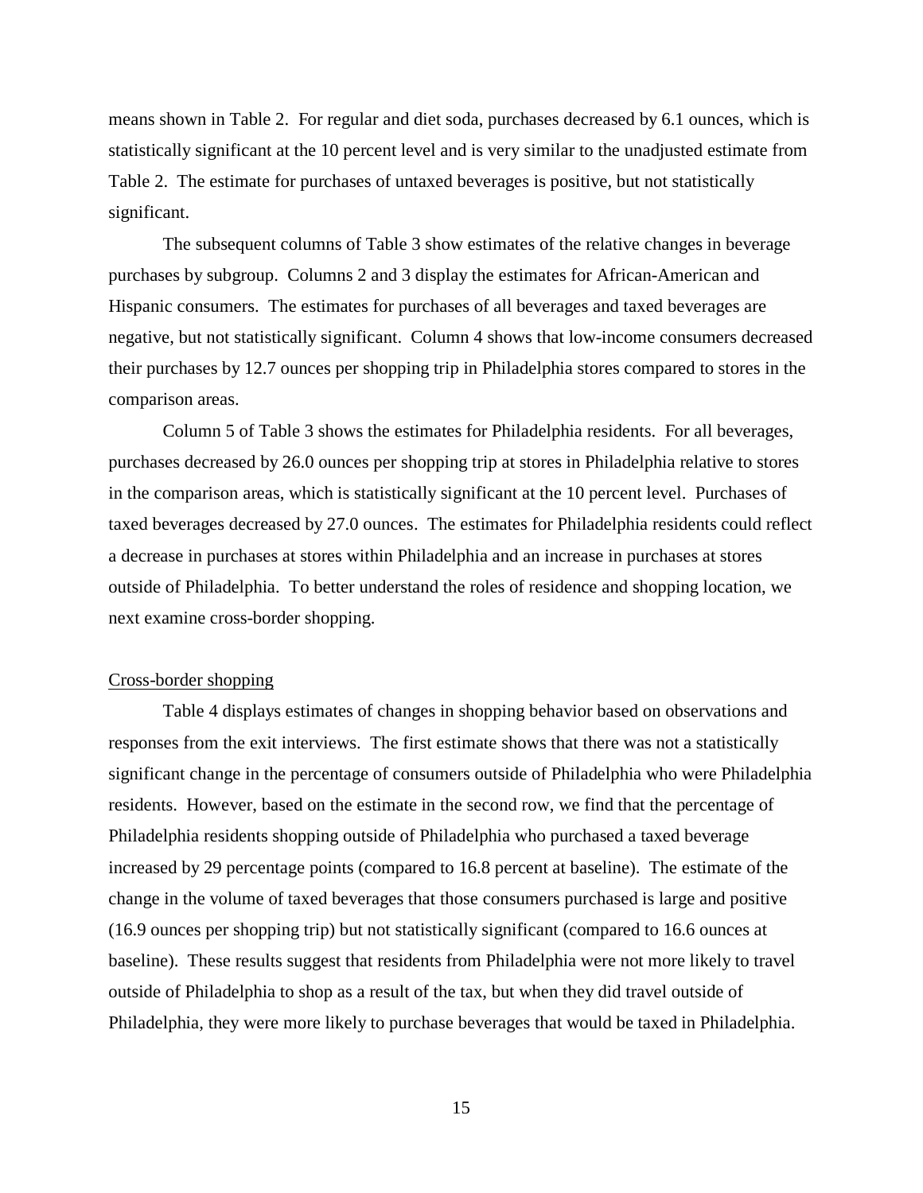means shown in Table 2. For regular and diet soda, purchases decreased by 6.1 ounces, which is statistically significant at the 10 percent level and is very similar to the unadjusted estimate from Table 2. The estimate for purchases of untaxed beverages is positive, but not statistically significant.

The subsequent columns of Table 3 show estimates of the relative changes in beverage purchases by subgroup. Columns 2 and 3 display the estimates for African-American and Hispanic consumers. The estimates for purchases of all beverages and taxed beverages are negative, but not statistically significant. Column 4 shows that low-income consumers decreased their purchases by 12.7 ounces per shopping trip in Philadelphia stores compared to stores in the comparison areas.

Column 5 of Table 3 shows the estimates for Philadelphia residents. For all beverages, purchases decreased by 26.0 ounces per shopping trip at stores in Philadelphia relative to stores in the comparison areas, which is statistically significant at the 10 percent level. Purchases of taxed beverages decreased by 27.0 ounces. The estimates for Philadelphia residents could reflect a decrease in purchases at stores within Philadelphia and an increase in purchases at stores outside of Philadelphia. To better understand the roles of residence and shopping location, we next examine cross-border shopping.

### Cross-border shopping

Table 4 displays estimates of changes in shopping behavior based on observations and responses from the exit interviews. The first estimate shows that there was not a statistically significant change in the percentage of consumers outside of Philadelphia who were Philadelphia residents. However, based on the estimate in the second row, we find that the percentage of Philadelphia residents shopping outside of Philadelphia who purchased a taxed beverage increased by 29 percentage points (compared to 16.8 percent at baseline). The estimate of the change in the volume of taxed beverages that those consumers purchased is large and positive (16.9 ounces per shopping trip) but not statistically significant (compared to 16.6 ounces at baseline). These results suggest that residents from Philadelphia were not more likely to travel outside of Philadelphia to shop as a result of the tax, but when they did travel outside of Philadelphia, they were more likely to purchase beverages that would be taxed in Philadelphia.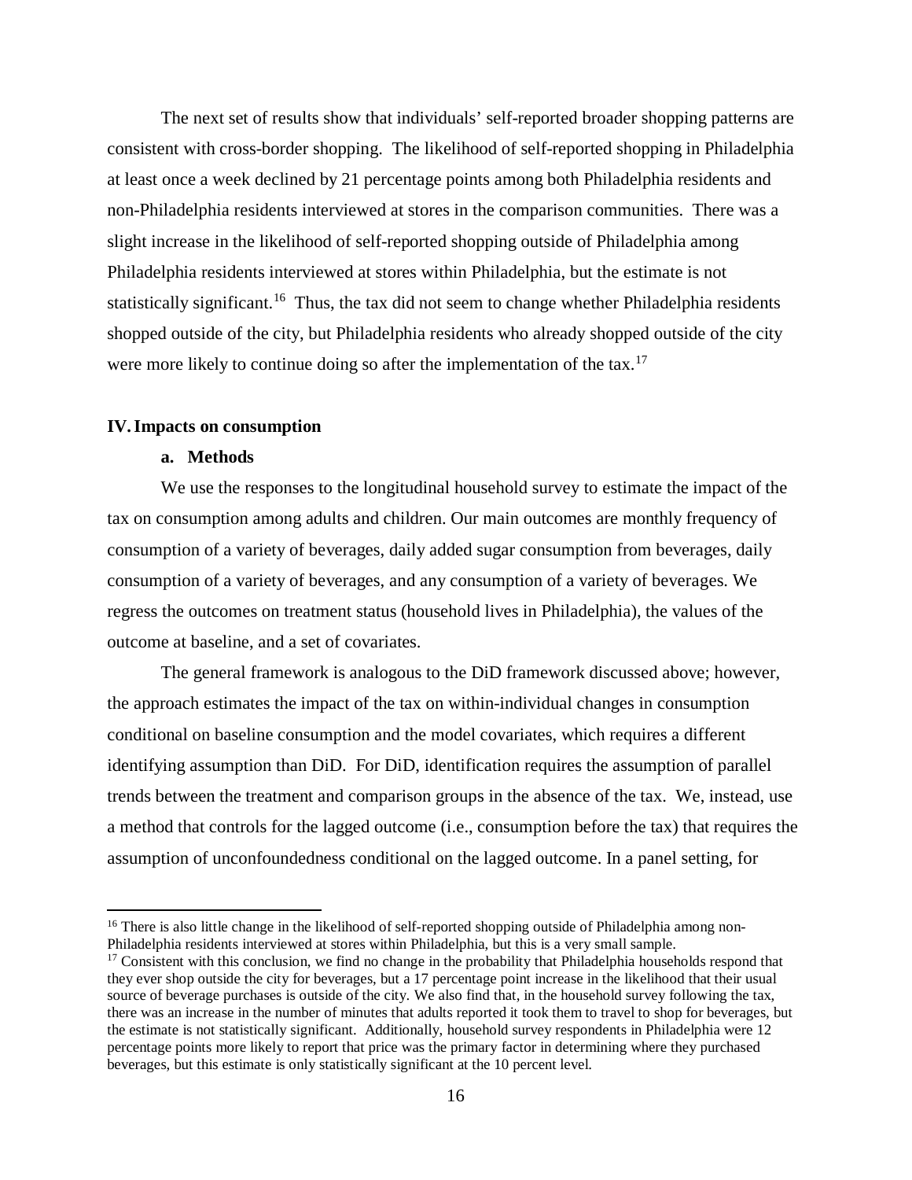The next set of results show that individuals' self-reported broader shopping patterns are consistent with cross-border shopping. The likelihood of self-reported shopping in Philadelphia at least once a week declined by 21 percentage points among both Philadelphia residents and non-Philadelphia residents interviewed at stores in the comparison communities. There was a slight increase in the likelihood of self-reported shopping outside of Philadelphia among Philadelphia residents interviewed at stores within Philadelphia, but the estimate is not statistically significant.[16] Thus, the tax did not seem to change whether Philadelphia residents shopped outside of the city, but Philadelphia residents who already shopped outside of the city were more likely to continue doing so after the implementation of the tax.[17]

## IV. Impacts on consumption

### a. Methods

We use the responses to the longitudinal household survey to estimate the impact of the tax on consumption among adults and children. Our main outcomes are monthly frequency of consumption of a variety of beverages, daily added sugar consumption from beverages, daily consumption of a variety of beverages, and any consumption of a variety of beverages. We regress the outcomes on treatment status (household lives in Philadelphia), the values of the outcome at baseline, and a set of covariates.

The general framework is analogous to the DiD framework discussed above; however, the approach estimates the impact of the tax on within-individual changes in consumption conditional on baseline consumption and the model covariates, which requires a different identifying assumption than DiD. For DiD, identification requires the assumption of parallel trends between the treatment and comparison groups in the absence of the tax. We, instead, use a method that controls for the lagged outcome (i.e., consumption before the tax) that requires the assumption of unconfoundedness conditional on the lagged outcome. In a panel setting, for

[16] There is also little change in the likelihood of self-reported shopping outside of Philadelphia among non-Philadelphia residents interviewed at stores within Philadelphia, but this is a very small sample.

[17] Consistent with this conclusion, we find no change in the probability that Philadelphia households respond that they ever shop outside the city for beverages, but a 17 percentage point increase in the likelihood that their usual source of beverage purchases is outside of the city. We also find that, in the household survey following the tax, there was an increase in the number of minutes that adults reported it took them to travel to shop for beverages, but the estimate is not statistically significant. Additionally, household survey respondents in Philadelphia were 12 percentage points more likely to report that price was the primary factor in determining where they purchased beverages, but this estimate is only statistically significant at the 10 percent level.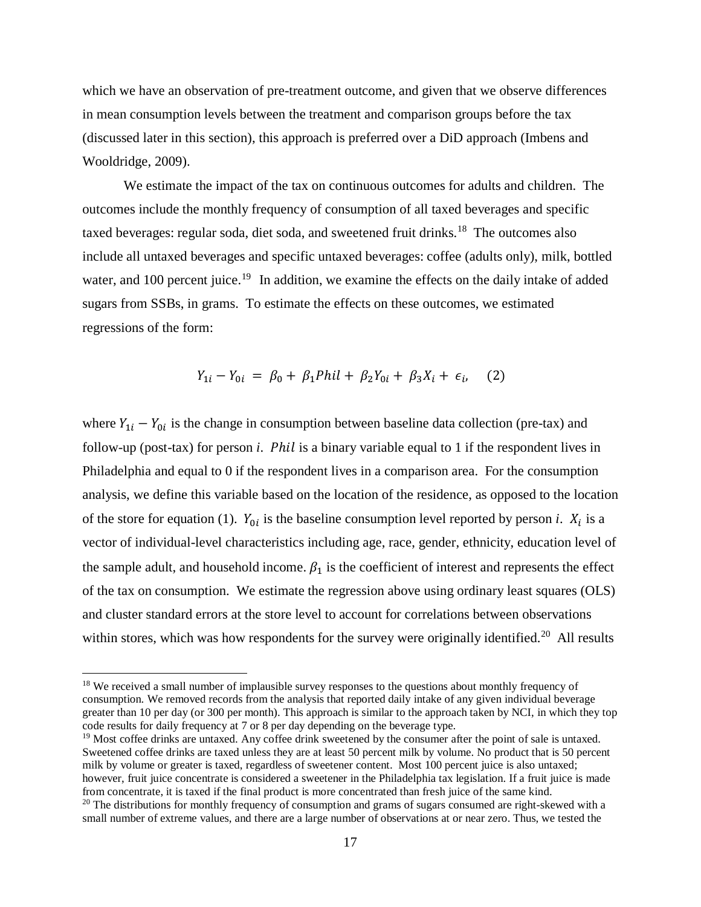which we have an observation of pre-treatment outcome, and given that we observe differences in mean consumption levels between the treatment and comparison groups before the tax (discussed later in this section), this approach is preferred over a DiD approach (Imbens and Wooldridge, 2009).

We estimate the impact of the tax on continuous outcomes for adults and children. The outcomes include the monthly frequency of consumption of all taxed beverages and specific taxed beverages: regular soda, diet soda, and sweetened fruit drinks.[18] The outcomes also include all untaxed beverages and specific untaxed beverages: coffee (adults only), milk, bottled water, and 100 percent juice.[19] In addition, we examine the effects on the daily intake of added sugars from SSBs, in grams. To estimate the effects on these outcomes, we estimated regressions of the form:

$$Y_{1i} - Y_{0i} = \beta_0 + \beta_1 Phil + \beta_2 Y_{0i} + \beta_3 X_i + \epsilon_i, \quad (2)$$

where $Y_{1i} - Y_{0i}$ is the change in consumption between baseline data collection (pre-tax) and follow-up (post-tax) for person $i$. $Phil$ is a binary variable equal to 1 if the respondent lives in Philadelphia and equal to 0 if the respondent lives in a comparison area. For the consumption analysis, we define this variable based on the location of the residence, as opposed to the location of the store for equation (1). $Y_{0i}$ is the baseline consumption level reported by person $i$. $X_i$ is a vector of individual-level characteristics including age, race, gender, ethnicity, education level of the sample adult, and household income. $\beta_1$ is the coefficient of interest and represents the effect of the tax on consumption. We estimate the regression above using ordinary least squares (OLS) and cluster standard errors at the store level to account for correlations between observations within stores, which was how respondents for the survey were originally identified.[20] All results

[18] We received a small number of implausible survey responses to the questions about monthly frequency of consumption. We removed records from the analysis that reported daily intake of any given individual beverage greater than 10 per day (or 300 per month). This approach is similar to the approach taken by NCI, in which they top code results for daily frequency at 7 or 8 per day depending on the beverage type.

[19] Most coffee drinks are untaxed. Any coffee drink sweetened by the consumer after the point of sale is untaxed. Sweetened coffee drinks are taxed unless they are at least 50 percent milk by volume. No product that is 50 percent milk by volume or greater is taxed, regardless of sweetener content. Most 100 percent juice is also untaxed; however, fruit juice concentrate is considered a sweetener in the Philadelphia tax legislation. If a fruit juice is made from concentrate, it is taxed if the final product is more concentrated than fresh juice of the same kind.

[20] The distributions for monthly frequency of consumption and grams of sugars consumed are right-skewed with a small number of extreme values, and there are a large number of observations at or near zero. Thus, we tested the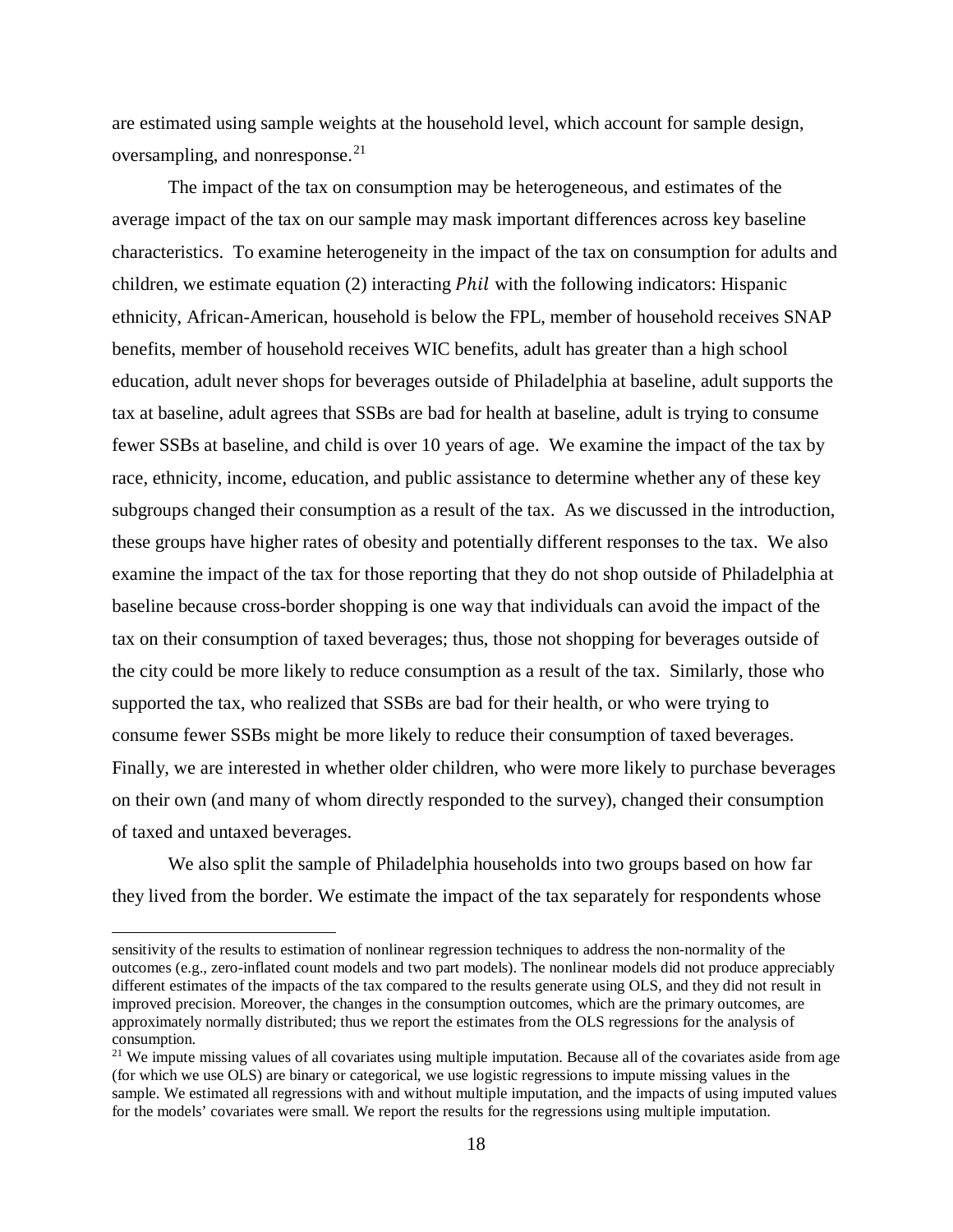are estimated using sample weights at the household level, which account for sample design, oversampling, and nonresponse.[21]

The impact of the tax on consumption may be heterogeneous, and estimates of the average impact of the tax on our sample may mask important differences across key baseline characteristics. To examine heterogeneity in the impact of the tax on consumption for adults and children, we estimate equation (2) interacting $Phil$ with the following indicators: Hispanic ethnicity, African-American, household is below the FPL, member of household receives SNAP benefits, member of household receives WIC benefits, adult has greater than a high school education, adult never shops for beverages outside of Philadelphia at baseline, adult supports the tax at baseline, adult agrees that SSBs are bad for health at baseline, adult is trying to consume fewer SSBs at baseline, and child is over 10 years of age. We examine the impact of the tax by race, ethnicity, income, education, and public assistance to determine whether any of these key subgroups changed their consumption as a result of the tax. As we discussed in the introduction, these groups have higher rates of obesity and potentially different responses to the tax. We also examine the impact of the tax for those reporting that they do not shop outside of Philadelphia at baseline because cross-border shopping is one way that individuals can avoid the impact of the tax on their consumption of taxed beverages; thus, those not shopping for beverages outside of the city could be more likely to reduce consumption as a result of the tax. Similarly, those who supported the tax, who realized that SSBs are bad for their health, or who were trying to consume fewer SSBs might be more likely to reduce their consumption of taxed beverages. Finally, we are interested in whether older children, who were more likely to purchase beverages on their own (and many of whom directly responded to the survey), changed their consumption of taxed and untaxed beverages.

We also split the sample of Philadelphia households into two groups based on how far they lived from the border. We estimate the impact of the tax separately for respondents whose

---

sensitivity of the results to estimation of nonlinear regression techniques to address the non-normality of the outcomes (e.g., zero-inflated count models and two part models). The nonlinear models did not produce appreciably different estimates of the impacts of the tax compared to the results generate using OLS, and they did not result in improved precision. Moreover, the changes in the consumption outcomes, which are the primary outcomes, are approximately normally distributed; thus we report the estimates from the OLS regressions for the analysis of consumption.

[21] We impute missing values of all covariates using multiple imputation. Because all of the covariates aside from age (for which we use OLS) are binary or categorical, we use logistic regressions to impute missing values in the sample. We estimated all regressions with and without multiple imputation, and the impacts of using imputed values for the models' covariates were small. We report the results for the regressions using multiple imputation.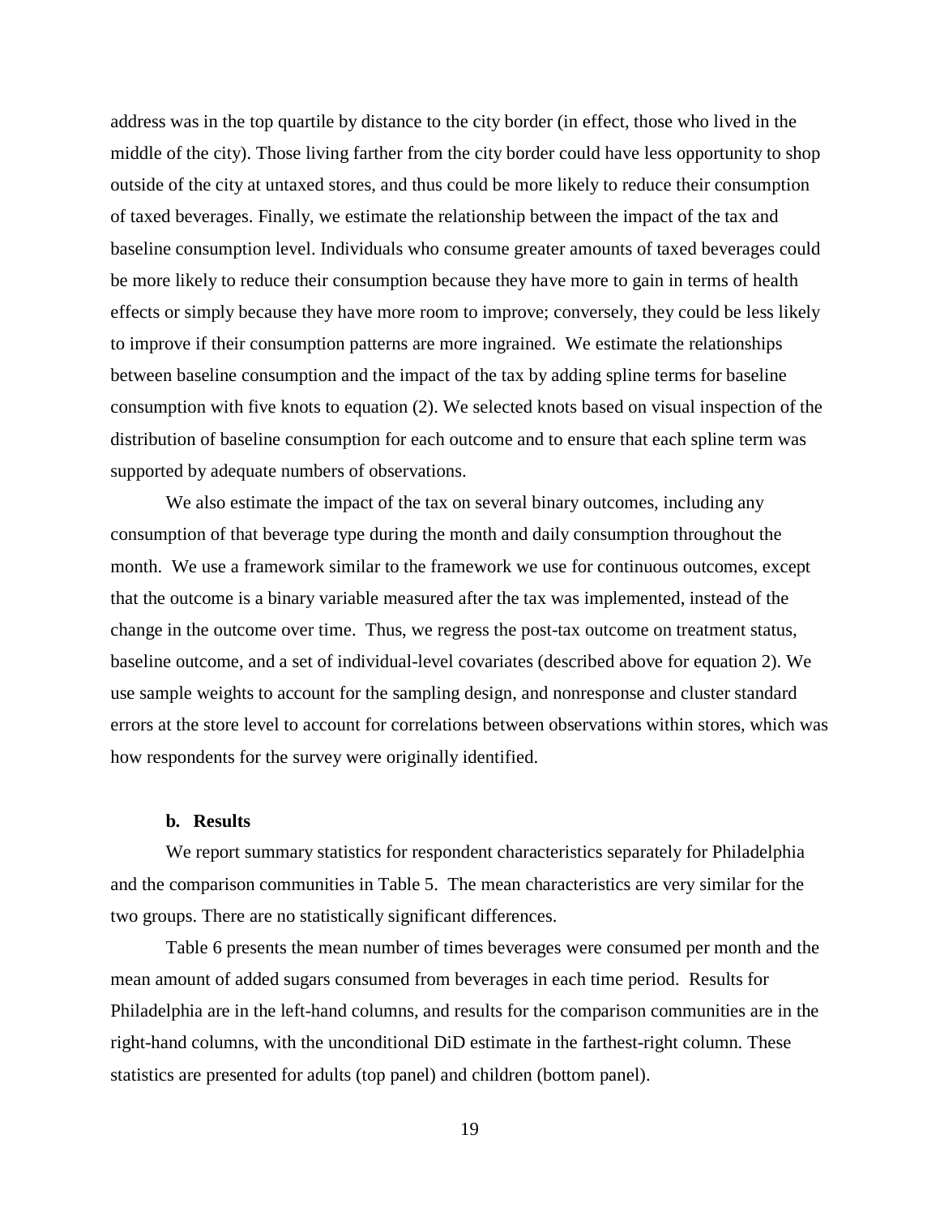address was in the top quartile by distance to the city border (in effect, those who lived in the middle of the city). Those living farther from the city border could have less opportunity to shop outside of the city at untaxed stores, and thus could be more likely to reduce their consumption of taxed beverages. Finally, we estimate the relationship between the impact of the tax and baseline consumption level. Individuals who consume greater amounts of taxed beverages could be more likely to reduce their consumption because they have more to gain in terms of health effects or simply because they have more room to improve; conversely, they could be less likely to improve if their consumption patterns are more ingrained. We estimate the relationships between baseline consumption and the impact of the tax by adding spline terms for baseline consumption with five knots to equation (2). We selected knots based on visual inspection of the distribution of baseline consumption for each outcome and to ensure that each spline term was supported by adequate numbers of observations.

We also estimate the impact of the tax on several binary outcomes, including any consumption of that beverage type during the month and daily consumption throughout the month. We use a framework similar to the framework we use for continuous outcomes, except that the outcome is a binary variable measured after the tax was implemented, instead of the change in the outcome over time. Thus, we regress the post-tax outcome on treatment status, baseline outcome, and a set of individual-level covariates (described above for equation 2). We use sample weights to account for the sampling design, and nonresponse and cluster standard errors at the store level to account for correlations between observations within stores, which was how respondents for the survey were originally identified.

### b. Results

We report summary statistics for respondent characteristics separately for Philadelphia and the comparison communities in Table 5. The mean characteristics are very similar for the two groups. There are no statistically significant differences.

Table 6 presents the mean number of times beverages were consumed per month and the mean amount of added sugars consumed from beverages in each time period. Results for Philadelphia are in the left-hand columns, and results for the comparison communities are in the right-hand columns, with the unconditional DiD estimate in the farthest-right column. These statistics are presented for adults (top panel) and children (bottom panel).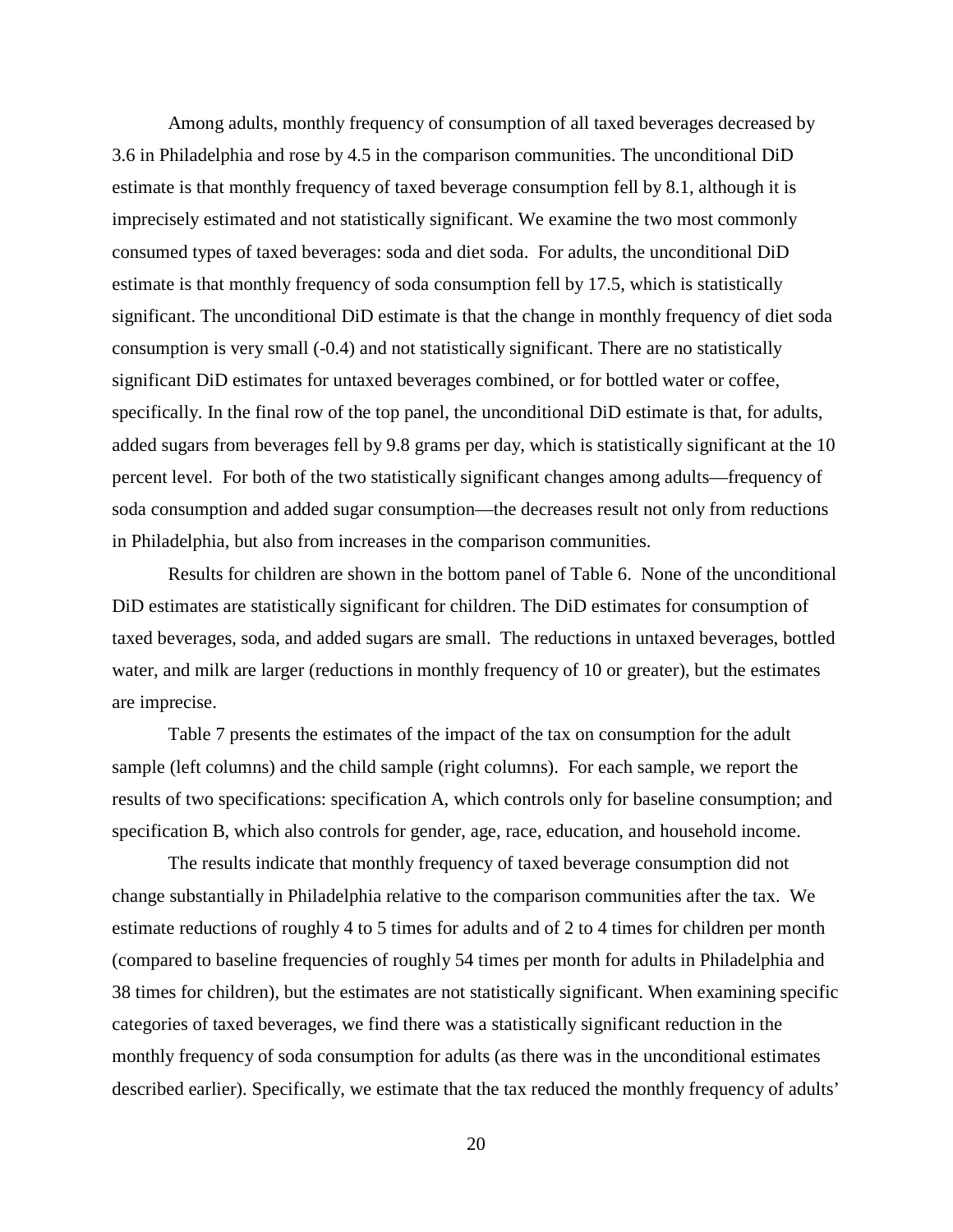Among adults, monthly frequency of consumption of all taxed beverages decreased by 3.6 in Philadelphia and rose by 4.5 in the comparison communities. The unconditional DiD estimate is that monthly frequency of taxed beverage consumption fell by 8.1, although it is imprecisely estimated and not statistically significant. We examine the two most commonly consumed types of taxed beverages: soda and diet soda. For adults, the unconditional DiD estimate is that monthly frequency of soda consumption fell by 17.5, which is statistically significant. The unconditional DiD estimate is that the change in monthly frequency of diet soda consumption is very small (-0.4) and not statistically significant. There are no statistically significant DiD estimates for untaxed beverages combined, or for bottled water or coffee, specifically. In the final row of the top panel, the unconditional DiD estimate is that, for adults, added sugars from beverages fell by 9.8 grams per day, which is statistically significant at the 10 percent level. For both of the two statistically significant changes among adults—frequency of soda consumption and added sugar consumption—the decreases result not only from reductions in Philadelphia, but also from increases in the comparison communities.

Results for children are shown in the bottom panel of Table 6. None of the unconditional DiD estimates are statistically significant for children. The DiD estimates for consumption of taxed beverages, soda, and added sugars are small. The reductions in untaxed beverages, bottled water, and milk are larger (reductions in monthly frequency of 10 or greater), but the estimates are imprecise.

Table 7 presents the estimates of the impact of the tax on consumption for the adult sample (left columns) and the child sample (right columns). For each sample, we report the results of two specifications: specification A, which controls only for baseline consumption; and specification B, which also controls for gender, age, race, education, and household income.

The results indicate that monthly frequency of taxed beverage consumption did not change substantially in Philadelphia relative to the comparison communities after the tax. We estimate reductions of roughly 4 to 5 times for adults and of 2 to 4 times for children per month (compared to baseline frequencies of roughly 54 times per month for adults in Philadelphia and 38 times for children), but the estimates are not statistically significant. When examining specific categories of taxed beverages, we find there was a statistically significant reduction in the monthly frequency of soda consumption for adults (as there was in the unconditional estimates described earlier). Specifically, we estimate that the tax reduced the monthly frequency of adults'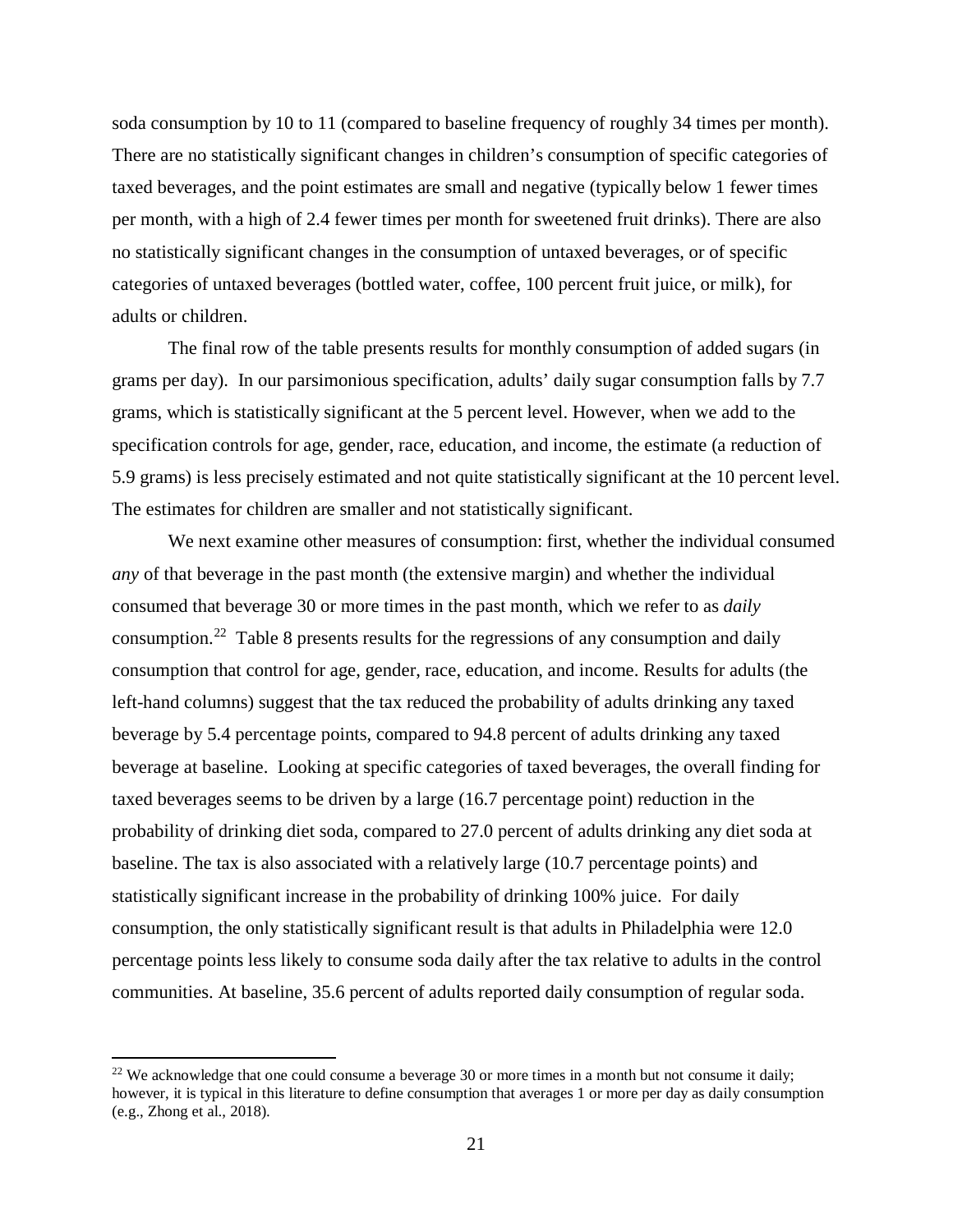soda consumption by 10 to 11 (compared to baseline frequency of roughly 34 times per month). There are no statistically significant changes in children's consumption of specific categories of taxed beverages, and the point estimates are small and negative (typically below 1 fewer times per month, with a high of 2.4 fewer times per month for sweetened fruit drinks). There are also no statistically significant changes in the consumption of untaxed beverages, or of specific categories of untaxed beverages (bottled water, coffee, 100 percent fruit juice, or milk), for adults or children.

The final row of the table presents results for monthly consumption of added sugars (in grams per day). In our parsimonious specification, adults' daily sugar consumption falls by 7.7 grams, which is statistically significant at the 5 percent level. However, when we add to the specification controls for age, gender, race, education, and income, the estimate (a reduction of 5.9 grams) is less precisely estimated and not quite statistically significant at the 10 percent level. The estimates for children are smaller and not statistically significant.

We next examine other measures of consumption: first, whether the individual consumed *any* of that beverage in the past month (the extensive margin) and whether the individual consumed that beverage 30 or more times in the past month, which we refer to as *daily* consumption.[22] Table 8 presents results for the regressions of any consumption and daily consumption that control for age, gender, race, education, and income. Results for adults (the left-hand columns) suggest that the tax reduced the probability of adults drinking any taxed beverage by 5.4 percentage points, compared to 94.8 percent of adults drinking any taxed beverage at baseline. Looking at specific categories of taxed beverages, the overall finding for taxed beverages seems to be driven by a large (16.7 percentage point) reduction in the probability of drinking diet soda, compared to 27.0 percent of adults drinking any diet soda at baseline. The tax is also associated with a relatively large (10.7 percentage points) and statistically significant increase in the probability of drinking 100% juice. For daily consumption, the only statistically significant result is that adults in Philadelphia were 12.0 percentage points less likely to consume soda daily after the tax relative to adults in the control communities. At baseline, 35.6 percent of adults reported daily consumption of regular soda.

[22] We acknowledge that one could consume a beverage 30 or more times in a month but not consume it daily; however, it is typical in this literature to define consumption that averages 1 or more per day as daily consumption (e.g., Zhong et al., 2018).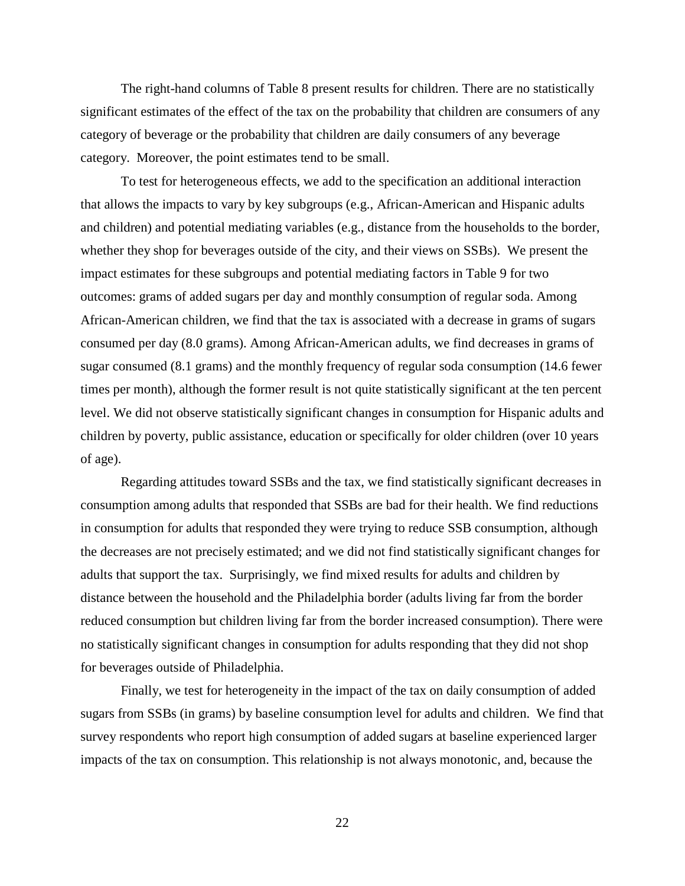The right-hand columns of Table 8 present results for children. There are no statistically significant estimates of the effect of the tax on the probability that children are consumers of any category of beverage or the probability that children are daily consumers of any beverage category. Moreover, the point estimates tend to be small.

To test for heterogeneous effects, we add to the specification an additional interaction that allows the impacts to vary by key subgroups (e.g., African-American and Hispanic adults and children) and potential mediating variables (e.g., distance from the households to the border, whether they shop for beverages outside of the city, and their views on SSBs). We present the impact estimates for these subgroups and potential mediating factors in Table 9 for two outcomes: grams of added sugars per day and monthly consumption of regular soda. Among African-American children, we find that the tax is associated with a decrease in grams of sugars consumed per day (8.0 grams). Among African-American adults, we find decreases in grams of sugar consumed (8.1 grams) and the monthly frequency of regular soda consumption (14.6 fewer times per month), although the former result is not quite statistically significant at the ten percent level. We did not observe statistically significant changes in consumption for Hispanic adults and children by poverty, public assistance, education or specifically for older children (over 10 years of age).

Regarding attitudes toward SSBs and the tax, we find statistically significant decreases in consumption among adults that responded that SSBs are bad for their health. We find reductions in consumption for adults that responded they were trying to reduce SSB consumption, although the decreases are not precisely estimated; and we did not find statistically significant changes for adults that support the tax. Surprisingly, we find mixed results for adults and children by distance between the household and the Philadelphia border (adults living far from the border reduced consumption but children living far from the border increased consumption). There were no statistically significant changes in consumption for adults responding that they did not shop for beverages outside of Philadelphia.

Finally, we test for heterogeneity in the impact of the tax on daily consumption of added sugars from SSBs (in grams) by baseline consumption level for adults and children. We find that survey respondents who report high consumption of added sugars at baseline experienced larger impacts of the tax on consumption. This relationship is not always monotonic, and, because the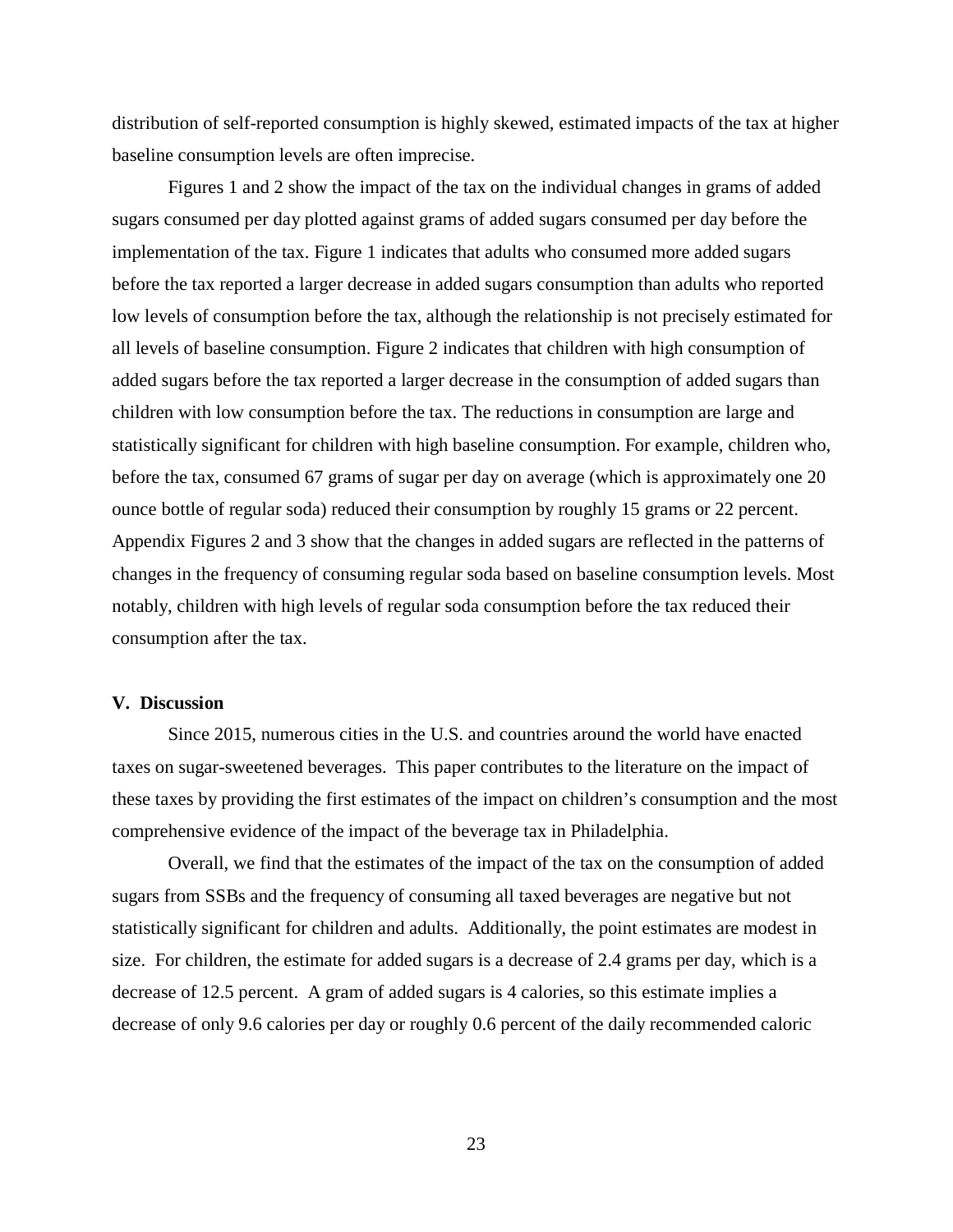distribution of self-reported consumption is highly skewed, estimated impacts of the tax at higher baseline consumption levels are often imprecise.

Figures 1 and 2 show the impact of the tax on the individual changes in grams of added sugars consumed per day plotted against grams of added sugars consumed per day before the implementation of the tax. Figure 1 indicates that adults who consumed more added sugars before the tax reported a larger decrease in added sugars consumption than adults who reported low levels of consumption before the tax, although the relationship is not precisely estimated for all levels of baseline consumption. Figure 2 indicates that children with high consumption of added sugars before the tax reported a larger decrease in the consumption of added sugars than children with low consumption before the tax. The reductions in consumption are large and statistically significant for children with high baseline consumption. For example, children who, before the tax, consumed 67 grams of sugar per day on average (which is approximately one 20 ounce bottle of regular soda) reduced their consumption by roughly 15 grams or 22 percent. Appendix Figures 2 and 3 show that the changes in added sugars are reflected in the patterns of changes in the frequency of consuming regular soda based on baseline consumption levels. Most notably, children with high levels of regular soda consumption before the tax reduced their consumption after the tax.

## V. Discussion

Since 2015, numerous cities in the U.S. and countries around the world have enacted taxes on sugar-sweetened beverages. This paper contributes to the literature on the impact of these taxes by providing the first estimates of the impact on children's consumption and the most comprehensive evidence of the impact of the beverage tax in Philadelphia.

Overall, we find that the estimates of the impact of the tax on the consumption of added sugars from SSBs and the frequency of consuming all taxed beverages are negative but not statistically significant for children and adults. Additionally, the point estimates are modest in size. For children, the estimate for added sugars is a decrease of 2.4 grams per day, which is a decrease of 12.5 percent. A gram of added sugars is 4 calories, so this estimate implies a decrease of only 9.6 calories per day or roughly 0.6 percent of the daily recommended caloric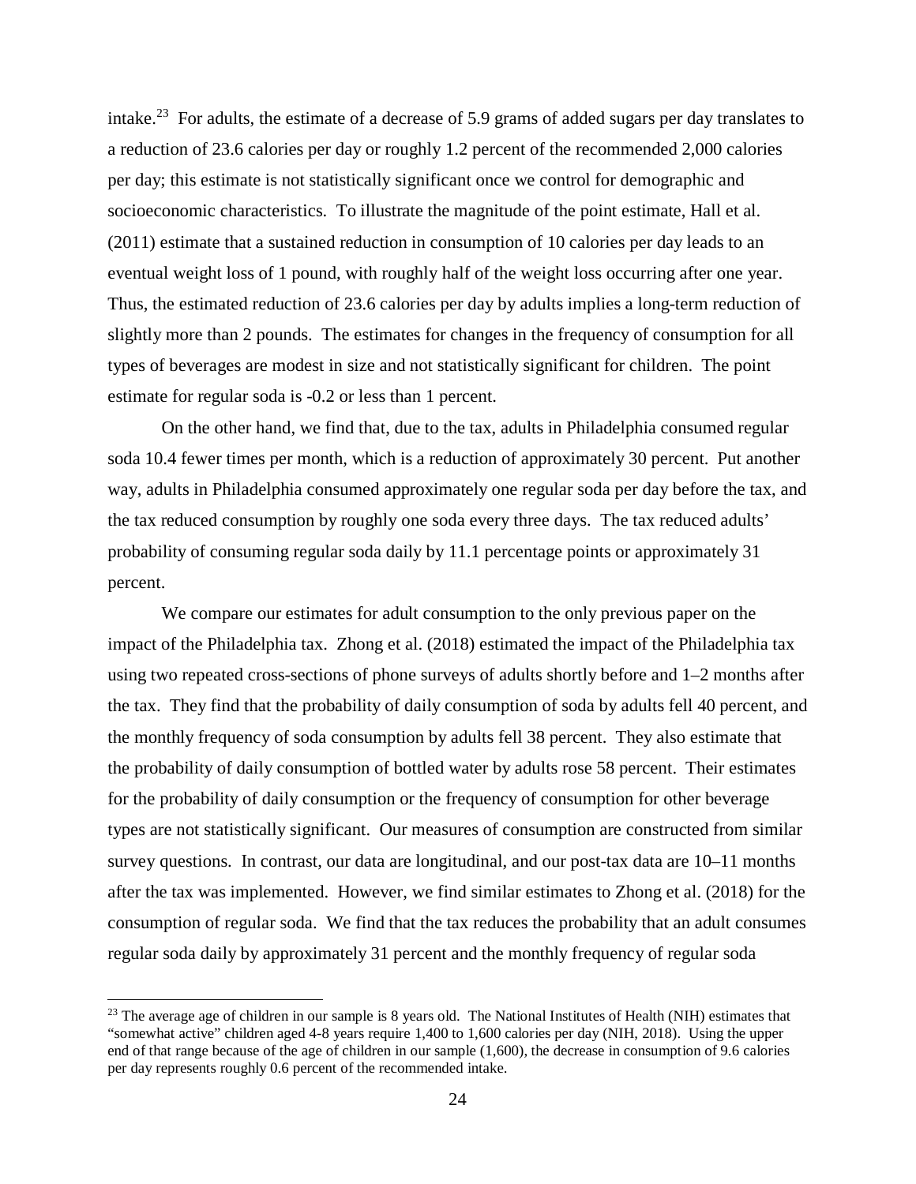intake.[23] For adults, the estimate of a decrease of 5.9 grams of added sugars per day translates to a reduction of 23.6 calories per day or roughly 1.2 percent of the recommended 2,000 calories per day; this estimate is not statistically significant once we control for demographic and socioeconomic characteristics. To illustrate the magnitude of the point estimate, Hall et al. (2011) estimate that a sustained reduction in consumption of 10 calories per day leads to an eventual weight loss of 1 pound, with roughly half of the weight loss occurring after one year. Thus, the estimated reduction of 23.6 calories per day by adults implies a long-term reduction of slightly more than 2 pounds. The estimates for changes in the frequency of consumption for all types of beverages are modest in size and not statistically significant for children. The point estimate for regular soda is -0.2 or less than 1 percent.

On the other hand, we find that, due to the tax, adults in Philadelphia consumed regular soda 10.4 fewer times per month, which is a reduction of approximately 30 percent. Put another way, adults in Philadelphia consumed approximately one regular soda per day before the tax, and the tax reduced consumption by roughly one soda every three days. The tax reduced adults' probability of consuming regular soda daily by 11.1 percentage points or approximately 31 percent.

We compare our estimates for adult consumption to the only previous paper on the impact of the Philadelphia tax. Zhong et al. (2018) estimated the impact of the Philadelphia tax using two repeated cross-sections of phone surveys of adults shortly before and 1–2 months after the tax. They find that the probability of daily consumption of soda by adults fell 40 percent, and the monthly frequency of soda consumption by adults fell 38 percent. They also estimate that the probability of daily consumption of bottled water by adults rose 58 percent. Their estimates for the probability of daily consumption or the frequency of consumption for other beverage types are not statistically significant. Our measures of consumption are constructed from similar survey questions. In contrast, our data are longitudinal, and our post-tax data are 10–11 months after the tax was implemented. However, we find similar estimates to Zhong et al. (2018) for the consumption of regular soda. We find that the tax reduces the probability that an adult consumes regular soda daily by approximately 31 percent and the monthly frequency of regular soda

[23] The average age of children in our sample is 8 years old. The National Institutes of Health (NIH) estimates that "somewhat active" children aged 4-8 years require 1,400 to 1,600 calories per day (NIH, 2018). Using the upper end of that range because of the age of children in our sample (1,600), the decrease in consumption of 9.6 calories per day represents roughly 0.6 percent of the recommended intake.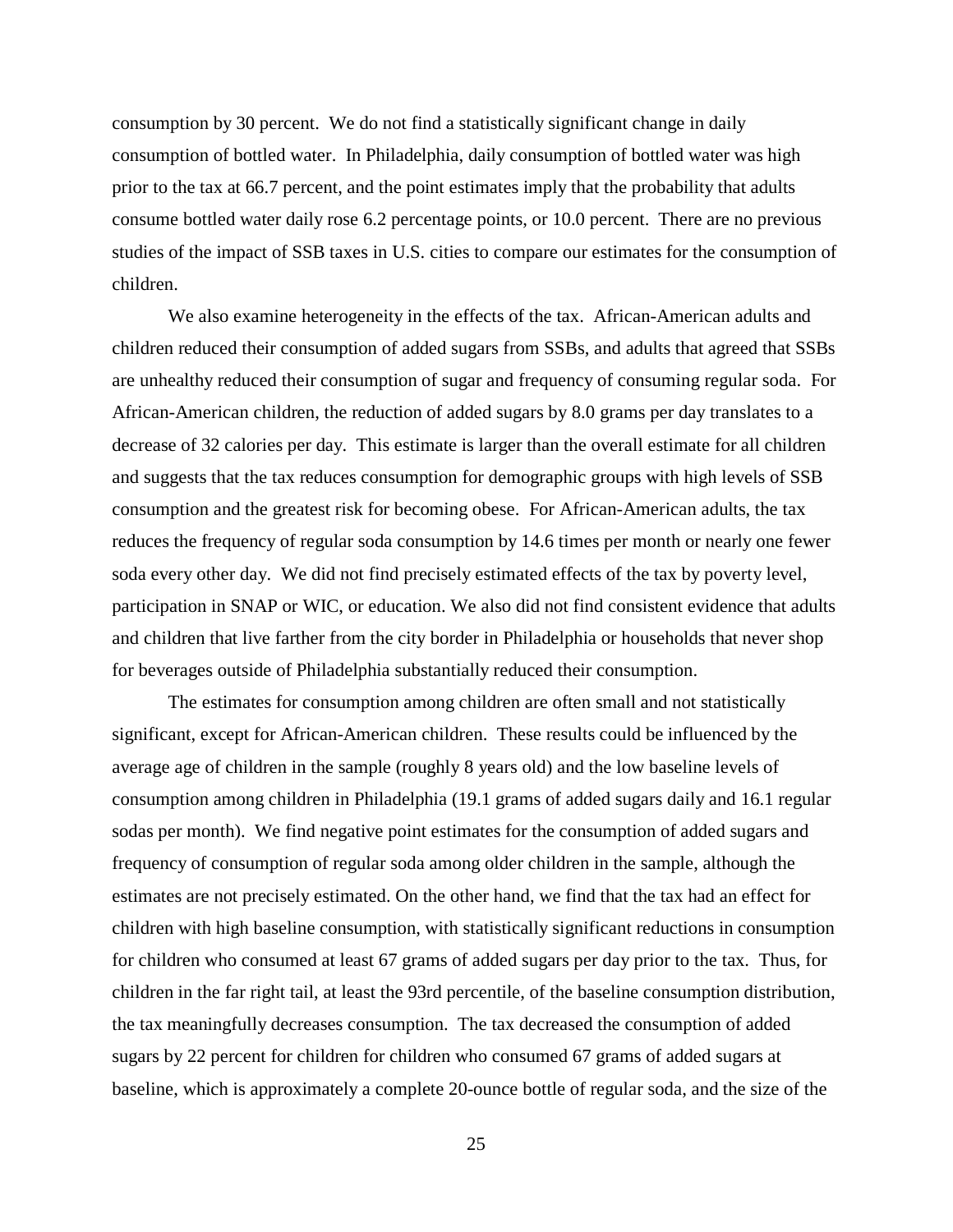consumption by 30 percent. We do not find a statistically significant change in daily consumption of bottled water. In Philadelphia, daily consumption of bottled water was high prior to the tax at 66.7 percent, and the point estimates imply that the probability that adults consume bottled water daily rose 6.2 percentage points, or 10.0 percent. There are no previous studies of the impact of SSB taxes in U.S. cities to compare our estimates for the consumption of children.

We also examine heterogeneity in the effects of the tax. African-American adults and children reduced their consumption of added sugars from SSBs, and adults that agreed that SSBs are unhealthy reduced their consumption of sugar and frequency of consuming regular soda. For African-American children, the reduction of added sugars by 8.0 grams per day translates to a decrease of 32 calories per day. This estimate is larger than the overall estimate for all children and suggests that the tax reduces consumption for demographic groups with high levels of SSB consumption and the greatest risk for becoming obese. For African-American adults, the tax reduces the frequency of regular soda consumption by 14.6 times per month or nearly one fewer soda every other day. We did not find precisely estimated effects of the tax by poverty level, participation in SNAP or WIC, or education. We also did not find consistent evidence that adults and children that live farther from the city border in Philadelphia or households that never shop for beverages outside of Philadelphia substantially reduced their consumption.

The estimates for consumption among children are often small and not statistically significant, except for African-American children. These results could be influenced by the average age of children in the sample (roughly 8 years old) and the low baseline levels of consumption among children in Philadelphia (19.1 grams of added sugars daily and 16.1 regular sodas per month). We find negative point estimates for the consumption of added sugars and frequency of consumption of regular soda among older children in the sample, although the estimates are not precisely estimated. On the other hand, we find that the tax had an effect for children with high baseline consumption, with statistically significant reductions in consumption for children who consumed at least 67 grams of added sugars per day prior to the tax. Thus, for children in the far right tail, at least the 93rd percentile, of the baseline consumption distribution, the tax meaningfully decreases consumption. The tax decreased the consumption of added sugars by 22 percent for children for children who consumed 67 grams of added sugars at baseline, which is approximately a complete 20-ounce bottle of regular soda, and the size of the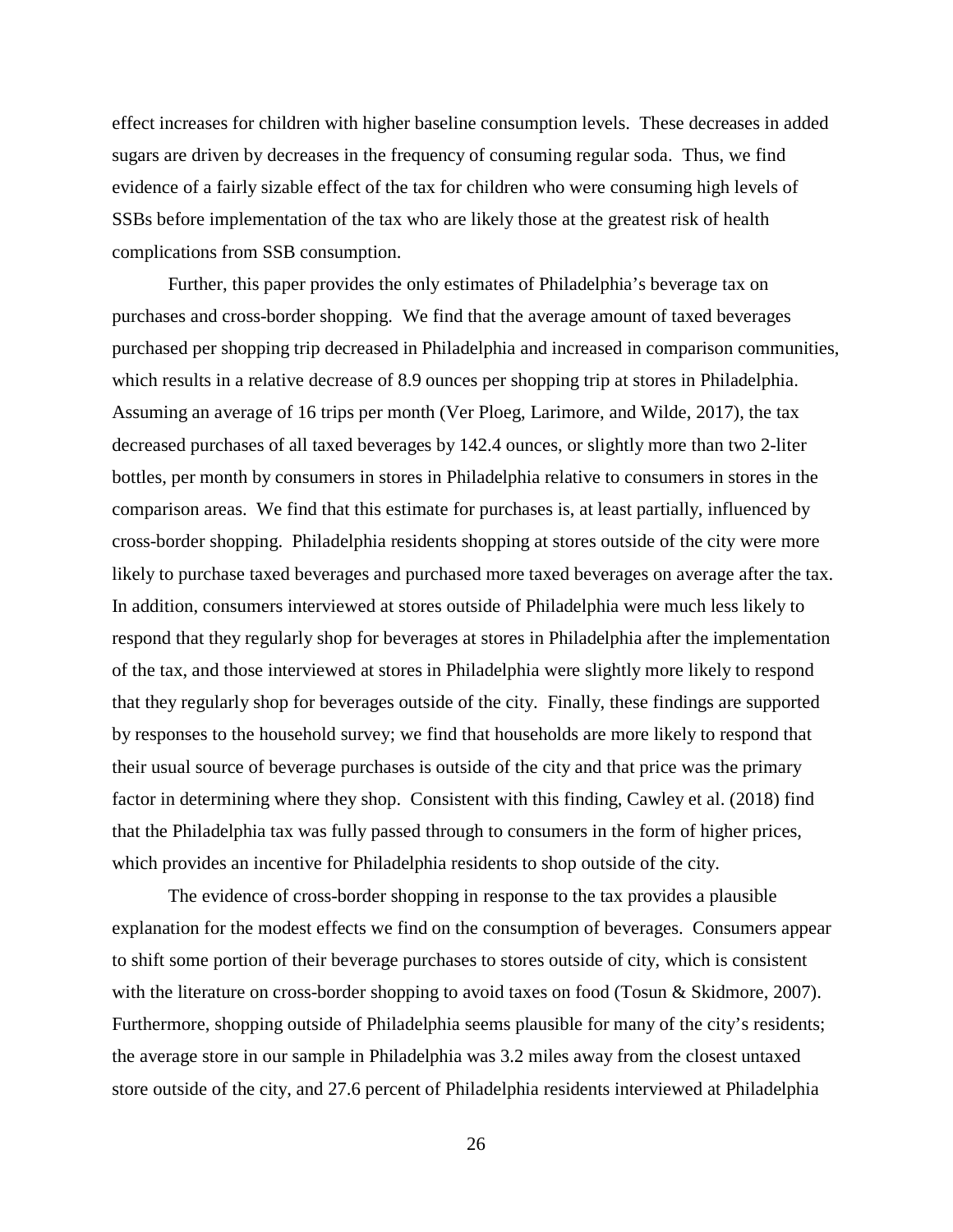effect increases for children with higher baseline consumption levels. These decreases in added sugars are driven by decreases in the frequency of consuming regular soda. Thus, we find evidence of a fairly sizable effect of the tax for children who were consuming high levels of SSBs before implementation of the tax who are likely those at the greatest risk of health complications from SSB consumption.

Further, this paper provides the only estimates of Philadelphia's beverage tax on purchases and cross-border shopping. We find that the average amount of taxed beverages purchased per shopping trip decreased in Philadelphia and increased in comparison communities, which results in a relative decrease of 8.9 ounces per shopping trip at stores in Philadelphia. Assuming an average of 16 trips per month (Ver Ploeg, Larimore, and Wilde, 2017), the tax decreased purchases of all taxed beverages by 142.4 ounces, or slightly more than two 2-liter bottles, per month by consumers in stores in Philadelphia relative to consumers in stores in the comparison areas. We find that this estimate for purchases is, at least partially, influenced by cross-border shopping. Philadelphia residents shopping at stores outside of the city were more likely to purchase taxed beverages and purchased more taxed beverages on average after the tax. In addition, consumers interviewed at stores outside of Philadelphia were much less likely to respond that they regularly shop for beverages at stores in Philadelphia after the implementation of the tax, and those interviewed at stores in Philadelphia were slightly more likely to respond that they regularly shop for beverages outside of the city. Finally, these findings are supported by responses to the household survey; we find that households are more likely to respond that their usual source of beverage purchases is outside of the city and that price was the primary factor in determining where they shop. Consistent with this finding, Cawley et al. (2018) find that the Philadelphia tax was fully passed through to consumers in the form of higher prices, which provides an incentive for Philadelphia residents to shop outside of the city.

The evidence of cross-border shopping in response to the tax provides a plausible explanation for the modest effects we find on the consumption of beverages. Consumers appear to shift some portion of their beverage purchases to stores outside of city, which is consistent with the literature on cross-border shopping to avoid taxes on food (Tosun & Skidmore, 2007). Furthermore, shopping outside of Philadelphia seems plausible for many of the city's residents; the average store in our sample in Philadelphia was 3.2 miles away from the closest untaxed store outside of the city, and 27.6 percent of Philadelphia residents interviewed at Philadelphia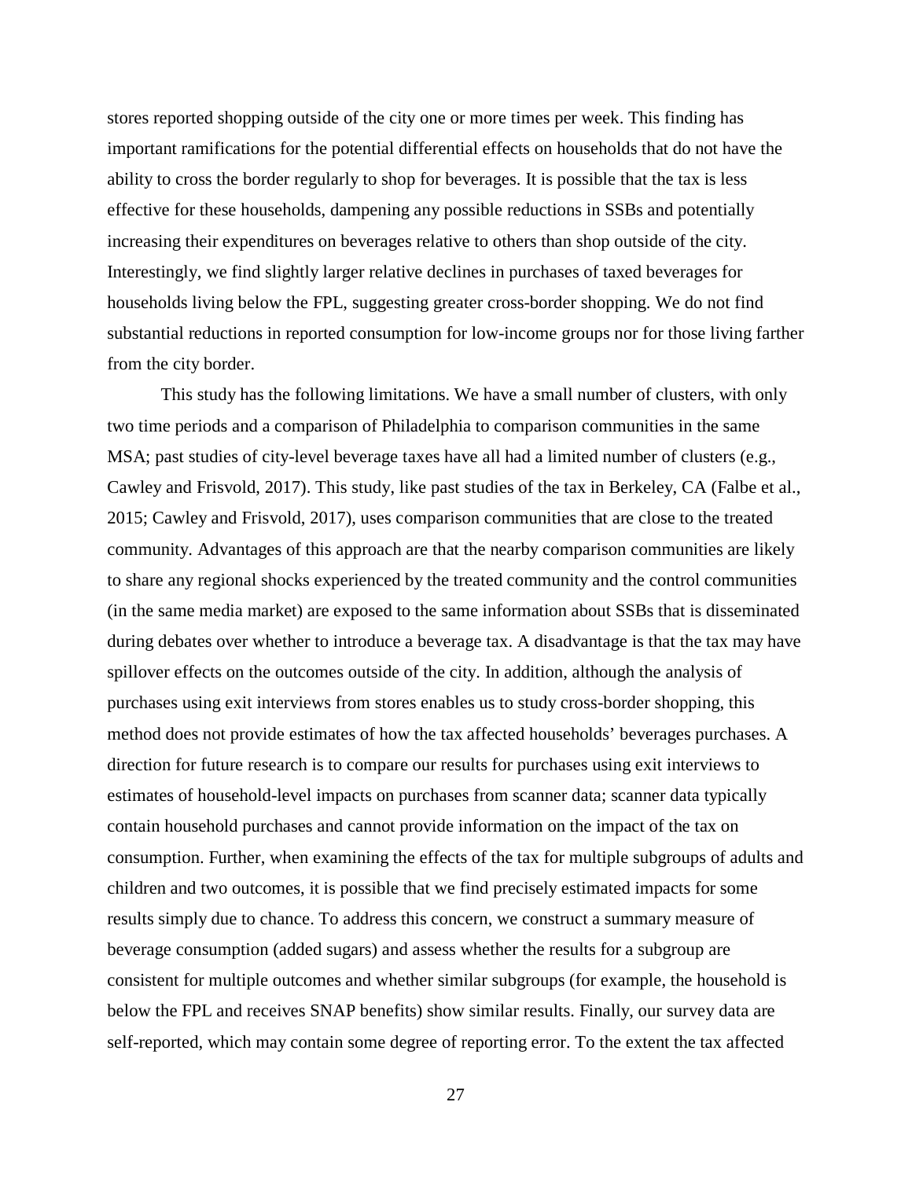stores reported shopping outside of the city one or more times per week. This finding has important ramifications for the potential differential effects on households that do not have the ability to cross the border regularly to shop for beverages. It is possible that the tax is less effective for these households, dampening any possible reductions in SSBs and potentially increasing their expenditures on beverages relative to others than shop outside of the city. Interestingly, we find slightly larger relative declines in purchases of taxed beverages for households living below the FPL, suggesting greater cross-border shopping. We do not find substantial reductions in reported consumption for low-income groups nor for those living farther from the city border.

This study has the following limitations. We have a small number of clusters, with only two time periods and a comparison of Philadelphia to comparison communities in the same MSA; past studies of city-level beverage taxes have all had a limited number of clusters (e.g., Cawley and Frisvold, 2017). This study, like past studies of the tax in Berkeley, CA (Falbe et al., 2015; Cawley and Frisvold, 2017), uses comparison communities that are close to the treated community. Advantages of this approach are that the nearby comparison communities are likely to share any regional shocks experienced by the treated community and the control communities (in the same media market) are exposed to the same information about SSBs that is disseminated during debates over whether to introduce a beverage tax. A disadvantage is that the tax may have spillover effects on the outcomes outside of the city. In addition, although the analysis of purchases using exit interviews from stores enables us to study cross-border shopping, this method does not provide estimates of how the tax affected households' beverages purchases. A direction for future research is to compare our results for purchases using exit interviews to estimates of household-level impacts on purchases from scanner data; scanner data typically contain household purchases and cannot provide information on the impact of the tax on consumption. Further, when examining the effects of the tax for multiple subgroups of adults and children and two outcomes, it is possible that we find precisely estimated impacts for some results simply due to chance. To address this concern, we construct a summary measure of beverage consumption (added sugars) and assess whether the results for a subgroup are consistent for multiple outcomes and whether similar subgroups (for example, the household is below the FPL and receives SNAP benefits) show similar results. Finally, our survey data are self-reported, which may contain some degree of reporting error. To the extent the tax affected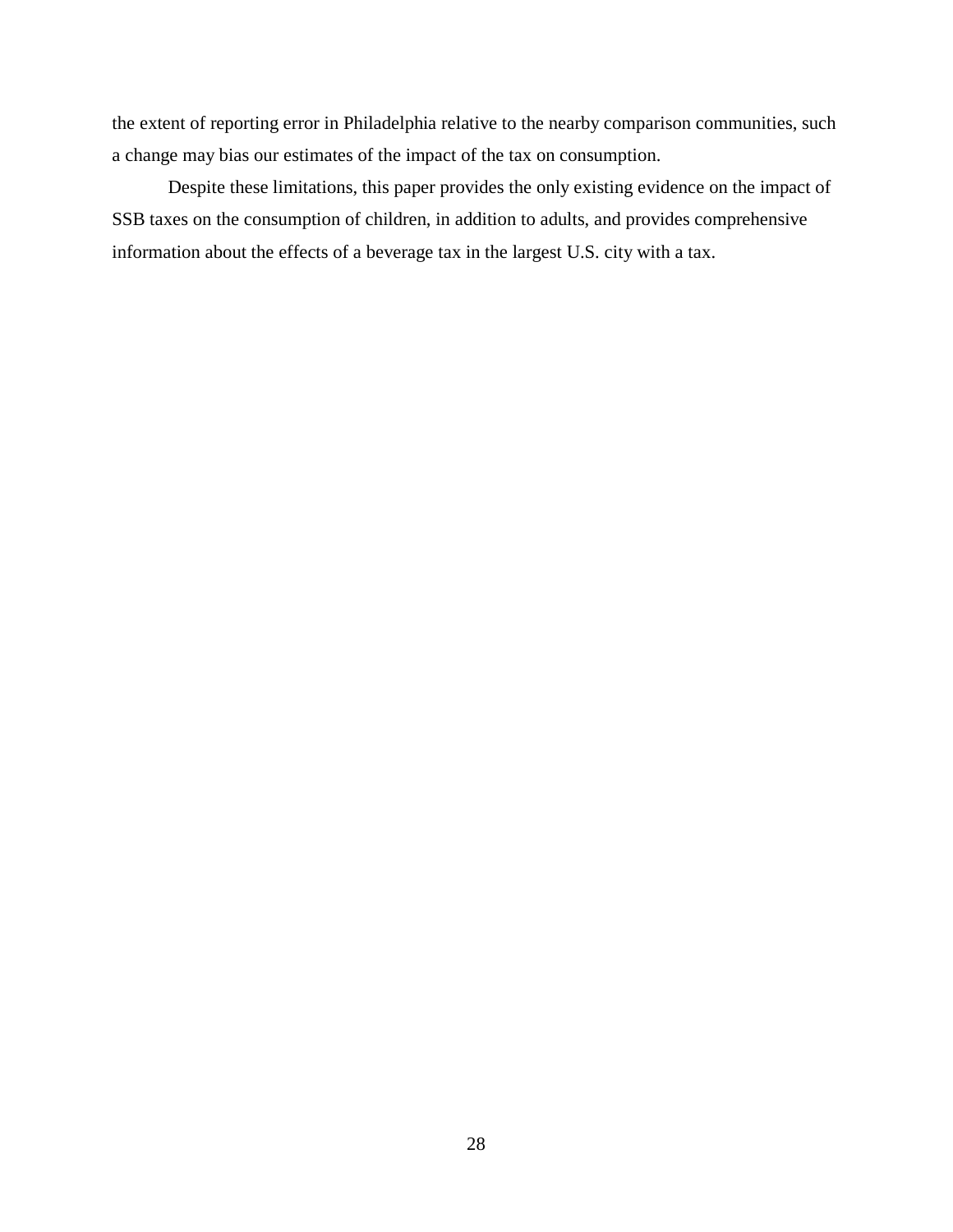the extent of reporting error in Philadelphia relative to the nearby comparison communities, such a change may bias our estimates of the impact of the tax on consumption.

Despite these limitations, this paper provides the only existing evidence on the impact of SSB taxes on the consumption of children, in addition to adults, and provides comprehensive information about the effects of a beverage tax in the largest U.S. city with a tax.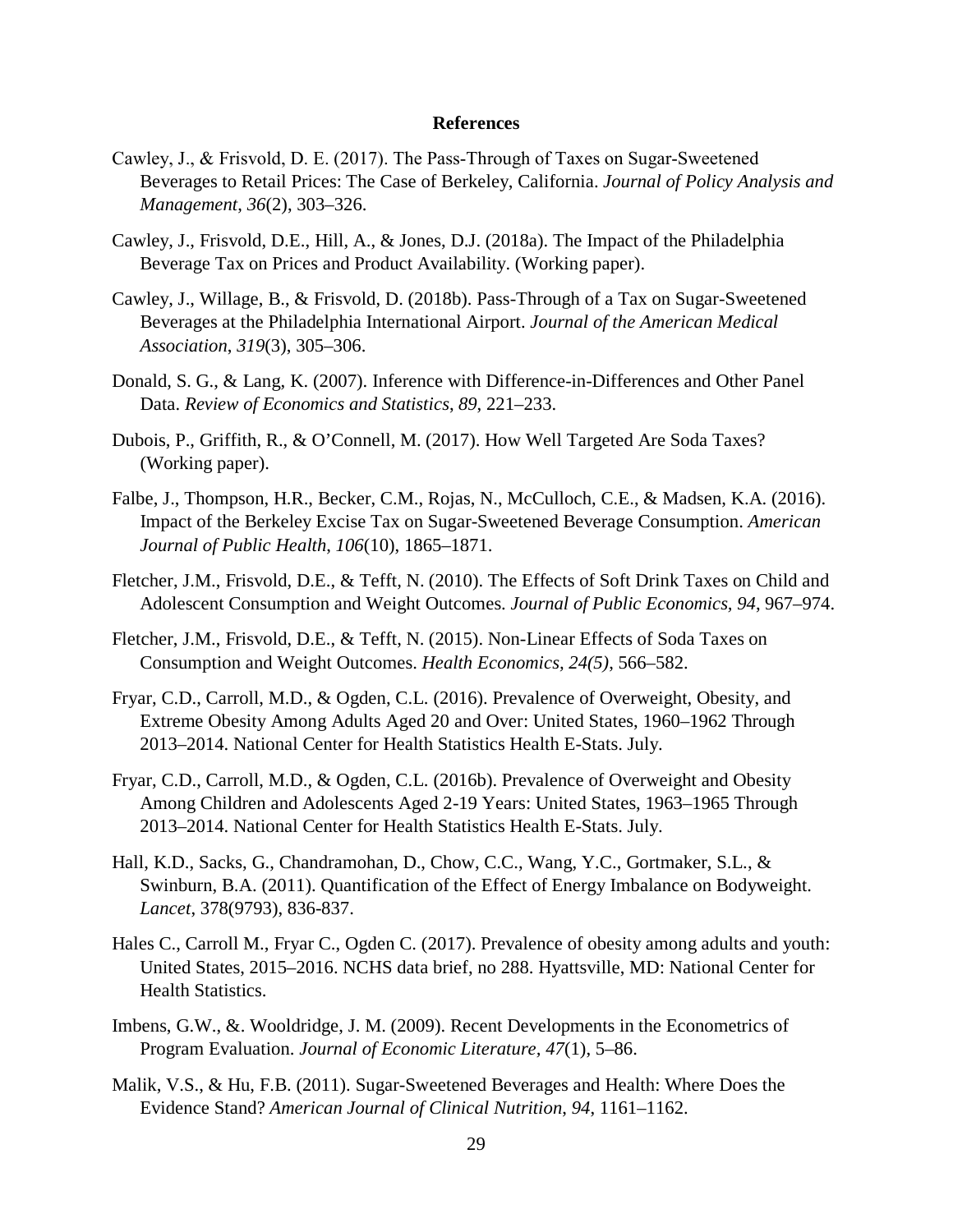# References

Cawley, J., & Frisvold, D. E. (2017). The Pass-Through of Taxes on Sugar-Sweetened Beverages to Retail Prices: The Case of Berkeley, California. *Journal of Policy Analysis and Management*, *36*(2), 303–326.

Cawley, J., Frisvold, D.E., Hill, A., & Jones, D.J. (2018a). The Impact of the Philadelphia Beverage Tax on Prices and Product Availability. (Working paper).

Cawley, J., Willage, B., & Frisvold, D. (2018b). Pass-Through of a Tax on Sugar-Sweetened Beverages at the Philadelphia International Airport. *Journal of the American Medical Association*, *319*(3), 305–306.

Donald, S. G., & Lang, K. (2007). Inference with Difference-in-Differences and Other Panel Data. *Review of Economics and Statistics*, *89*, 221–233.

Dubois, P., Griffith, R., & O'Connell, M. (2017). How Well Targeted Are Soda Taxes? (Working paper).

Falbe, J., Thompson, H.R., Becker, C.M., Rojas, N., McCulloch, C.E., & Madsen, K.A. (2016). Impact of the Berkeley Excise Tax on Sugar-Sweetened Beverage Consumption. *American Journal of Public Health*, *106*(10), 1865–1871.

Fletcher, J.M., Frisvold, D.E., & Tefft, N. (2010). The Effects of Soft Drink Taxes on Child and Adolescent Consumption and Weight Outcomes. *Journal of Public Economics, 94*, 967–974.

Fletcher, J.M., Frisvold, D.E., & Tefft, N. (2015). Non-Linear Effects of Soda Taxes on Consumption and Weight Outcomes. *Health Economics, 24(5)*, 566–582.

Fryar, C.D., Carroll, M.D., & Ogden, C.L. (2016). Prevalence of Overweight, Obesity, and Extreme Obesity Among Adults Aged 20 and Over: United States, 1960–1962 Through 2013–2014. National Center for Health Statistics Health E-Stats. July.

Fryar, C.D., Carroll, M.D., & Ogden, C.L. (2016b). Prevalence of Overweight and Obesity Among Children and Adolescents Aged 2-19 Years: United States, 1963–1965 Through 2013–2014. National Center for Health Statistics Health E-Stats. July.

Hall, K.D., Sacks, G., Chandramohan, D., Chow, C.C., Wang, Y.C., Gortmaker, S.L., & Swinburn, B.A. (2011). Quantification of the Effect of Energy Imbalance on Bodyweight. *Lancet*, 378(9793), 836-837.

Hales C., Carroll M., Fryar C., Ogden C. (2017). Prevalence of obesity among adults and youth: United States, 2015–2016. NCHS data brief, no 288. Hyattsville, MD: National Center for Health Statistics.

Imbens, G.W., &. Wooldridge, J. M. (2009). Recent Developments in the Econometrics of Program Evaluation. *Journal of Economic Literature, 47*(1), 5–86.

Malik, V.S., & Hu, F.B. (2011). Sugar-Sweetened Beverages and Health: Where Does the Evidence Stand? *American Journal of Clinical Nutrition*, *94*, 1161–1162.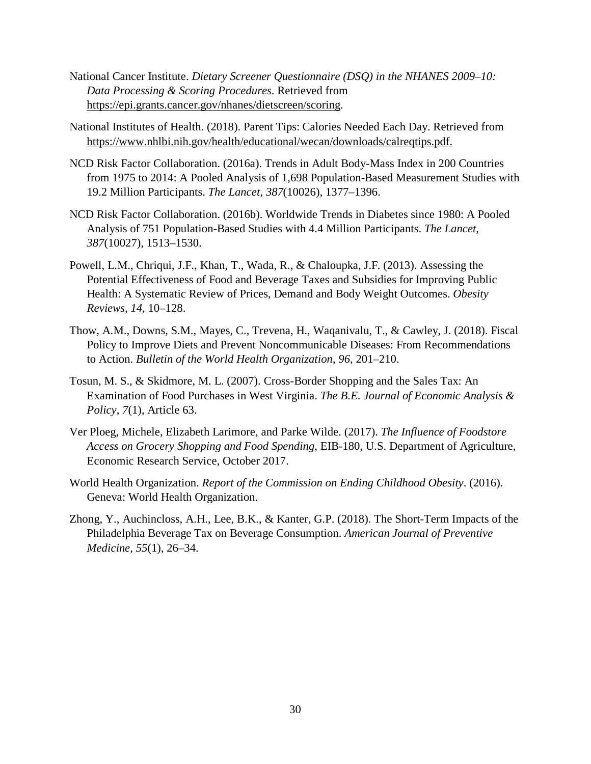National Cancer Institute. *Dietary Screener Questionnaire (DSQ) in the NHANES 2009–10: Data Processing & Scoring Procedures*. Retrieved from https://epi.grants.cancer.gov/nhanes/dietscreen/scoring.

National Institutes of Health. (2018). Parent Tips: Calories Needed Each Day. Retrieved from https://www.nhlbi.nih.gov/health/educational/wecan/downloads/calreqtips.pdf.

NCD Risk Factor Collaboration. (2016a). Trends in Adult Body-Mass Index in 200 Countries from 1975 to 2014: A Pooled Analysis of 1,698 Population-Based Measurement Studies with 19.2 Million Participants. *The Lancet*, *387*(10026), 1377–1396.

NCD Risk Factor Collaboration. (2016b). Worldwide Trends in Diabetes since 1980: A Pooled Analysis of 751 Population-Based Studies with 4.4 Million Participants. *The Lancet, 387*(10027), 1513–1530.

Powell, L.M., Chriqui, J.F., Khan, T., Wada, R., & Chaloupka, J.F. (2013). Assessing the Potential Effectiveness of Food and Beverage Taxes and Subsidies for Improving Public Health: A Systematic Review of Prices, Demand and Body Weight Outcomes. *Obesity Reviews*, *14*, 10–128.

Thow, A.M., Downs, S.M., Mayes, C., Trevena, H., Waqanivalu, T., & Cawley, J. (2018). Fiscal Policy to Improve Diets and Prevent Noncommunicable Diseases: From Recommendations to Action. *Bulletin of the World Health Organization*, *96*, 201–210.

Tosun, M. S., & Skidmore, M. L. (2007). Cross-Border Shopping and the Sales Tax: An Examination of Food Purchases in West Virginia. *The B.E. Journal of Economic Analysis & Policy*, *7*(1), Article 63.

Ver Ploeg, Michele, Elizabeth Larimore, and Parke Wilde. (2017). *The Influence of Foodstore Access on Grocery Shopping and Food Spending*, EIB-180, U.S. Department of Agriculture, Economic Research Service, October 2017.

World Health Organization. *Report of the Commission on Ending Childhood Obesity*. (2016). Geneva: World Health Organization.

Zhong, Y., Auchincloss, A.H., Lee, B.K., & Kanter, G.P. (2018). The Short-Term Impacts of the Philadelphia Beverage Tax on Beverage Consumption. *American Journal of Preventive Medicine*, *55*(1), 26–34.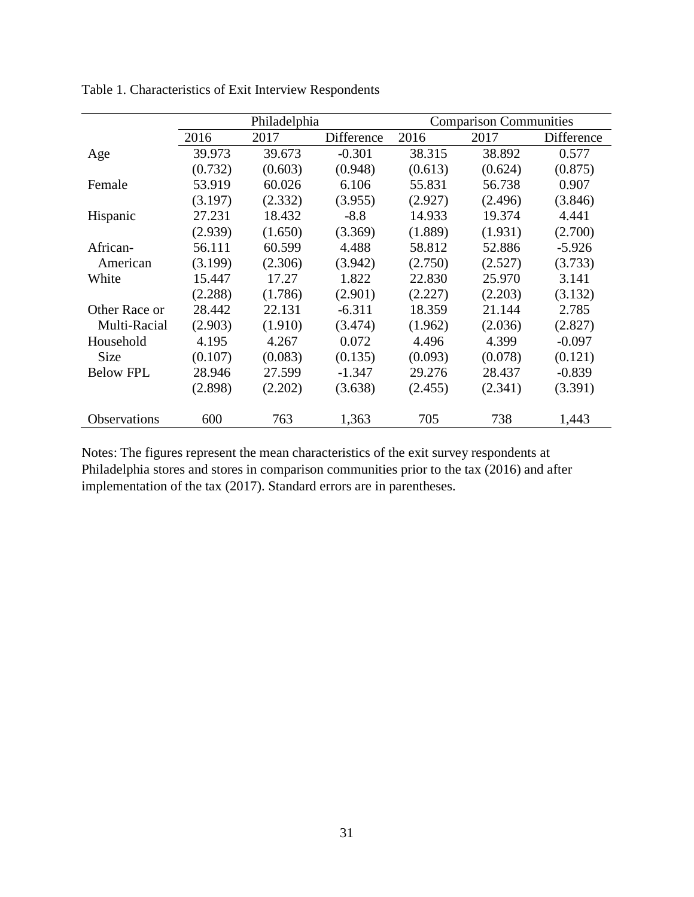Table 1. Characteristics of Exit Interview Respondents

| | Philadelphia | | | Comparison Communities | | |
|---|---|---|---|---|---|---|
| | 2016 | 2017 | Difference | 2016 | 2017 | Difference |
| Age | 39.973 | 39.673 | -0.301 | 38.315 | 38.892 | 0.577 |
| | (0.732) | (0.603) | (0.948) | (0.613) | (0.624) | (0.875) |
| Female | 53.919 | 60.026 | 6.106 | 55.831 | 56.738 | 0.907 |
| | (3.197) | (2.332) | (3.955) | (2.927) | (2.496) | (3.846) |
| Hispanic | 27.231 | 18.432 | -8.8 | 14.933 | 19.374 | 4.441 |
| | (2.939) | (1.650) | (3.369) | (1.889) | (1.931) | (2.700) |
| African-American | 56.111 | 60.599 | 4.488 | 58.812 | 52.886 | -5.926 |
| | (3.199) | (2.306) | (3.942) | (2.750) | (2.527) | (3.733) |
| White | 15.447 | 17.27 | 1.822 | 22.830 | 25.970 | 3.141 |
| | (2.288) | (1.786) | (2.901) | (2.227) | (2.203) | (3.132) |
| Other Race or Multi-Racial | 28.442 | 22.131 | -6.311 | 18.359 | 21.144 | 2.785 |
| | (2.903) | (1.910) | (3.474) | (1.962) | (2.036) | (2.827) |
| Household Size | 4.195 | 4.267 | 0.072 | 4.496 | 4.399 | -0.097 |
| | (0.107) | (0.083) | (0.135) | (0.093) | (0.078) | (0.121) |
| Below FPL | 28.946 | 27.599 | -1.347 | 29.276 | 28.437 | -0.839 |
| | (2.898) | (2.202) | (3.638) | (2.455) | (2.341) | (3.391) |
| Observations | 600 | 763 | 1,363 | 705 | 738 | 1,443 |

Notes: The figures represent the mean characteristics of the exit survey respondents at Philadelphia stores and stores in comparison communities prior to the tax (2016) and after implementation of the tax (2017). Standard errors are in parentheses.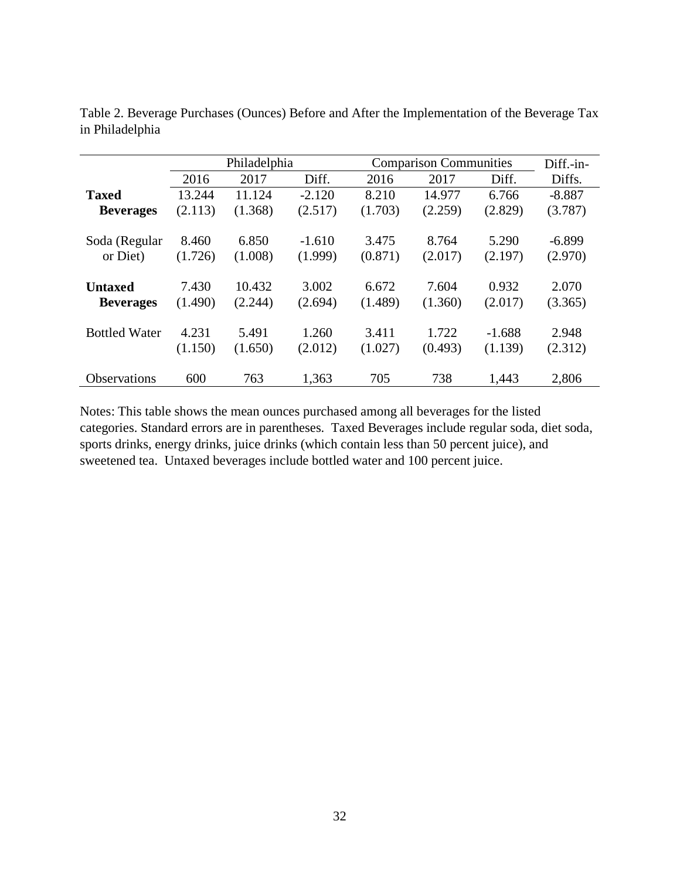Table 2. Beverage Purchases (Ounces) Before and After the Implementation of the Beverage Tax in Philadelphia

| | Philadelphia | | | Comparison Communities | | | Diff.-in- |
|---|---|---|---|---|---|---|---|
| | 2016 | 2017 | Diff. | 2016 | 2017 | Diff. | Diffs. |
| **Taxed Beverages** | 13.244 | 11.124 | -2.120 | 8.210 | 14.977 | 6.766 | -8.887 |
| | (2.113) | (1.368) | (2.517) | (1.703) | (2.259) | (2.829) | (3.787) |
| Soda (Regular or Diet) | 8.460 | 6.850 | -1.610 | 3.475 | 8.764 | 5.290 | -6.899 |
| | (1.726) | (1.008) | (1.999) | (0.871) | (2.017) | (2.197) | (2.970) |
| **Untaxed Beverages** | 7.430 | 10.432 | 3.002 | 6.672 | 7.604 | 0.932 | 2.070 |
| | (1.490) | (2.244) | (2.694) | (1.489) | (1.360) | (2.017) | (3.365) |
| Bottled Water | 4.231 | 5.491 | 1.260 | 3.411 | 1.722 | -1.688 | 2.948 |
| | (1.150) | (1.650) | (2.012) | (1.027) | (0.493) | (1.139) | (2.312) |
| Observations | 600 | 763 | 1,363 | 705 | 738 | 1,443 | 2,806 |

Notes: This table shows the mean ounces purchased among all beverages for the listed categories. Standard errors are in parentheses. Taxed Beverages include regular soda, diet soda, sports drinks, energy drinks, juice drinks (which contain less than 50 percent juice), and sweetened tea. Untaxed beverages include bottled water and 100 percent juice.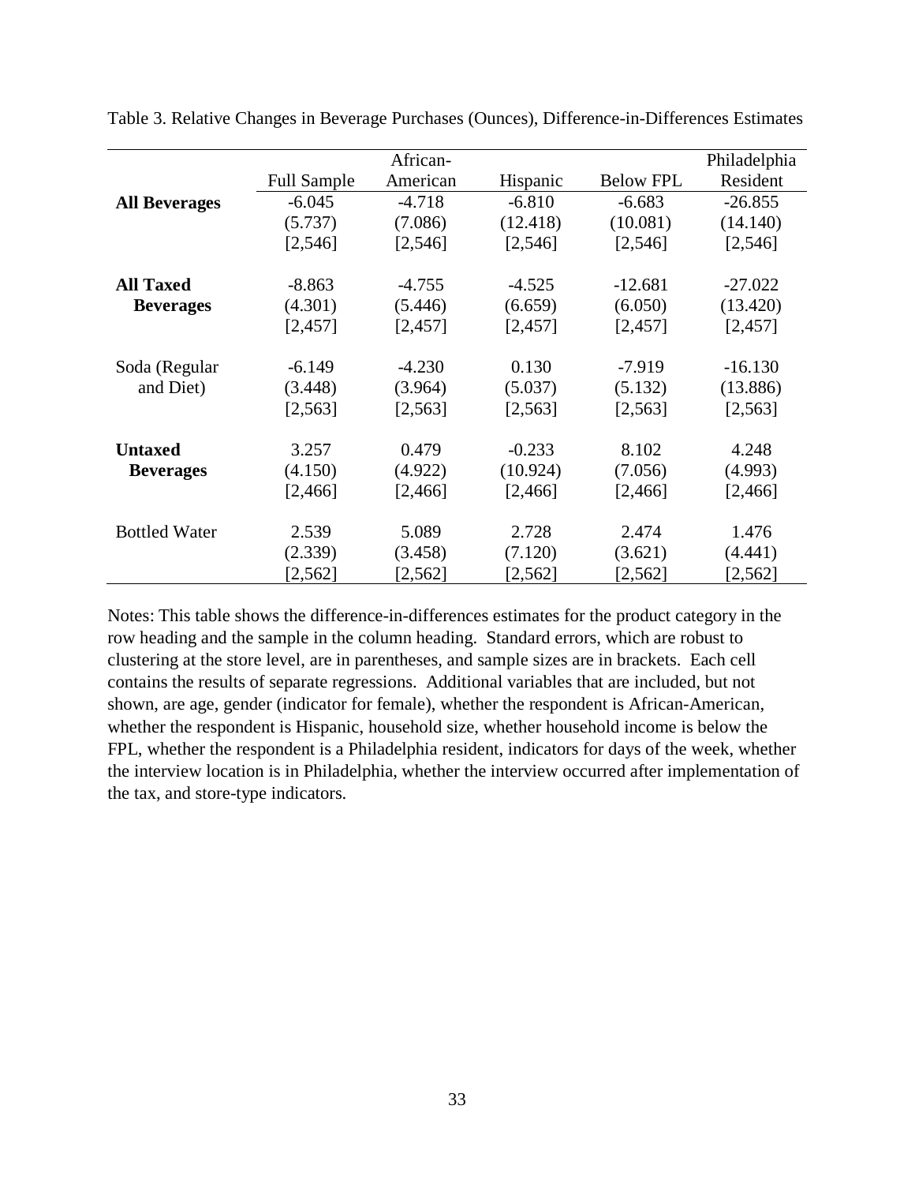Table 3. Relative Changes in Beverage Purchases (Ounces), Difference-in-Differences Estimates

| | Full Sample | African-American | Hispanic | Below FPL | Philadelphia Resident |
|---|---|---|---|---|---|
| **All Beverages** | -6.045 | -4.718 | -6.810 | -6.683 | -26.855 |
| | (5.737) | (7.086) | (12.418) | (10.081) | (14.140) |
| | [2,546] | [2,546] | [2,546] | [2,546] | [2,546] |
| **All Taxed Beverages** | -8.863 | -4.755 | -4.525 | -12.681 | -27.022 |
| | (4.301) | (5.446) | (6.659) | (6.050) | (13.420) |
| | [2,457] | [2,457] | [2,457] | [2,457] | [2,457] |
| Soda (Regular and Diet) | -6.149 | -4.230 | 0.130 | -7.919 | -16.130 |
| | (3.448) | (3.964) | (5.037) | (5.132) | (13.886) |
| | [2,563] | [2,563] | [2,563] | [2,563] | [2,563] |
| **Untaxed Beverages** | 3.257 | 0.479 | -0.233 | 8.102 | 4.248 |
| | (4.150) | (4.922) | (10.924) | (7.056) | (4.993) |
| | [2,466] | [2,466] | [2,466] | [2,466] | [2,466] |
| Bottled Water | 2.539 | 5.089 | 2.728 | 2.474 | 1.476 |
| | (2.339) | (3.458) | (7.120) | (3.621) | (4.441) |
| | [2,562] | [2,562] | [2,562] | [2,562] | [2,562] |

Notes: This table shows the difference-in-differences estimates for the product category in the row heading and the sample in the column heading. Standard errors, which are robust to clustering at the store level, are in parentheses, and sample sizes are in brackets. Each cell contains the results of separate regressions. Additional variables that are included, but not shown, are age, gender (indicator for female), whether the respondent is African-American, whether the respondent is Hispanic, household size, whether household income is below the FPL, whether the respondent is a Philadelphia resident, indicators for days of the week, whether the interview location is in Philadelphia, whether the interview occurred after implementation of the tax, and store-type indicators.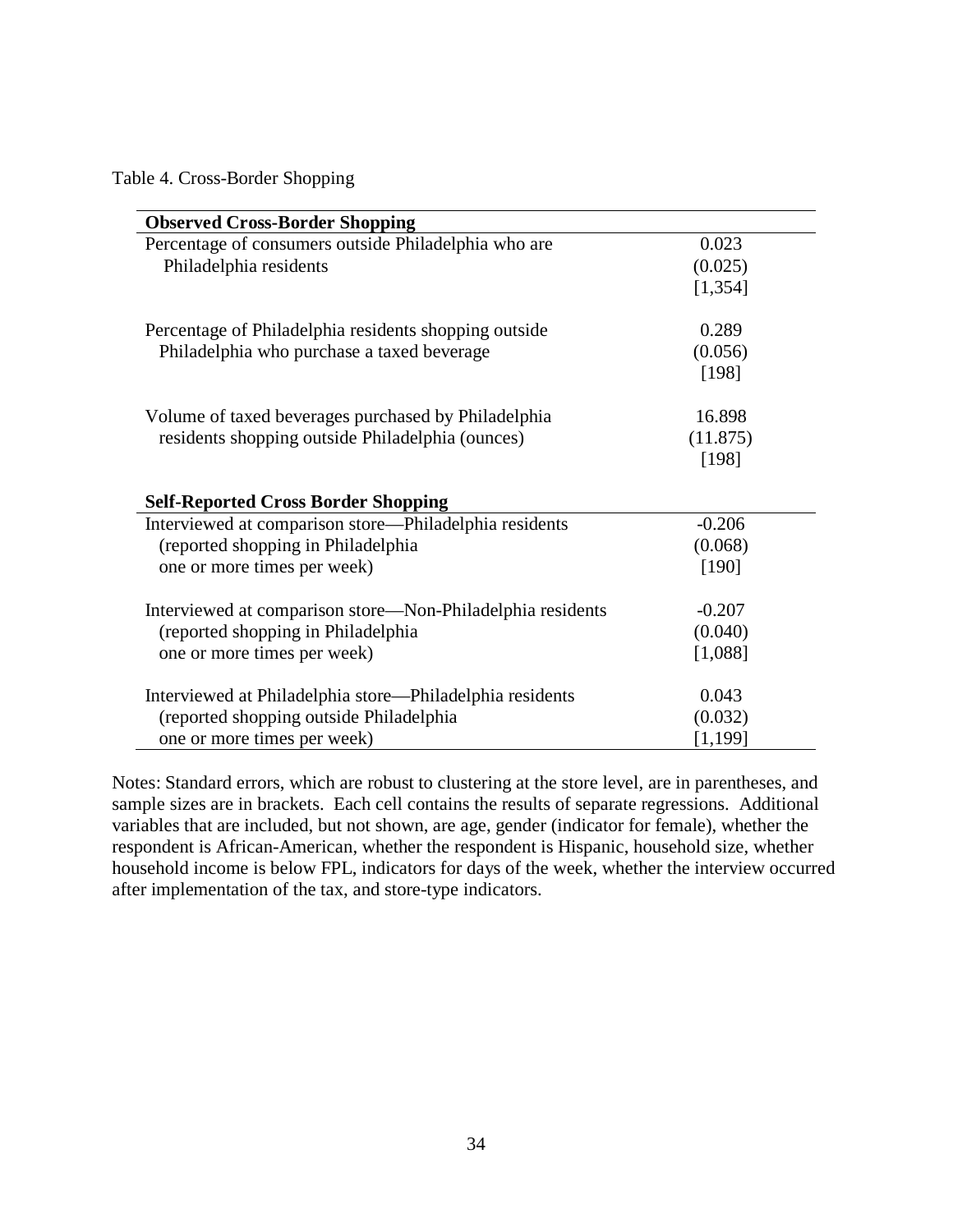Table 4. Cross-Border Shopping

| **Observed Cross-Border Shopping** | |
|---|---|
| Percentage of consumers outside Philadelphia who are Philadelphia residents | 0.023 (0.025) [1,354] |
| Percentage of Philadelphia residents shopping outside Philadelphia who purchase a taxed beverage | 0.289 (0.056) [198] |
| Volume of taxed beverages purchased by Philadelphia residents shopping outside Philadelphia (ounces) | 16.898 (11.875) [198] |
| **Self-Reported Cross Border Shopping** | |
| Interviewed at comparison store—Philadelphia residents (reported shopping in Philadelphia one or more times per week) | -0.206 (0.068) [190] |
| Interviewed at comparison store—Non-Philadelphia residents (reported shopping in Philadelphia one or more times per week) | -0.207 (0.040) [1,088] |
| Interviewed at Philadelphia store—Philadelphia residents (reported shopping outside Philadelphia one or more times per week) | 0.043 (0.032) [1,199] |

Notes: Standard errors, which are robust to clustering at the store level, are in parentheses, and sample sizes are in brackets. Each cell contains the results of separate regressions. Additional variables that are included, but not shown, are age, gender (indicator for female), whether the respondent is African-American, whether the respondent is Hispanic, household size, whether household income is below FPL, indicators for days of the week, whether the interview occurred after implementation of the tax, and store-type indicators.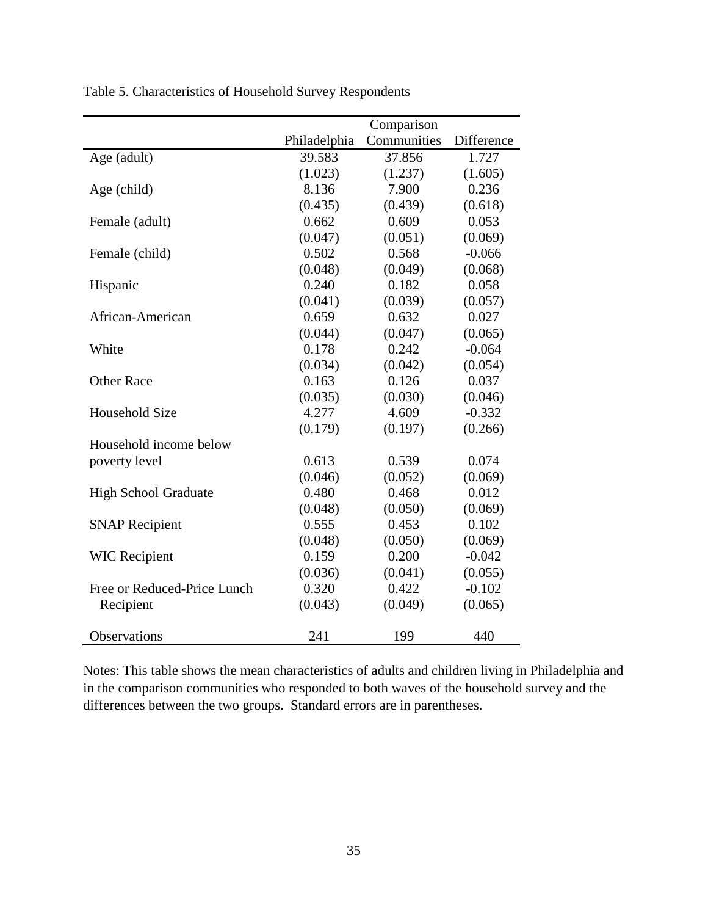Table 5. Characteristics of Household Survey Respondents

| | Philadelphia | Comparison Communities | Difference |
|---|---|---|---|
| Age (adult) | 39.583 | 37.856 | 1.727 |
| | (1.023) | (1.237) | (1.605) |
| Age (child) | 8.136 | 7.900 | 0.236 |
| | (0.435) | (0.439) | (0.618) |
| Female (adult) | 0.662 | 0.609 | 0.053 |
| | (0.047) | (0.051) | (0.069) |
| Female (child) | 0.502 | 0.568 | -0.066 |
| | (0.048) | (0.049) | (0.068) |
| Hispanic | 0.240 | 0.182 | 0.058 |
| | (0.041) | (0.039) | (0.057) |
| African-American | 0.659 | 0.632 | 0.027 |
| | (0.044) | (0.047) | (0.065) |
| White | 0.178 | 0.242 | -0.064 |
| | (0.034) | (0.042) | (0.054) |
| Other Race | 0.163 | 0.126 | 0.037 |
| | (0.035) | (0.030) | (0.046) |
| Household Size | 4.277 | 4.609 | -0.332 |
| | (0.179) | (0.197) | (0.266) |
| Household income below poverty level | 0.613 | 0.539 | 0.074 |
| | (0.046) | (0.052) | (0.069) |
| High School Graduate | 0.480 | 0.468 | 0.012 |
| | (0.048) | (0.050) | (0.069) |
| SNAP Recipient | 0.555 | 0.453 | 0.102 |
| | (0.048) | (0.050) | (0.069) |
| WIC Recipient | 0.159 | 0.200 | -0.042 |
| | (0.036) | (0.041) | (0.055) |
| Free or Reduced-Price Lunch Recipient | 0.320 | 0.422 | -0.102 |
| | (0.043) | (0.049) | (0.065) |
| Observations | 241 | 199 | 440 |

Notes: This table shows the mean characteristics of adults and children living in Philadelphia and in the comparison communities who responded to both waves of the household survey and the differences between the two groups. Standard errors are in parentheses.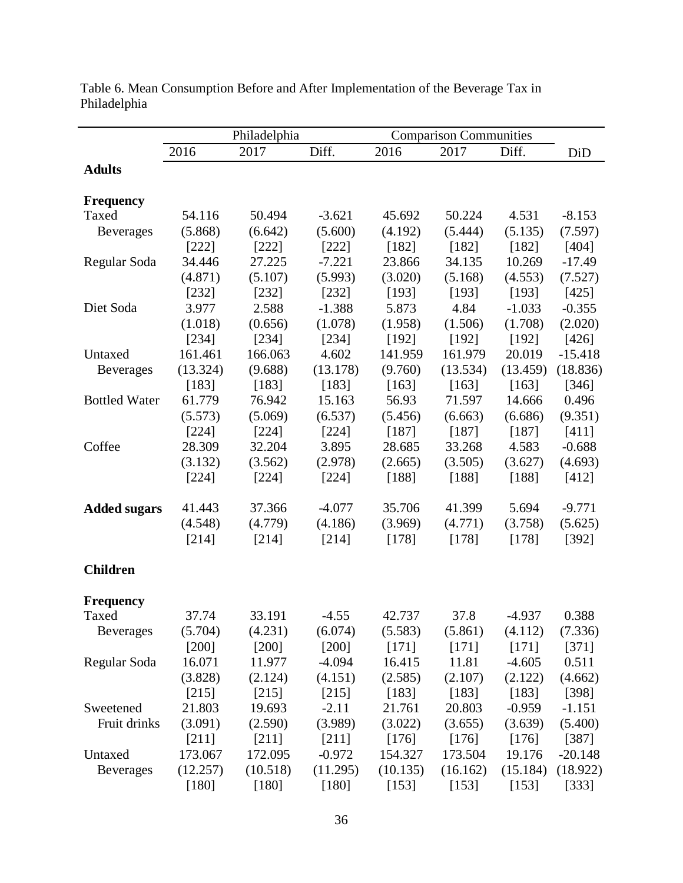Table 6. Mean Consumption Before and After Implementation of the Beverage Tax in Philadelphia

| | Philadelphia | | | Comparison Communities | | | |
|---|---|---|---|---|---|---|---|
| | 2016 | 2017 | Diff. | 2016 | 2017 | Diff. | DiD |
| **Adults** | | | | | | | |
| **Frequency** | | | | | | | |
| Taxed Beverages | 54.116 | 50.494 | -3.621 | 45.692 | 50.224 | 4.531 | -8.153 |
| | (5.868) | (6.642) | (5.600) | (4.192) | (5.444) | (5.135) | (7.597) |
| | [222] | [222] | [222] | [182] | [182] | [182] | [404] |
| Regular Soda | 34.446 | 27.225 | -7.221 | 23.866 | 34.135 | 10.269 | -17.49 |
| | (4.871) | (5.107) | (5.993) | (3.020) | (5.168) | (4.553) | (7.527) |
| | [232] | [232] | [232] | [193] | [193] | [193] | [425] |
| Diet Soda | 3.977 | 2.588 | -1.388 | 5.873 | 4.84 | -1.033 | -0.355 |
| | (1.018) | (0.656) | (1.078) | (1.958) | (1.506) | (1.708) | (2.020) |
| | [234] | [234] | [234] | [192] | [192] | [192] | [426] |
| Untaxed Beverages | 161.461 | 166.063 | 4.602 | 141.959 | 161.979 | 20.019 | -15.418 |
| | (13.324) | (9.688) | (13.178) | (9.760) | (13.534) | (13.459) | (18.836) |
| | [183] | [183] | [183] | [163] | [163] | [163] | [346] |
| Bottled Water | 61.779 | 76.942 | 15.163 | 56.93 | 71.597 | 14.666 | 0.496 |
| | (5.573) | (5.069) | (6.537) | (5.456) | (6.663) | (6.686) | (9.351) |
| | [224] | [224] | [224] | [187] | [187] | [187] | [411] |
| Coffee | 28.309 | 32.204 | 3.895 | 28.685 | 33.268 | 4.583 | -0.688 |
| | (3.132) | (3.562) | (2.978) | (2.665) | (3.505) | (3.627) | (4.693) |
| | [224] | [224] | [224] | [188] | [188] | [188] | [412] |
| **Added sugars** | 41.443 | 37.366 | -4.077 | 35.706 | 41.399 | 5.694 | -9.771 |
| | (4.548) | (4.779) | (4.186) | (3.969) | (4.771) | (3.758) | (5.625) |
| | [214] | [214] | [214] | [178] | [178] | [178] | [392] |
| **Children** | | | | | | | |
| **Frequency** | | | | | | | |
| Taxed Beverages | 37.74 | 33.191 | -4.55 | 42.737 | 37.8 | -4.937 | 0.388 |
| | (5.704) | (4.231) | (6.074) | (5.583) | (5.861) | (4.112) | (7.336) |
| | [200] | [200] | [200] | [171] | [171] | [171] | [371] |
| Regular Soda | 16.071 | 11.977 | -4.094 | 16.415 | 11.81 | -4.605 | 0.511 |
| | (3.828) | (2.124) | (4.151) | (2.585) | (2.107) | (2.122) | (4.662) |
| | [215] | [215] | [215] | [183] | [183] | [183] | [398] |
| Sweetened Fruit drinks | 21.803 | 19.693 | -2.11 | 21.761 | 20.803 | -0.959 | -1.151 |
| | (3.091) | (2.590) | (3.989) | (3.022) | (3.655) | (3.639) | (5.400) |
| | [211] | [211] | [211] | [176] | [176] | [176] | [387] |
| Untaxed Beverages | 173.067 | 172.095 | -0.972 | 154.327 | 173.504 | 19.176 | -20.148 |
| | (12.257) | (10.518) | (11.295) | (10.135) | (16.162) | (15.184) | (18.922) |
| | [180] | [180] | [180] | [153] | [153] | [153] | [333] |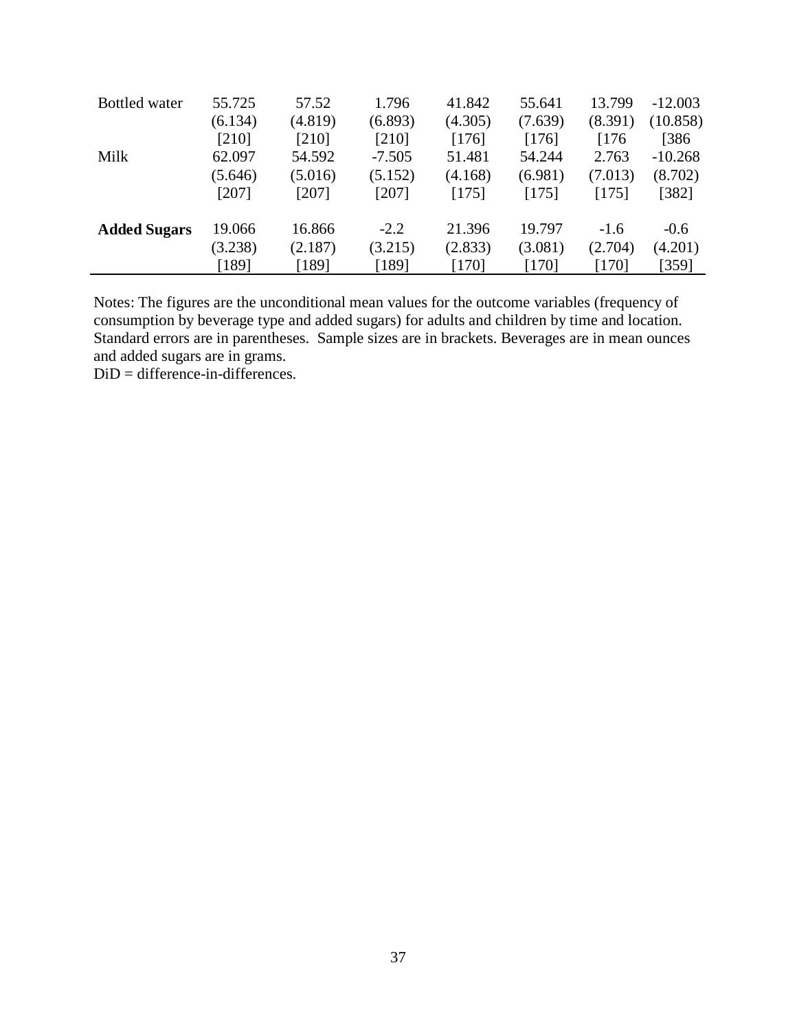| | | | | | | | |
|---|---|---|---|---|---|---|---|
| Bottled water | 55.725 | 57.52 | 1.796 | 41.842 | 55.641 | 13.799 | -12.003 |
| | (6.134) | (4.819) | (6.893) | (4.305) | (7.639) | (8.391) | (10.858) |
| | [210] | [210] | [210] | [176] | [176] | [176 | [386 |
| Milk | 62.097 | 54.592 | -7.505 | 51.481 | 54.244 | 2.763 | -10.268 |
| | (5.646) | (5.016) | (5.152) | (4.168) | (6.981) | (7.013) | (8.702) |
| | [207] | [207] | [207] | [175] | [175] | [175] | [382] |
| | | | | | | | |
| **Added Sugars** | 19.066 | 16.866 | -2.2 | 21.396 | 19.797 | -1.6 | -0.6 |
| | (3.238) | (2.187) | (3.215) | (2.833) | (3.081) | (2.704) | (4.201) |
| | [189] | [189] | [189] | [170] | [170] | [170] | [359] |

Notes: The figures are the unconditional mean values for the outcome variables (frequency of consumption by beverage type and added sugars) for adults and children by time and location. Standard errors are in parentheses. Sample sizes are in brackets. Beverages are in mean ounces and added sugars are in grams.
DiD = difference-in-differences.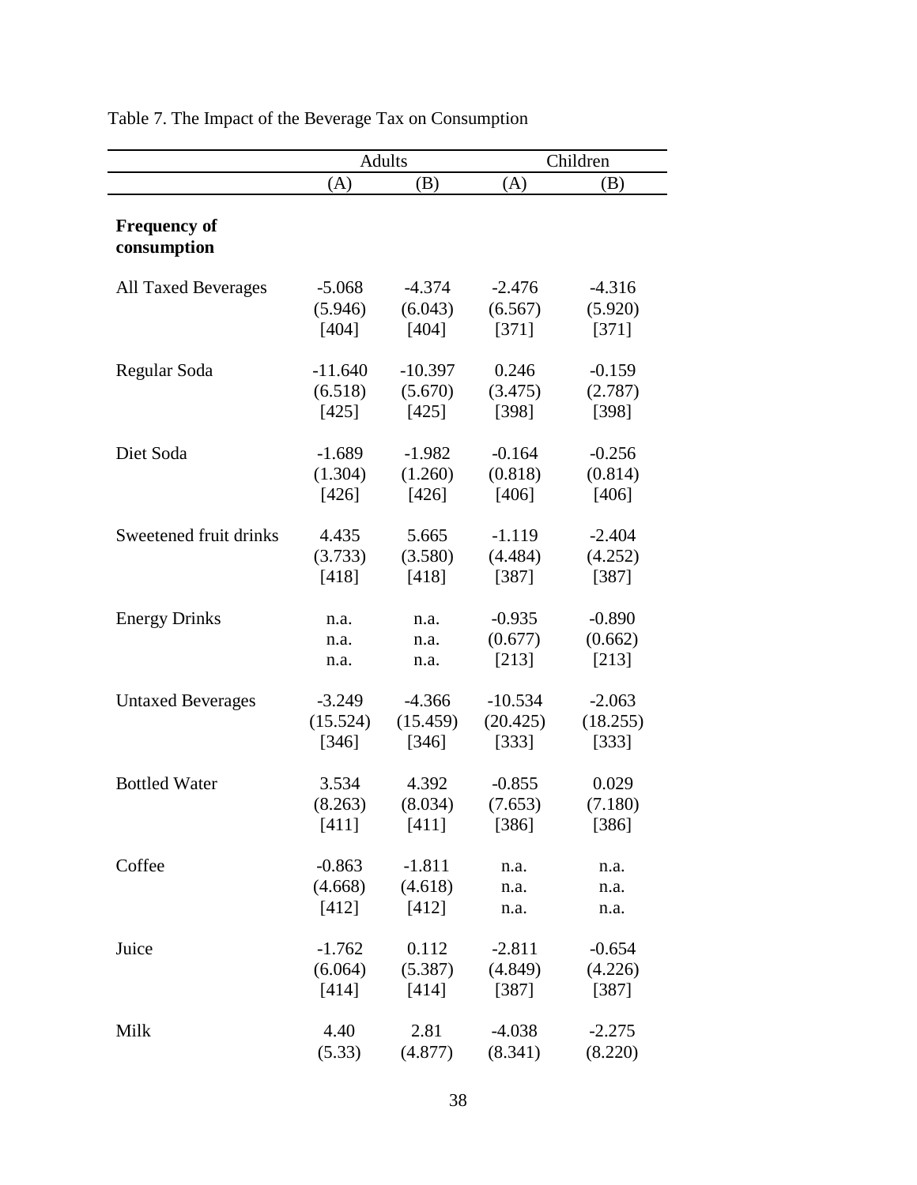Table 7. The Impact of the Beverage Tax on Consumption

| | Adults | | Children | |
|---|---|---|---|---|
| | (A) | (B) | (A) | (B) |
| **Frequency of consumption** | | | | |
| All Taxed Beverages | -5.068 | -4.374 | -2.476 | -4.316 |
| | (5.946) | (6.043) | (6.567) | (5.920) |
| | [404] | [404] | [371] | [371] |
| Regular Soda | -11.640 | -10.397 | 0.246 | -0.159 |
| | (6.518) | (5.670) | (3.475) | (2.787) |
| | [425] | [425] | [398] | [398] |
| Diet Soda | -1.689 | -1.982 | -0.164 | -0.256 |
| | (1.304) | (1.260) | (0.818) | (0.814) |
| | [426] | [426] | [406] | [406] |
| Sweetened fruit drinks | 4.435 | 5.665 | -1.119 | -2.404 |
| | (3.733) | (3.580) | (4.484) | (4.252) |
| | [418] | [418] | [387] | [387] |
| Energy Drinks | n.a. | n.a. | -0.935 | -0.890 |
| | n.a. | n.a. | (0.677) | (0.662) |
| | n.a. | n.a. | [213] | [213] |
| Untaxed Beverages | -3.249 | -4.366 | -10.534 | -2.063 |
| | (15.524) | (15.459) | (20.425) | (18.255) |
| | [346] | [346] | [333] | [333] |
| Bottled Water | 3.534 | 4.392 | -0.855 | 0.029 |
| | (8.263) | (8.034) | (7.653) | (7.180) |
| | [411] | [411] | [386] | [386] |
| Coffee | -0.863 | -1.811 | n.a. | n.a. |
| | (4.668) | (4.618) | n.a. | n.a. |
| | [412] | [412] | n.a. | n.a. |
| Juice | -1.762 | 0.112 | -2.811 | -0.654 |
| | (6.064) | (5.387) | (4.849) | (4.226) |
| | [414] | [414] | [387] | [387] |
| Milk | 4.40 | 2.81 | -4.038 | -2.275 |
| | (5.33) | (4.877) | (8.341) | (8.220) |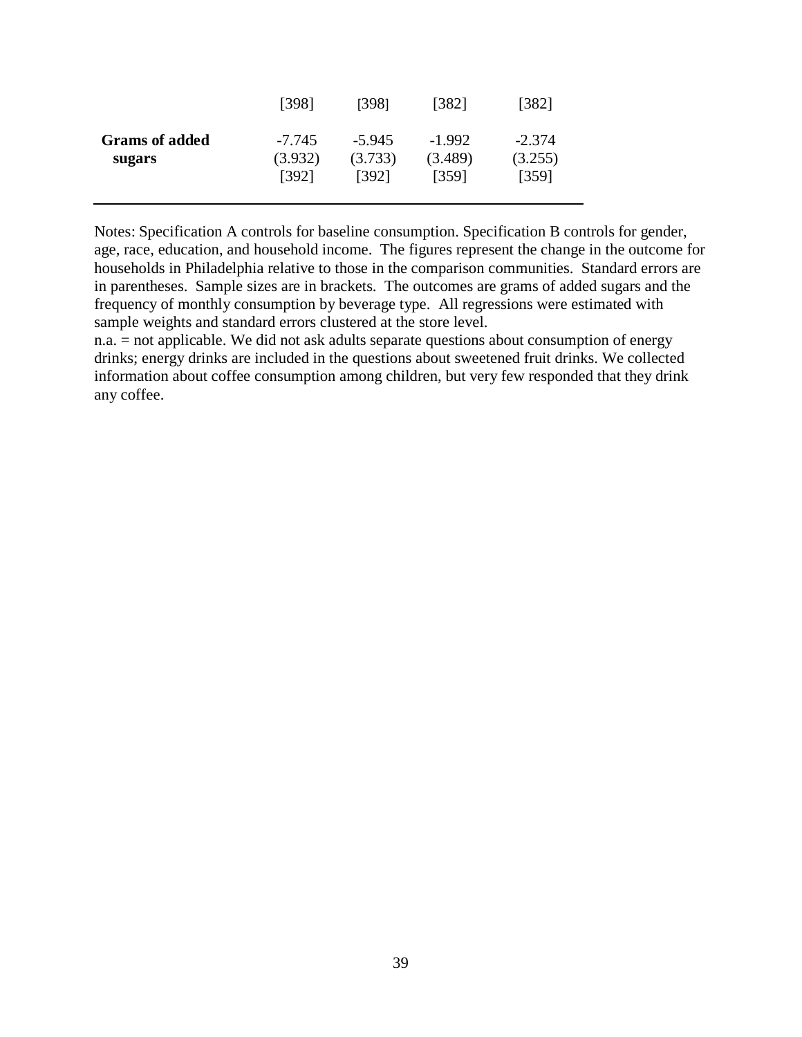| | | | | |
|---|---|---|---|---|
| | [398] | [398] | [382] | [382] |
| **Grams of added sugars** | -7.745<br>(3.932)<br>[392] | -5.945<br>(3.733)<br>[392] | -1.992<br>(3.489)<br>[359] | -2.374<br>(3.255)<br>[359] |

Notes: Specification A controls for baseline consumption. Specification B controls for gender, age, race, education, and household income. The figures represent the change in the outcome for households in Philadelphia relative to those in the comparison communities. Standard errors are in parentheses. Sample sizes are in brackets. The outcomes are grams of added sugars and the frequency of monthly consumption by beverage type. All regressions were estimated with sample weights and standard errors clustered at the store level.

n.a. = not applicable. We did not ask adults separate questions about consumption of energy drinks; energy drinks are included in the questions about sweetened fruit drinks. We collected information about coffee consumption among children, but very few responded that they drink any coffee.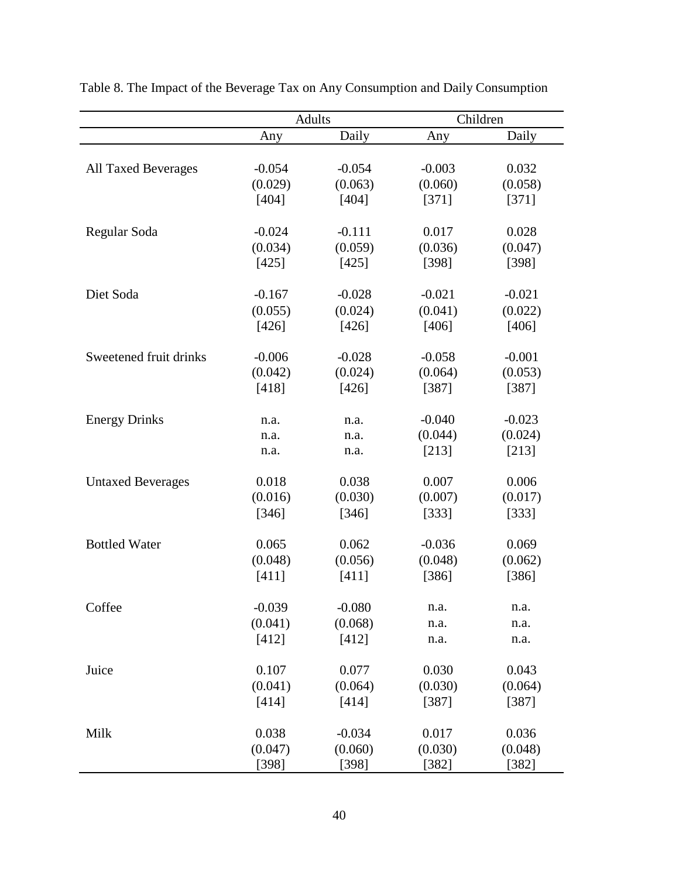Table 8. The Impact of the Beverage Tax on Any Consumption and Daily Consumption

| | Adults | | Children | |
|---|---|---|---|---|
| | Any | Daily | Any | Daily |
| All Taxed Beverages | -0.054 | -0.054 | -0.003 | 0.032 |
| | (0.029) | (0.063) | (0.060) | (0.058) |
| | [404] | [404] | [371] | [371] |
| Regular Soda | -0.024 | -0.111 | 0.017 | 0.028 |
| | (0.034) | (0.059) | (0.036) | (0.047) |
| | [425] | [425] | [398] | [398] |
| Diet Soda | -0.167 | -0.028 | -0.021 | -0.021 |
| | (0.055) | (0.024) | (0.041) | (0.022) |
| | [426] | [426] | [406] | [406] |
| Sweetened fruit drinks | -0.006 | -0.028 | -0.058 | -0.001 |
| | (0.042) | (0.024) | (0.064) | (0.053) |
| | [418] | [426] | [387] | [387] |
| Energy Drinks | n.a. | n.a. | -0.040 | -0.023 |
| | n.a. | n.a. | (0.044) | (0.024) |
| | n.a. | n.a. | [213] | [213] |
| Untaxed Beverages | 0.018 | 0.038 | 0.007 | 0.006 |
| | (0.016) | (0.030) | (0.007) | (0.017) |
| | [346] | [346] | [333] | [333] |
| Bottled Water | 0.065 | 0.062 | -0.036 | 0.069 |
| | (0.048) | (0.056) | (0.048) | (0.062) |
| | [411] | [411] | [386] | [386] |
| Coffee | -0.039 | -0.080 | n.a. | n.a. |
| | (0.041) | (0.068) | n.a. | n.a. |
| | [412] | [412] | n.a. | n.a. |
| Juice | 0.107 | 0.077 | 0.030 | 0.043 |
| | (0.041) | (0.064) | (0.030) | (0.064) |
| | [414] | [414] | [387] | [387] |
| Milk | 0.038 | -0.034 | 0.017 | 0.036 |
| | (0.047) | (0.060) | (0.030) | (0.048) |
| | [398] | [398] | [382] | [382] |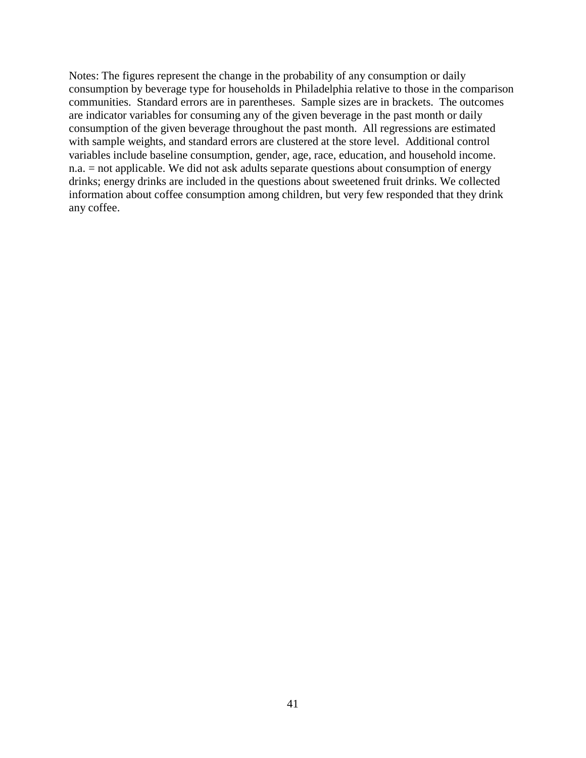Notes: The figures represent the change in the probability of any consumption or daily consumption by beverage type for households in Philadelphia relative to those in the comparison communities. Standard errors are in parentheses. Sample sizes are in brackets. The outcomes are indicator variables for consuming any of the given beverage in the past month or daily consumption of the given beverage throughout the past month. All regressions are estimated with sample weights, and standard errors are clustered at the store level. Additional control variables include baseline consumption, gender, age, race, education, and household income. n.a. = not applicable. We did not ask adults separate questions about consumption of energy drinks; energy drinks are included in the questions about sweetened fruit drinks. We collected information about coffee consumption among children, but very few responded that they drink any coffee.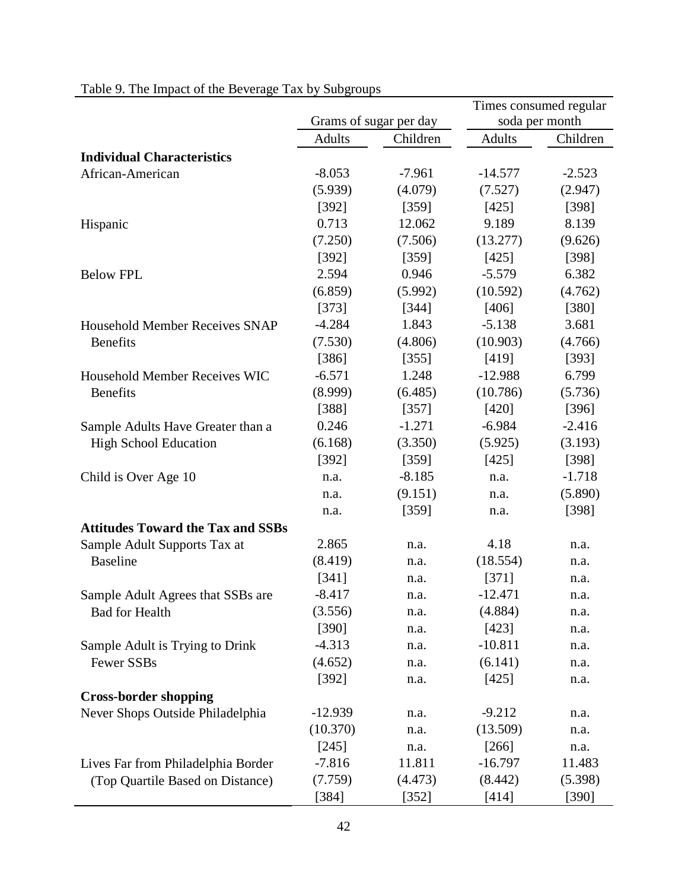Table 9. The Impact of the Beverage Tax by Subgroups

| | Grams of sugar per day | | Times consumed regular soda per month | |
|---|---|---|---|---|
| | Adults | Children | Adults | Children |
| **Individual Characteristics** | | | | |
| African-American | -8.053 | -7.961 | -14.577 | -2.523 |
| | (5.939) | (4.079) | (7.527) | (2.947) |
| | [392] | [359] | [425] | [398] |
| Hispanic | 0.713 | 12.062 | 9.189 | 8.139 |
| | (7.250) | (7.506) | (13.277) | (9.626) |
| | [392] | [359] | [425] | [398] |
| Below FPL | 2.594 | 0.946 | -5.579 | 6.382 |
| | (6.859) | (5.992) | (10.592) | (4.762) |
| | [373] | [344] | [406] | [380] |
| Household Member Receives SNAP Benefits | -4.284 | 1.843 | -5.138 | 3.681 |
| | (7.530) | (4.806) | (10.903) | (4.766) |
| | [386] | [355] | [419] | [393] |
| Household Member Receives WIC Benefits | -6.571 | 1.248 | -12.988 | 6.799 |
| | (8.999) | (6.485) | (10.786) | (5.736) |
| | [388] | [357] | [420] | [396] |
| Sample Adults Have Greater than a High School Education | 0.246 | -1.271 | -6.984 | -2.416 |
| | (6.168) | (3.350) | (5.925) | (3.193) |
| | [392] | [359] | [425] | [398] |
| Child is Over Age 10 | n.a. | -8.185 | n.a. | -1.718 |
| | n.a. | (9.151) | n.a. | (5.890) |
| | n.a. | [359] | n.a. | [398] |
| **Attitudes Toward the Tax and SSBs** | | | | |
| Sample Adult Supports Tax at Baseline | 2.865 | n.a. | 4.18 | n.a. |
| | (8.419) | n.a. | (18.554) | n.a. |
| | [341] | n.a. | [371] | n.a. |
| Sample Adult Agrees that SSBs are Bad for Health | -8.417 | n.a. | -12.471 | n.a. |
| | (3.556) | n.a. | (4.884) | n.a. |
| | [390] | n.a. | [423] | n.a. |
| Sample Adult is Trying to Drink Fewer SSBs | -4.313 | n.a. | -10.811 | n.a. |
| | (4.652) | n.a. | (6.141) | n.a. |
| | [392] | n.a. | [425] | n.a. |
| **Cross-border shopping** | | | | |
| Never Shops Outside Philadelphia | -12.939 | n.a. | -9.212 | n.a. |
| | (10.370) | n.a. | (13.509) | n.a. |
| | [245] | n.a. | [266] | n.a. |
| Lives Far from Philadelphia Border (Top Quartile Based on Distance) | -7.816 | 11.811 | -16.797 | 11.483 |
| | (7.759) | (4.473) | (8.442) | (5.398) |
| | [384] | [352] | [414] | [390] |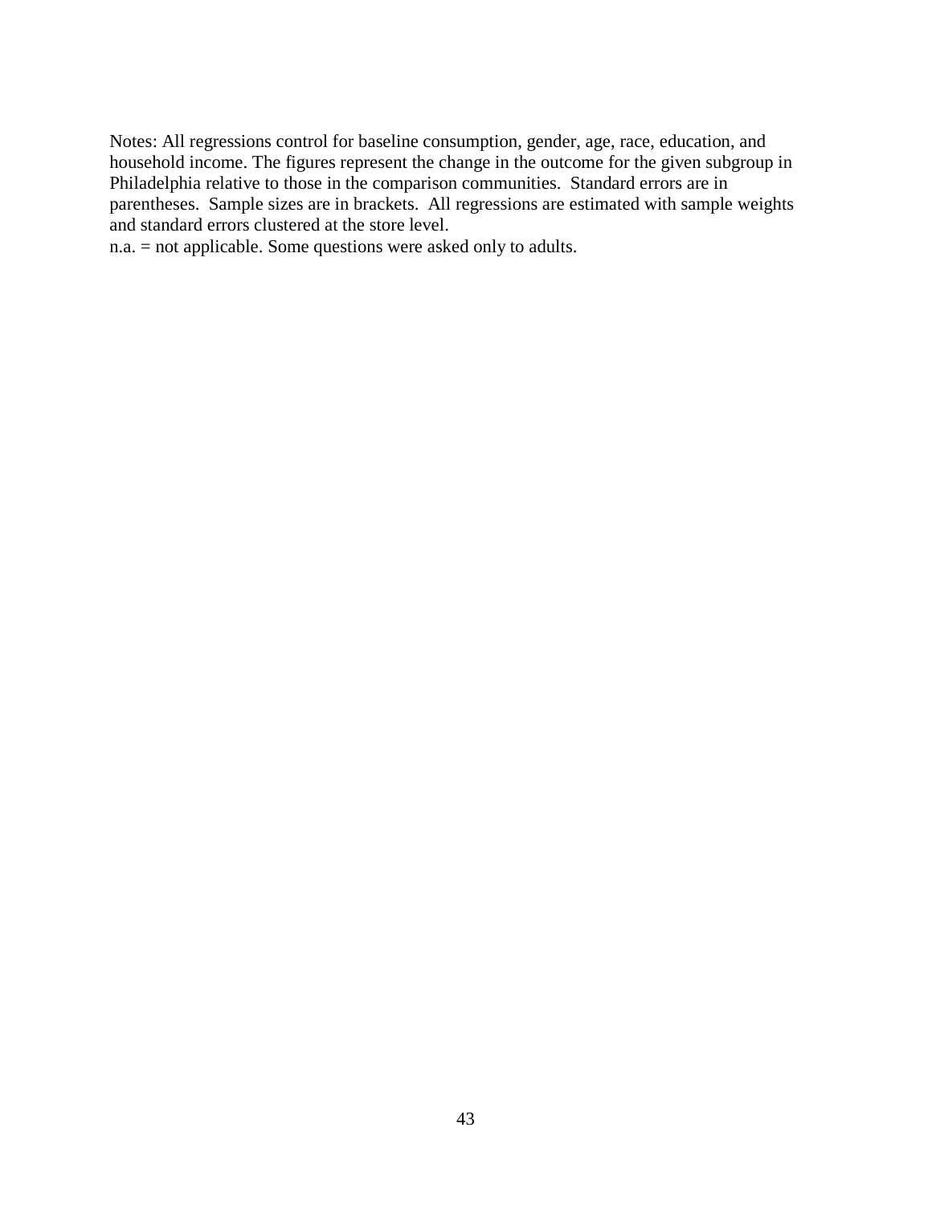Notes: All regressions control for baseline consumption, gender, age, race, education, and household income. The figures represent the change in the outcome for the given subgroup in Philadelphia relative to those in the comparison communities. Standard errors are in parentheses. Sample sizes are in brackets. All regressions are estimated with sample weights and standard errors clustered at the store level.

n.a. = not applicable. Some questions were asked only to adults.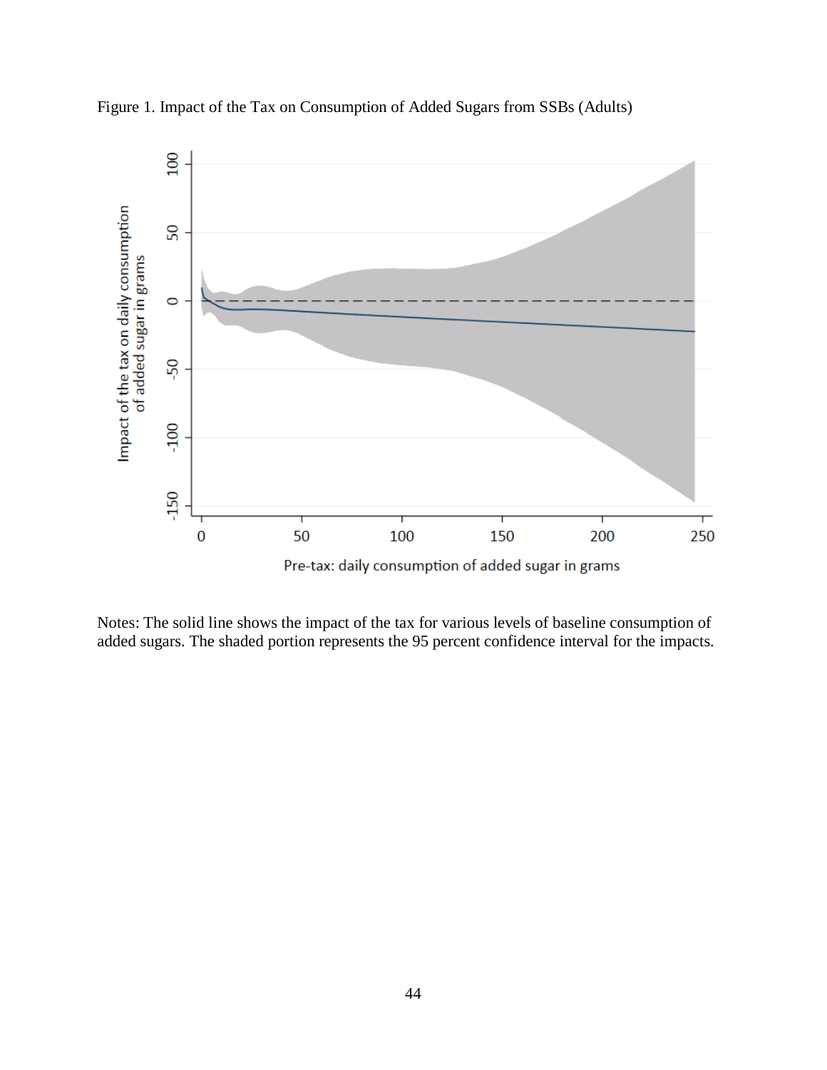Figure 1. Impact of the Tax on Consumption of Added Sugars from SSBs (Adults)

Notes: The solid line shows the impact of the tax for various levels of baseline consumption of added sugars. The shaded portion represents the 95 percent confidence interval for the impacts.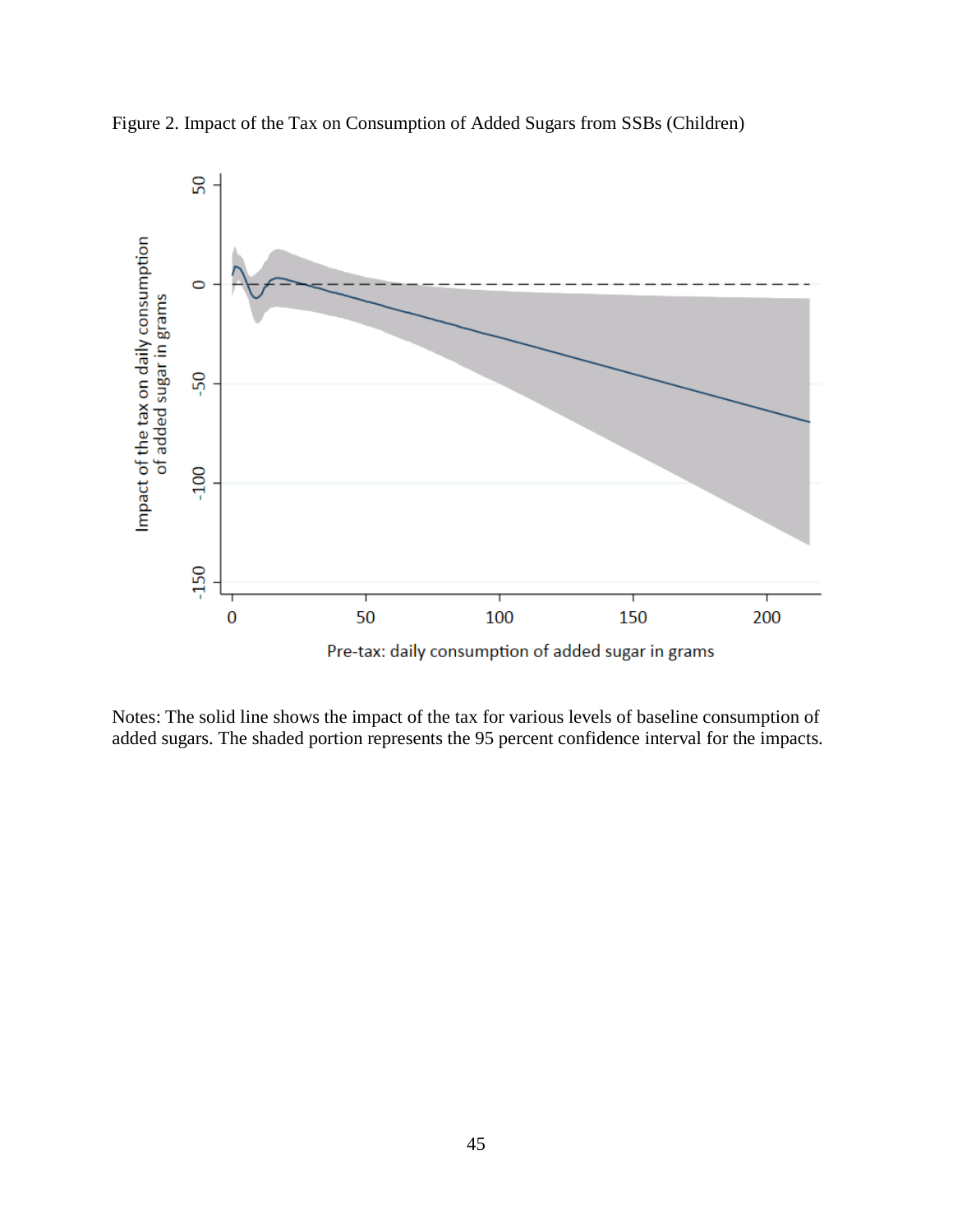Figure 2. Impact of the Tax on Consumption of Added Sugars from SSBs (Children)

Notes: The solid line shows the impact of the tax for various levels of baseline consumption of added sugars. The shaded portion represents the 95 percent confidence interval for the impacts.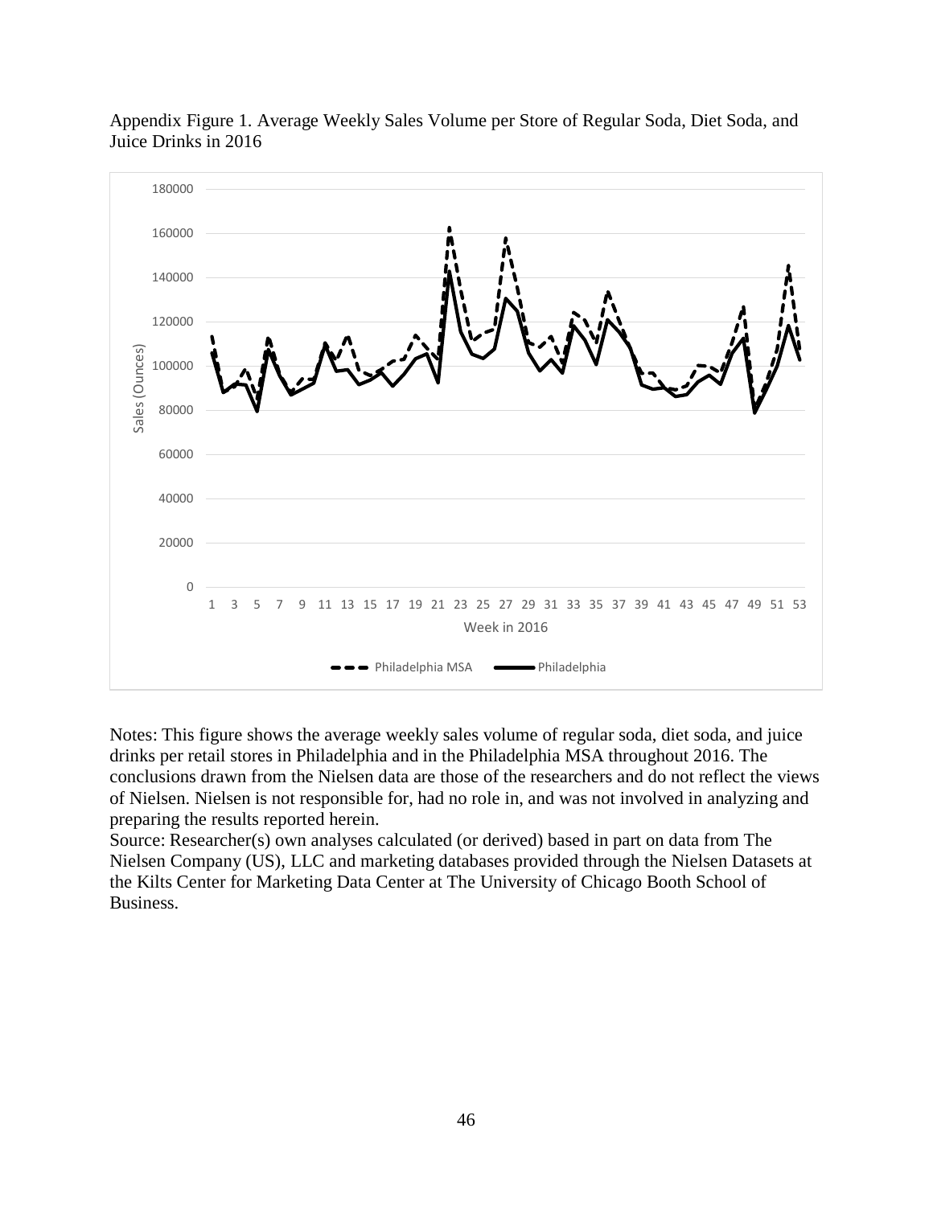Appendix Figure 1. Average Weekly Sales Volume per Store of Regular Soda, Diet Soda, and Juice Drinks in 2016

Notes: This figure shows the average weekly sales volume of regular soda, diet soda, and juice drinks per retail stores in Philadelphia and in the Philadelphia MSA throughout 2016. The conclusions drawn from the Nielsen data are those of the researchers and do not reflect the views of Nielsen. Nielsen is not responsible for, had no role in, and was not involved in analyzing and preparing the results reported herein.

Source: Researcher(s) own analyses calculated (or derived) based in part on data from The Nielsen Company (US), LLC and marketing databases provided through the Nielsen Datasets at the Kilts Center for Marketing Data Center at The University of Chicago Booth School of Business.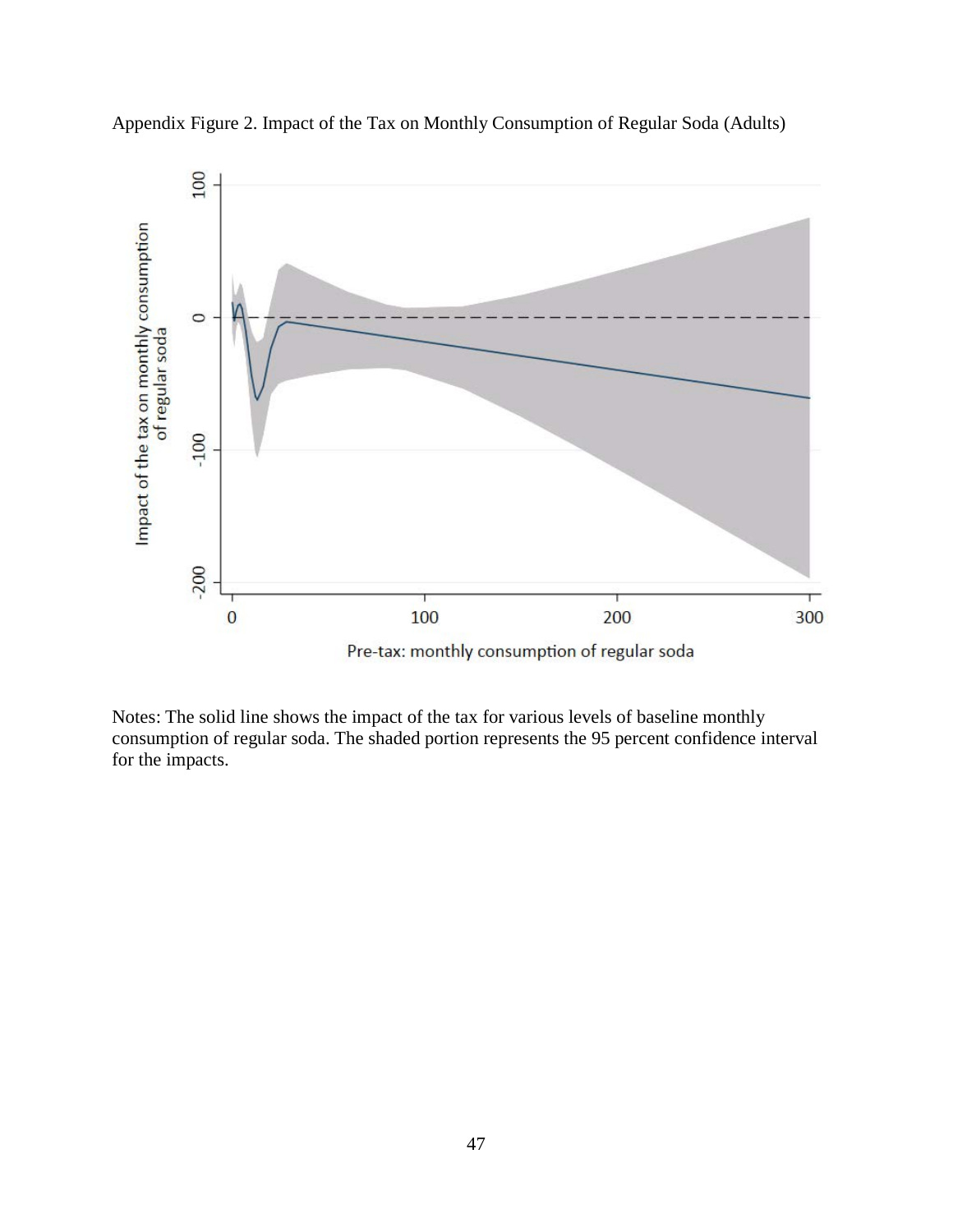Appendix Figure 2. Impact of the Tax on Monthly Consumption of Regular Soda (Adults)

Notes: The solid line shows the impact of the tax for various levels of baseline monthly consumption of regular soda. The shaded portion represents the 95 percent confidence interval for the impacts.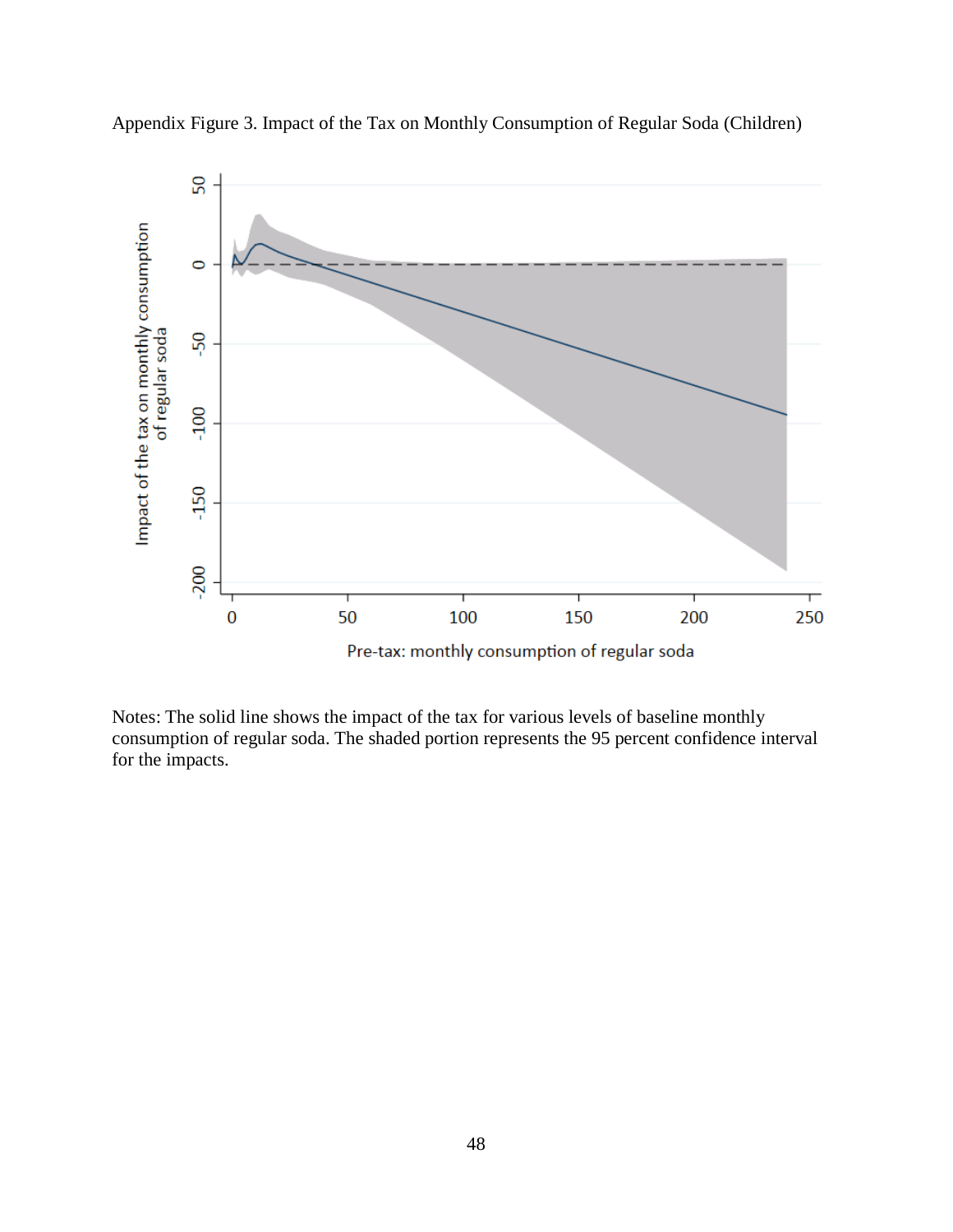Appendix Figure 3. Impact of the Tax on Monthly Consumption of Regular Soda (Children)

Impact of the tax on monthly consumption of regular soda

50
0
-50
-100
-150
-200

0
50
100
150
200
250

Pre-tax: monthly consumption of regular soda

Notes: The solid line shows the impact of the tax for various levels of baseline monthly consumption of regular soda. The shaded portion represents the 95 percent confidence interval for the impacts.